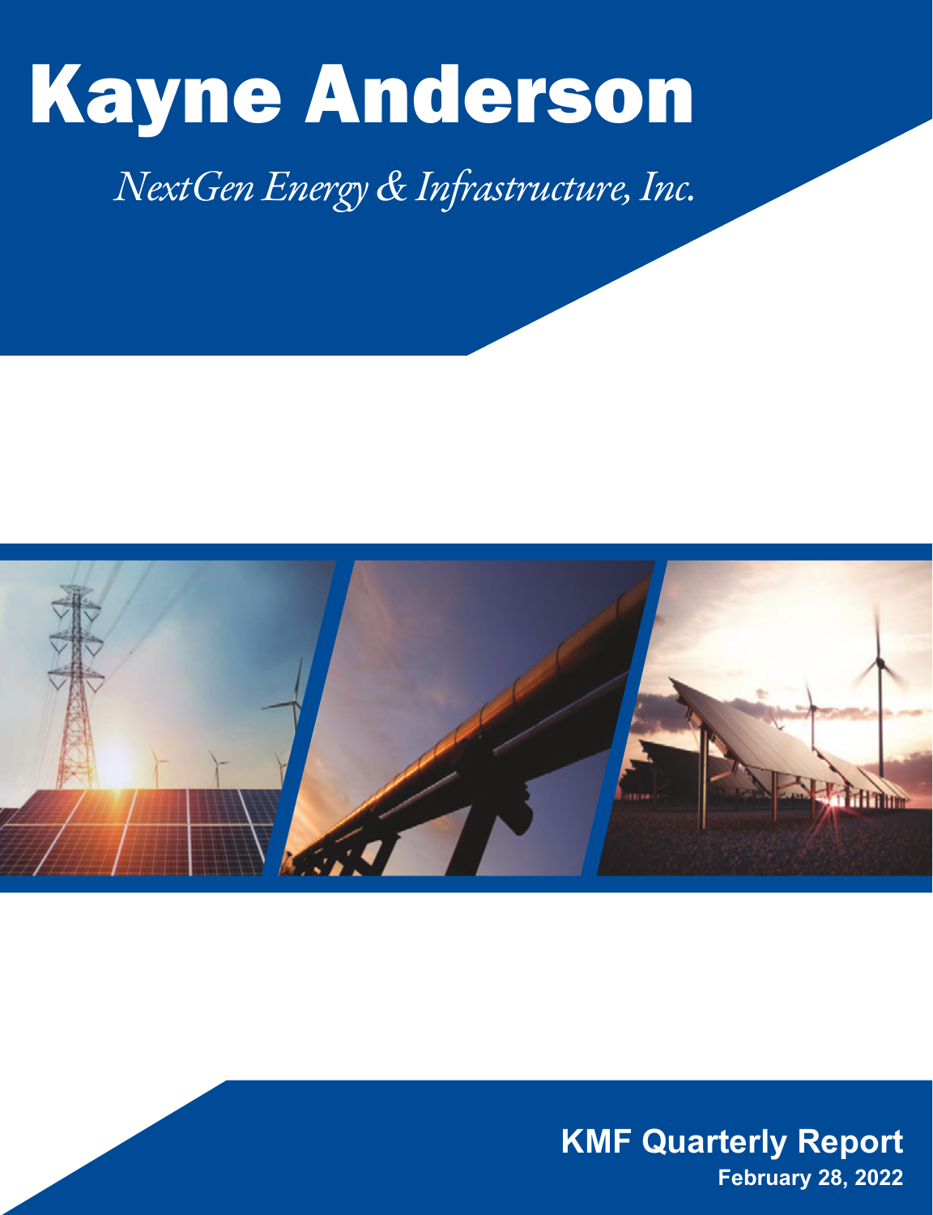# Kayne Anderson

*NextGen Energy & Infrastructure, Inc.*

**KMF Quarterly Report**

**February 28, 2022**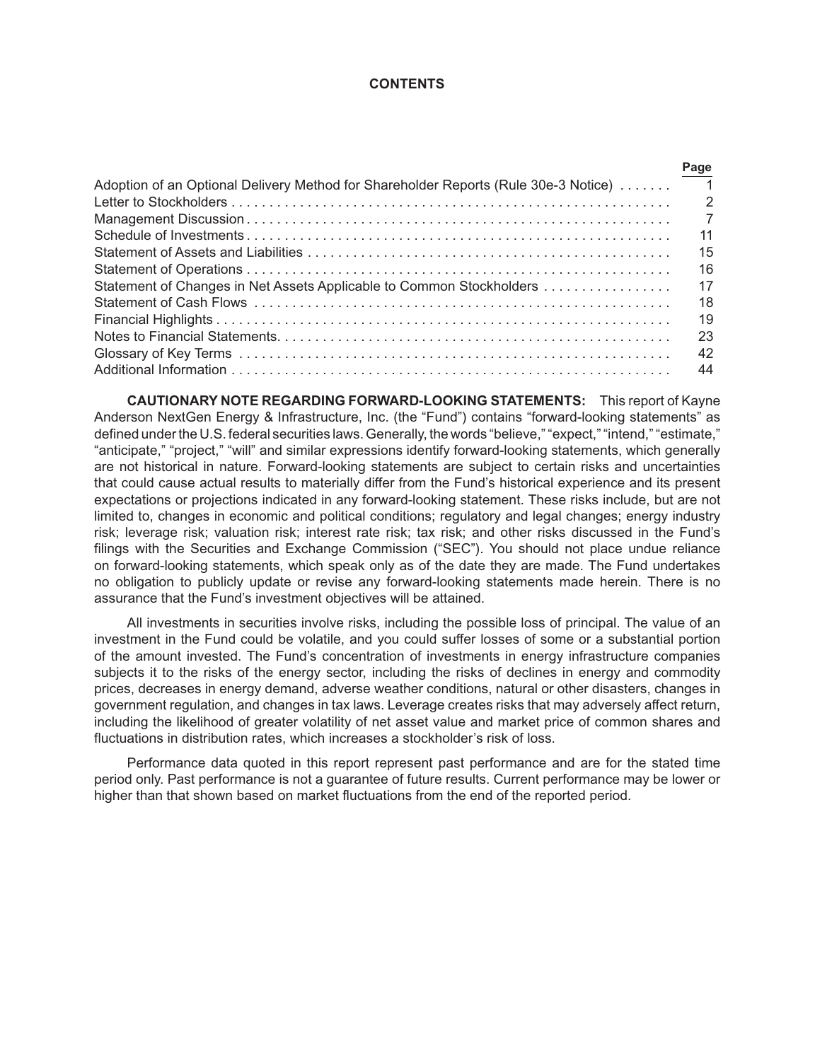# CONTENTS

| | Page |
|---|---|
| Adoption of an Optional Delivery Method for Shareholder Reports (Rule 30e-3 Notice) | 1 |
| Letter to Stockholders | 2 |
| Management Discussion | 7 |
| Schedule of Investments | 11 |
| Statement of Assets and Liabilities | 15 |
| Statement of Operations | 16 |
| Statement of Changes in Net Assets Applicable to Common Stockholders | 17 |
| Statement of Cash Flows | 18 |
| Financial Highlights | 19 |
| Notes to Financial Statements | 23 |
| Glossary of Key Terms | 42 |
| Additional Information | 44 |

**CAUTIONARY NOTE REGARDING FORWARD-LOOKING STATEMENTS:** This report of Kayne Anderson NextGen Energy & Infrastructure, Inc. (the "Fund") contains "forward-looking statements" as defined under the U.S. federal securities laws. Generally, the words "believe," "expect," "intend," "estimate," "anticipate," "project," "will" and similar expressions identify forward-looking statements, which generally are not historical in nature. Forward-looking statements are subject to certain risks and uncertainties that could cause actual results to materially differ from the Fund's historical experience and its present expectations or projections indicated in any forward-looking statement. These risks include, but are not limited to, changes in economic and political conditions; regulatory and legal changes; energy industry risk; leverage risk; valuation risk; interest rate risk; tax risk; and other risks discussed in the Fund's filings with the Securities and Exchange Commission ("SEC"). You should not place undue reliance on forward-looking statements, which speak only as of the date they are made. The Fund undertakes no obligation to publicly update or revise any forward-looking statements made herein. There is no assurance that the Fund's investment objectives will be attained.

All investments in securities involve risks, including the possible loss of principal. The value of an investment in the Fund could be volatile, and you could suffer losses of some or a substantial portion of the amount invested. The Fund's concentration of investments in energy infrastructure companies subjects it to the risks of the energy sector, including the risks of declines in energy and commodity prices, decreases in energy demand, adverse weather conditions, natural or other disasters, changes in government regulation, and changes in tax laws. Leverage creates risks that may adversely affect return, including the likelihood of greater volatility of net asset value and market price of common shares and fluctuations in distribution rates, which increases a stockholder's risk of loss.

Performance data quoted in this report represent past performance and are for the stated time period only. Past performance is not a guarantee of future results. Current performance may be lower or higher than that shown based on market fluctuations from the end of the reported period.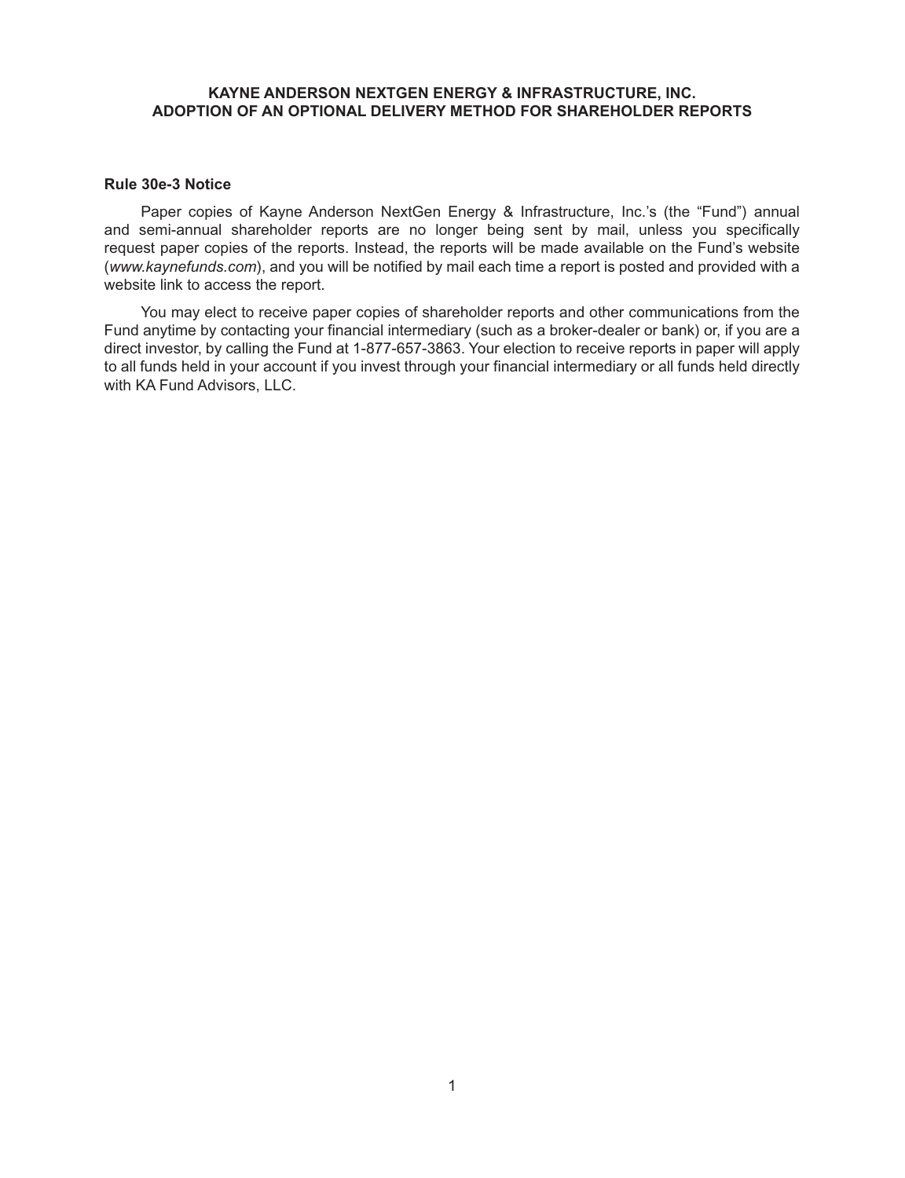# KAYNE ANDERSON NEXTGEN ENERGY & INFRASTRUCTURE, INC.
# ADOPTION OF AN OPTIONAL DELIVERY METHOD FOR SHAREHOLDER REPORTS

**Rule 30e-3 Notice**

Paper copies of Kayne Anderson NextGen Energy & Infrastructure, Inc.'s (the "Fund") annual and semi-annual shareholder reports are no longer being sent by mail, unless you specifically request paper copies of the reports. Instead, the reports will be made available on the Fund's website (*www.kaynefunds.com*), and you will be notified by mail each time a report is posted and provided with a website link to access the report.

You may elect to receive paper copies of shareholder reports and other communications from the Fund anytime by contacting your financial intermediary (such as a broker-dealer or bank) or, if you are a direct investor, by calling the Fund at 1-877-657-3863. Your election to receive reports in paper will apply to all funds held in your account if you invest through your financial intermediary or all funds held directly with KA Fund Advisors, LLC.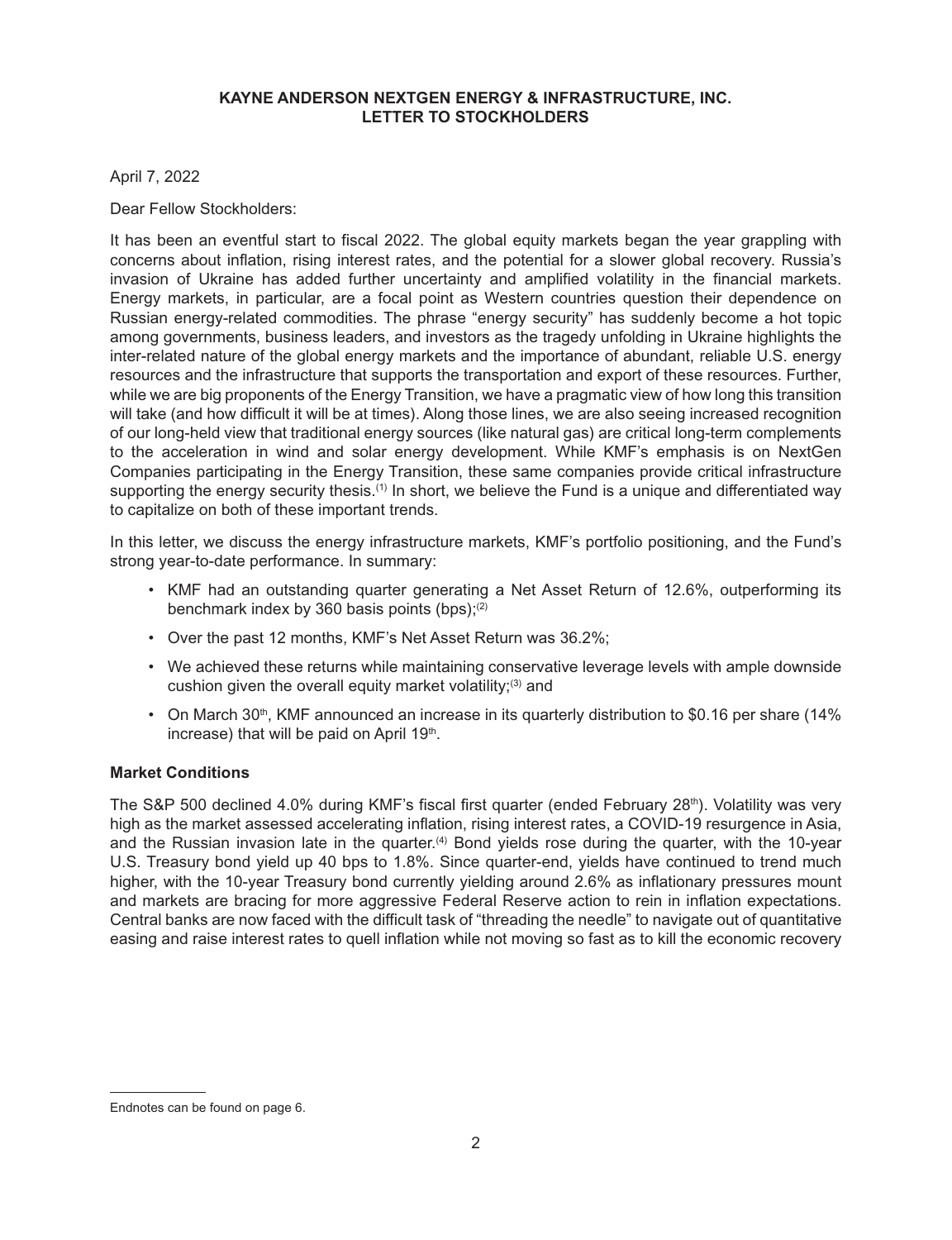**KAYNE ANDERSON NEXTGEN ENERGY & INFRASTRUCTURE, INC.**
**LETTER TO STOCKHOLDERS**

April 7, 2022

Dear Fellow Stockholders:

It has been an eventful start to fiscal 2022. The global equity markets began the year grappling with concerns about inflation, rising interest rates, and the potential for a slower global recovery. Russia's invasion of Ukraine has added further uncertainty and amplified volatility in the financial markets. Energy markets, in particular, are a focal point as Western countries question their dependence on Russian energy-related commodities. The phrase "energy security" has suddenly become a hot topic among governments, business leaders, and investors as the tragedy unfolding in Ukraine highlights the inter-related nature of the global energy markets and the importance of abundant, reliable U.S. energy resources and the infrastructure that supports the transportation and export of these resources. Further, while we are big proponents of the Energy Transition, we have a pragmatic view of how long this transition will take (and how difficult it will be at times). Along those lines, we are also seeing increased recognition of our long-held view that traditional energy sources (like natural gas) are critical long-term complements to the acceleration in wind and solar energy development. While KMF's emphasis is on NextGen Companies participating in the Energy Transition, these same companies provide critical infrastructure supporting the energy security thesis.(1) In short, we believe the Fund is a unique and differentiated way to capitalize on both of these important trends.

In this letter, we discuss the energy infrastructure markets, KMF's portfolio positioning, and the Fund's strong year-to-date performance. In summary:

- KMF had an outstanding quarter generating a Net Asset Return of 12.6%, outperforming its benchmark index by 360 basis points (bps);(2)
- Over the past 12 months, KMF's Net Asset Return was 36.2%;
- We achieved these returns while maintaining conservative leverage levels with ample downside cushion given the overall equity market volatility;(3) and
- On March 30th, KMF announced an increase in its quarterly distribution to $0.16 per share (14% increase) that will be paid on April 19th.

**Market Conditions**

The S&P 500 declined 4.0% during KMF's fiscal first quarter (ended February 28th). Volatility was very high as the market assessed accelerating inflation, rising interest rates, a COVID-19 resurgence in Asia, and the Russian invasion late in the quarter.(4) Bond yields rose during the quarter, with the 10-year U.S. Treasury bond yield up 40 bps to 1.8%. Since quarter-end, yields have continued to trend much higher, with the 10-year Treasury bond currently yielding around 2.6% as inflationary pressures mount and markets are bracing for more aggressive Federal Reserve action to rein in inflation expectations. Central banks are now faced with the difficult task of "threading the needle" to navigate out of quantitative easing and raise interest rates to quell inflation while not moving so fast as to kill the economic recovery

---

Endnotes can be found on page 6.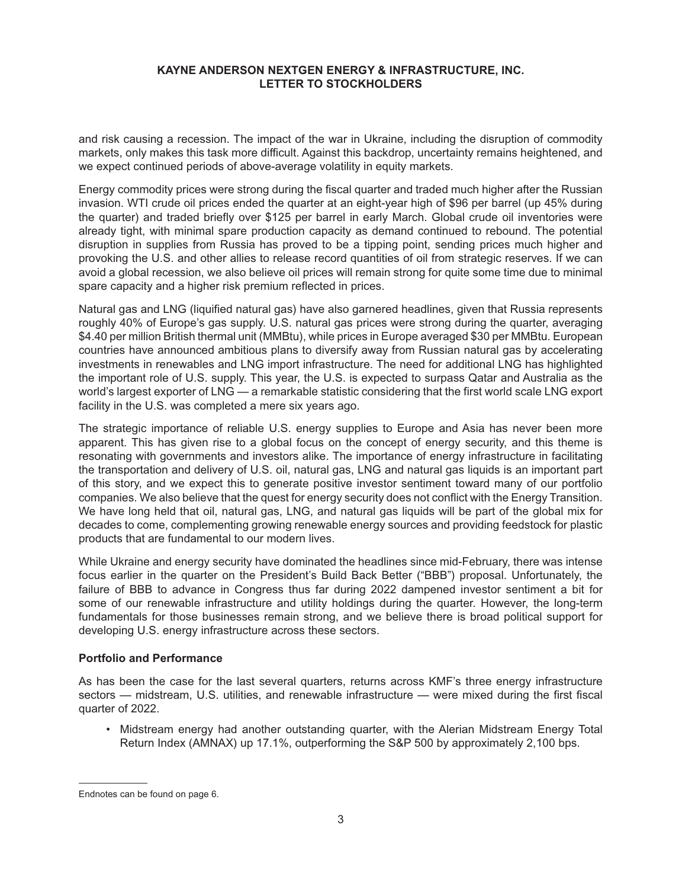and risk causing a recession. The impact of the war in Ukraine, including the disruption of commodity markets, only makes this task more difficult. Against this backdrop, uncertainty remains heightened, and we expect continued periods of above-average volatility in equity markets.

Energy commodity prices were strong during the fiscal quarter and traded much higher after the Russian invasion. WTI crude oil prices ended the quarter at an eight-year high of $96 per barrel (up 45% during the quarter) and traded briefly over $125 per barrel in early March. Global crude oil inventories were already tight, with minimal spare production capacity as demand continued to rebound. The potential disruption in supplies from Russia has proved to be a tipping point, sending prices much higher and provoking the U.S. and other allies to release record quantities of oil from strategic reserves. If we can avoid a global recession, we also believe oil prices will remain strong for quite some time due to minimal spare capacity and a higher risk premium reflected in prices.

Natural gas and LNG (liquified natural gas) have also garnered headlines, given that Russia represents roughly 40% of Europe's gas supply. U.S. natural gas prices were strong during the quarter, averaging $4.40 per million British thermal unit (MMBtu), while prices in Europe averaged $30 per MMBtu. European countries have announced ambitious plans to diversify away from Russian natural gas by accelerating investments in renewables and LNG import infrastructure. The need for additional LNG has highlighted the important role of U.S. supply. This year, the U.S. is expected to surpass Qatar and Australia as the world's largest exporter of LNG — a remarkable statistic considering that the first world scale LNG export facility in the U.S. was completed a mere six years ago.

The strategic importance of reliable U.S. energy supplies to Europe and Asia has never been more apparent. This has given rise to a global focus on the concept of energy security, and this theme is resonating with governments and investors alike. The importance of energy infrastructure in facilitating the transportation and delivery of U.S. oil, natural gas, LNG and natural gas liquids is an important part of this story, and we expect this to generate positive investor sentiment toward many of our portfolio companies. We also believe that the quest for energy security does not conflict with the Energy Transition. We have long held that oil, natural gas, LNG, and natural gas liquids will be part of the global mix for decades to come, complementing growing renewable energy sources and providing feedstock for plastic products that are fundamental to our modern lives.

While Ukraine and energy security have dominated the headlines since mid-February, there was intense focus earlier in the quarter on the President's Build Back Better ("BBB") proposal. Unfortunately, the failure of BBB to advance in Congress thus far during 2022 dampened investor sentiment a bit for some of our renewable infrastructure and utility holdings during the quarter. However, the long-term fundamentals for those businesses remain strong, and we believe there is broad political support for developing U.S. energy infrastructure across these sectors.

**Portfolio and Performance**

As has been the case for the last several quarters, returns across KMF's three energy infrastructure sectors — midstream, U.S. utilities, and renewable infrastructure — were mixed during the first fiscal quarter of 2022.

- Midstream energy had another outstanding quarter, with the Alerian Midstream Energy Total Return Index (AMNAX) up 17.1%, outperforming the S&P 500 by approximately 2,100 bps.

Endnotes can be found on page 6.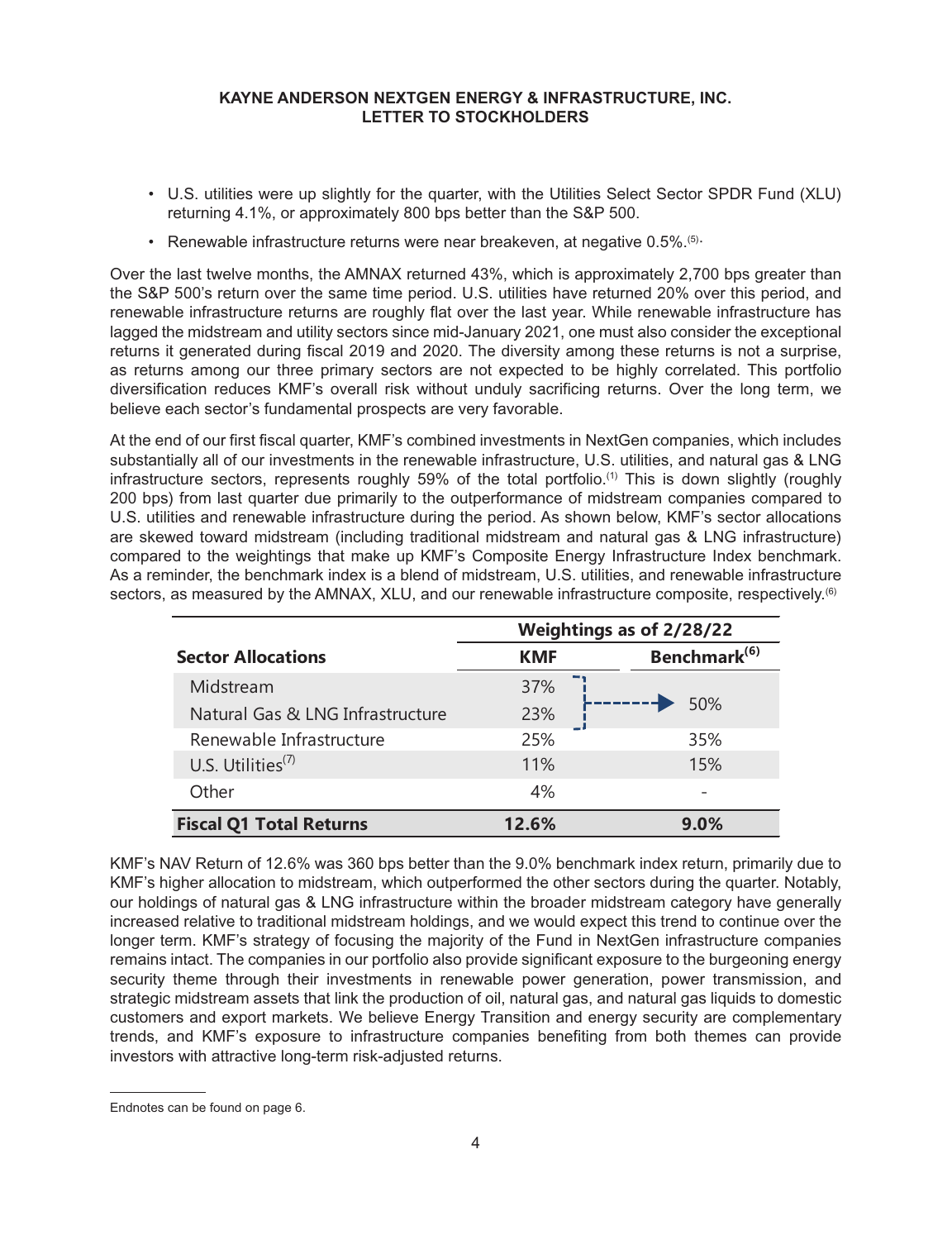**KAYNE ANDERSON NEXTGEN ENERGY & INFRASTRUCTURE, INC.**
**LETTER TO STOCKHOLDERS**

- U.S. utilities were up slightly for the quarter, with the Utilities Select Sector SPDR Fund (XLU) returning 4.1%, or approximately 800 bps better than the S&P 500.
- Renewable infrastructure returns were near breakeven, at negative 0.5%.[5]

Over the last twelve months, the AMNAX returned 43%, which is approximately 2,700 bps greater than the S&P 500's return over the same time period. U.S. utilities have returned 20% over this period, and renewable infrastructure returns are roughly flat over the last year. While renewable infrastructure has lagged the midstream and utility sectors since mid-January 2021, one must also consider the exceptional returns it generated during fiscal 2019 and 2020. The diversity among these returns is not a surprise, as returns among our three primary sectors are not expected to be highly correlated. This portfolio diversification reduces KMF's overall risk without unduly sacrificing returns. Over the long term, we believe each sector's fundamental prospects are very favorable.

At the end of our first fiscal quarter, KMF's combined investments in NextGen companies, which includes substantially all of our investments in the renewable infrastructure, U.S. utilities, and natural gas & LNG infrastructure sectors, represents roughly 59% of the total portfolio.[1] This is down slightly (roughly 200 bps) from last quarter due primarily to the outperformance of midstream companies compared to U.S. utilities and renewable infrastructure during the period. As shown below, KMF's sector allocations are skewed toward midstream (including traditional midstream and natural gas & LNG infrastructure) compared to the weightings that make up KMF's Composite Energy Infrastructure Index benchmark. As a reminder, the benchmark index is a blend of midstream, U.S. utilities, and renewable infrastructure sectors, as measured by the AMNAX, XLU, and our renewable infrastructure composite, respectively.[6]

| | Weightings as of 2/28/22 | |
|---|---|---|
| **Sector Allocations** | **KMF** | **Benchmark[6]** |
| Midstream | 37% | 50% |
| Natural Gas & LNG Infrastructure | 23% | |
| Renewable Infrastructure | 25% | 35% |
| U.S. Utilities[7] | 11% | 15% |
| Other | 4% | - |
| **Fiscal Q1 Total Returns** | **12.6%** | **9.0%** |

KMF's NAV Return of 12.6% was 360 bps better than the 9.0% benchmark index return, primarily due to KMF's higher allocation to midstream, which outperformed the other sectors during the quarter. Notably, our holdings of natural gas & LNG infrastructure within the broader midstream category have generally increased relative to traditional midstream holdings, and we would expect this trend to continue over the longer term. KMF's strategy of focusing the majority of the Fund in NextGen infrastructure companies remains intact. The companies in our portfolio also provide significant exposure to the burgeoning energy security theme through their investments in renewable power generation, power transmission, and strategic midstream assets that link the production of oil, natural gas, and natural gas liquids to domestic customers and export markets. We believe Energy Transition and energy security are complementary trends, and KMF's exposure to infrastructure companies benefiting from both themes can provide investors with attractive long-term risk-adjusted returns.

---

Endnotes can be found on page 6.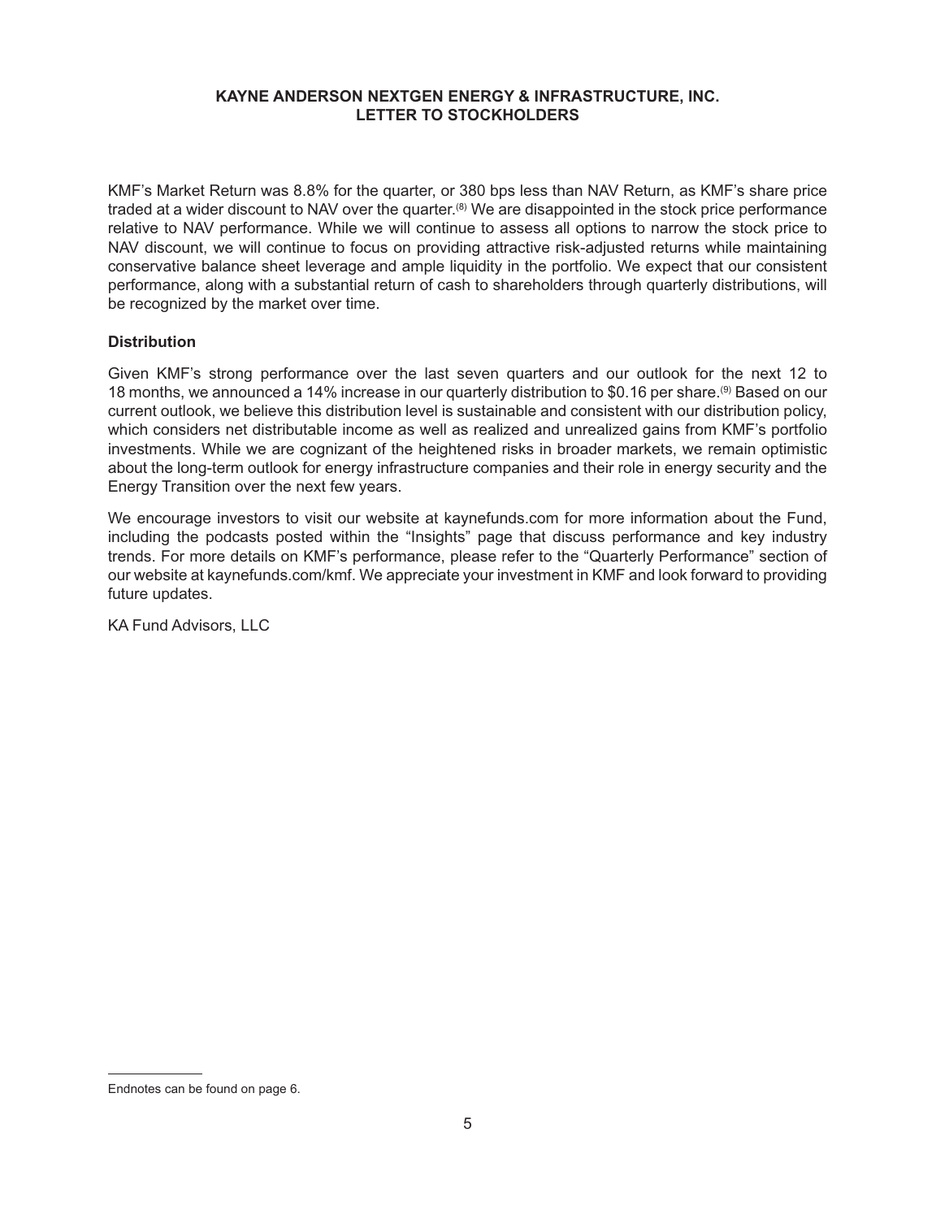# KAYNE ANDERSON NEXTGEN ENERGY & INFRASTRUCTURE, INC.
## LETTER TO STOCKHOLDERS

KMF's Market Return was 8.8% for the quarter, or 380 bps less than NAV Return, as KMF's share price traded at a wider discount to NAV over the quarter.[8] We are disappointed in the stock price performance relative to NAV performance. While we will continue to assess all options to narrow the stock price to NAV discount, we will continue to focus on providing attractive risk-adjusted returns while maintaining conservative balance sheet leverage and ample liquidity in the portfolio. We expect that our consistent performance, along with a substantial return of cash to shareholders through quarterly distributions, will be recognized by the market over time.

**Distribution**

Given KMF's strong performance over the last seven quarters and our outlook for the next 12 to 18 months, we announced a 14% increase in our quarterly distribution to $0.16 per share.[9] Based on our current outlook, we believe this distribution level is sustainable and consistent with our distribution policy, which considers net distributable income as well as realized and unrealized gains from KMF's portfolio investments. While we are cognizant of the heightened risks in broader markets, we remain optimistic about the long-term outlook for energy infrastructure companies and their role in energy security and the Energy Transition over the next few years.

We encourage investors to visit our website at kaynefunds.com for more information about the Fund, including the podcasts posted within the "Insights" page that discuss performance and key industry trends. For more details on KMF's performance, please refer to the "Quarterly Performance" section of our website at kaynefunds.com/kmf. We appreciate your investment in KMF and look forward to providing future updates.

KA Fund Advisors, LLC

Endnotes can be found on page 6.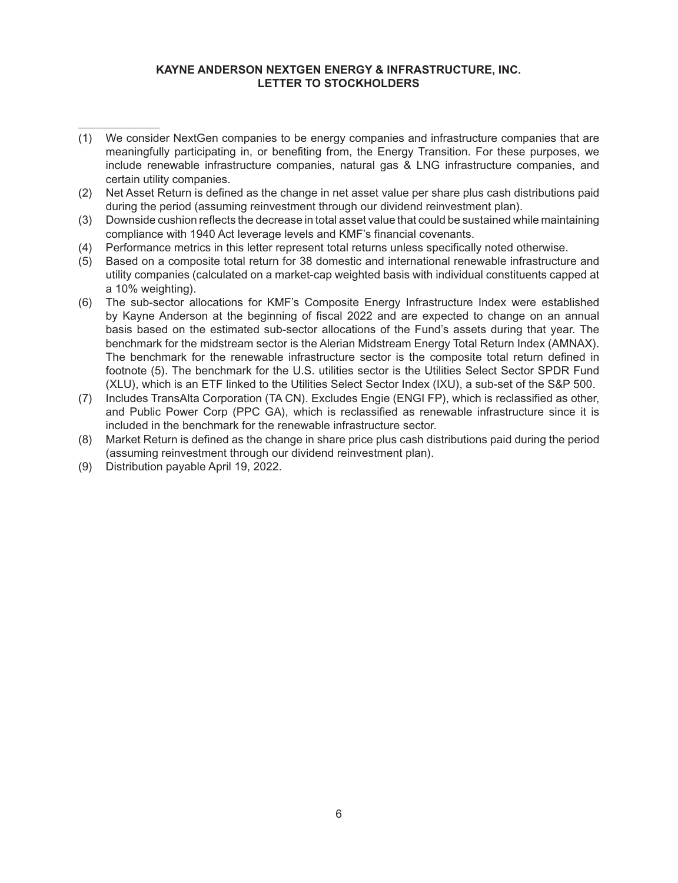**KAYNE ANDERSON NEXTGEN ENERGY & INFRASTRUCTURE, INC.**
**LETTER TO STOCKHOLDERS**

---

(1) We consider NextGen companies to be energy companies and infrastructure companies that are meaningfully participating in, or benefiting from, the Energy Transition. For these purposes, we include renewable infrastructure companies, natural gas & LNG infrastructure companies, and certain utility companies.

(2) Net Asset Return is defined as the change in net asset value per share plus cash distributions paid during the period (assuming reinvestment through our dividend reinvestment plan).

(3) Downside cushion reflects the decrease in total asset value that could be sustained while maintaining compliance with 1940 Act leverage levels and KMF's financial covenants.

(4) Performance metrics in this letter represent total returns unless specifically noted otherwise.

(5) Based on a composite total return for 38 domestic and international renewable infrastructure and utility companies (calculated on a market-cap weighted basis with individual constituents capped at a 10% weighting).

(6) The sub-sector allocations for KMF's Composite Energy Infrastructure Index were established by Kayne Anderson at the beginning of fiscal 2022 and are expected to change on an annual basis based on the estimated sub-sector allocations of the Fund's assets during that year. The benchmark for the midstream sector is the Alerian Midstream Energy Total Return Index (AMNAX). The benchmark for the renewable infrastructure sector is the composite total return defined in footnote (5). The benchmark for the U.S. utilities sector is the Utilities Select Sector SPDR Fund (XLU), which is an ETF linked to the Utilities Select Sector Index (IXU), a sub-set of the S&P 500.

(7) Includes TransAlta Corporation (TA CN). Excludes Engie (ENGI FP), which is reclassified as other, and Public Power Corp (PPC GA), which is reclassified as renewable infrastructure since it is included in the benchmark for the renewable infrastructure sector.

(8) Market Return is defined as the change in share price plus cash distributions paid during the period (assuming reinvestment through our dividend reinvestment plan).

(9) Distribution payable April 19, 2022.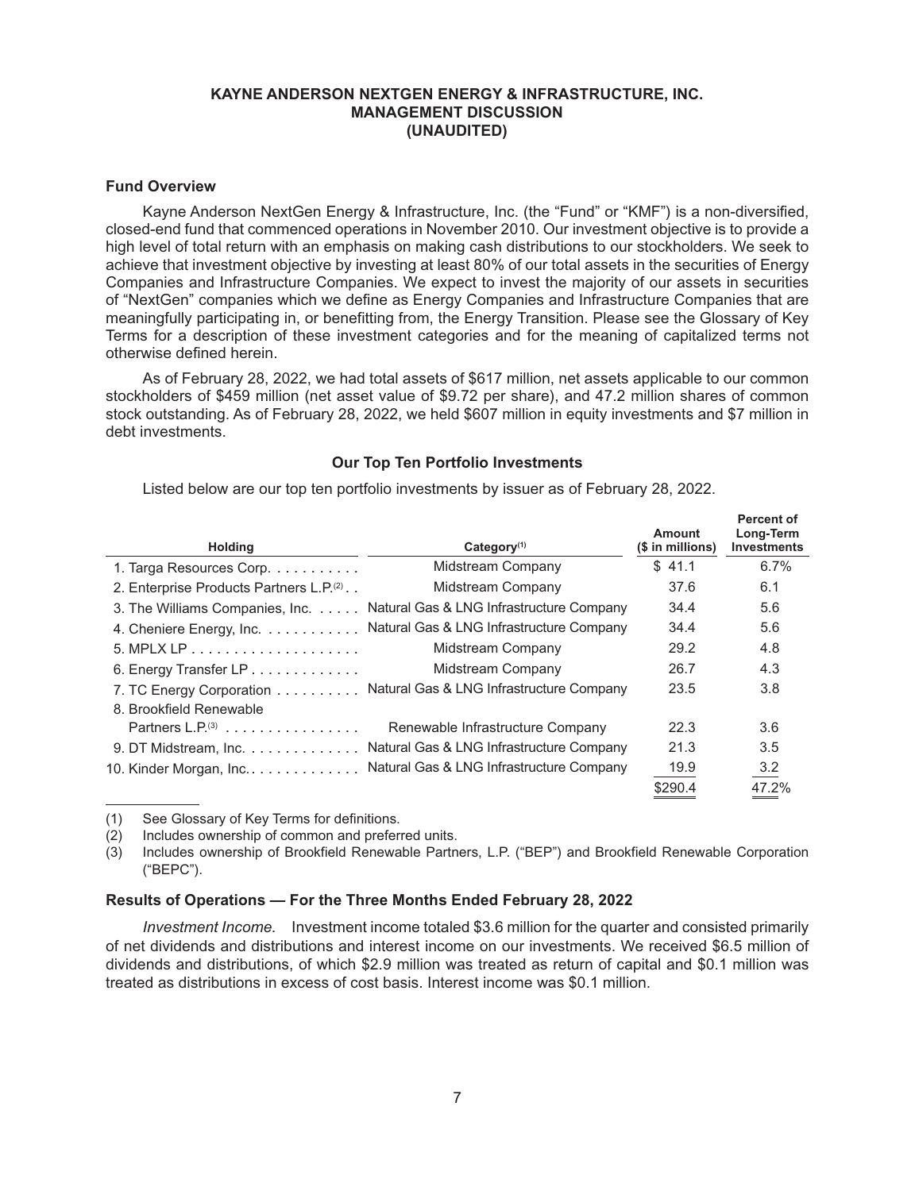**KAYNE ANDERSON NEXTGEN ENERGY & INFRASTRUCTURE, INC.**
**MANAGEMENT DISCUSSION**
**(UNAUDITED)**

### Fund Overview

Kayne Anderson NextGen Energy & Infrastructure, Inc. (the "Fund" or "KMF") is a non-diversified, closed-end fund that commenced operations in November 2010. Our investment objective is to provide a high level of total return with an emphasis on making cash distributions to our stockholders. We seek to achieve that investment objective by investing at least 80% of our total assets in the securities of Energy Companies and Infrastructure Companies. We expect to invest the majority of our assets in securities of "NextGen" companies which we define as Energy Companies and Infrastructure Companies that are meaningfully participating in, or benefitting from, the Energy Transition. Please see the Glossary of Key Terms for a description of these investment categories and for the meaning of capitalized terms not otherwise defined herein.

As of February 28, 2022, we had total assets of $617 million, net assets applicable to our common stockholders of $459 million (net asset value of $9.72 per share), and 47.2 million shares of common stock outstanding. As of February 28, 2022, we held $607 million in equity investments and $7 million in debt investments.

**Our Top Ten Portfolio Investments**

Listed below are our top ten portfolio investments by issuer as of February 28, 2022.

| Holding | Category[(1)] | Amount ($ in millions) | Percent of Long-Term Investments |
|---|---|---|---|
| 1. Targa Resources Corp. | Midstream Company | $ 41.1 | 6.7% |
| 2. Enterprise Products Partners L.P.[(2)] | Midstream Company | 37.6 | 6.1 |
| 3. The Williams Companies, Inc. | Natural Gas & LNG Infrastructure Company | 34.4 | 5.6 |
| 4. Cheniere Energy, Inc. | Natural Gas & LNG Infrastructure Company | 34.4 | 5.6 |
| 5. MPLX LP | Midstream Company | 29.2 | 4.8 |
| 6. Energy Transfer LP | Midstream Company | 26.7 | 4.3 |
| 7. TC Energy Corporation | Natural Gas & LNG Infrastructure Company | 23.5 | 3.8 |
| 8. Brookfield Renewable Partners L.P.[(3)] | Renewable Infrastructure Company | 22.3 | 3.6 |
| 9. DT Midstream, Inc. | Natural Gas & LNG Infrastructure Company | 21.3 | 3.5 |
| 10. Kinder Morgan, Inc. | Natural Gas & LNG Infrastructure Company | 19.9 | 3.2 |
| | | $290.4 | 47.2% |

(1) See Glossary of Key Terms for definitions.

(2) Includes ownership of common and preferred units.

(3) Includes ownership of Brookfield Renewable Partners, L.P. ("BEP") and Brookfield Renewable Corporation ("BEPC").

### Results of Operations — For the Three Months Ended February 28, 2022

*Investment Income.* Investment income totaled $3.6 million for the quarter and consisted primarily of net dividends and distributions and interest income on our investments. We received $6.5 million of dividends and distributions, of which $2.9 million was treated as return of capital and $0.1 million was treated as distributions in excess of cost basis. Interest income was $0.1 million.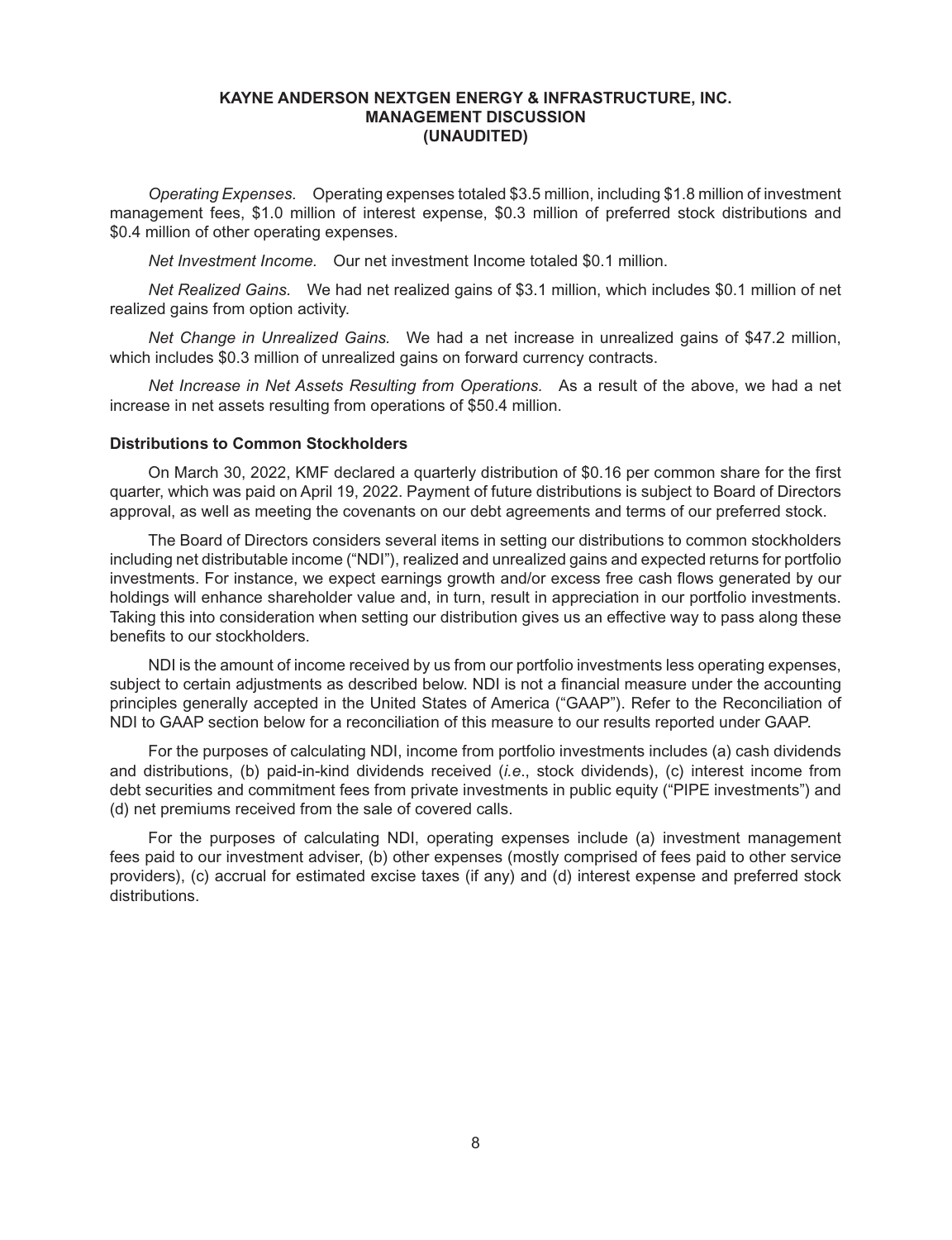*Operating Expenses.* Operating expenses totaled $3.5 million, including $1.8 million of investment management fees, $1.0 million of interest expense, $0.3 million of preferred stock distributions and $0.4 million of other operating expenses.

*Net Investment Income.* Our net investment Income totaled $0.1 million.

*Net Realized Gains.* We had net realized gains of $3.1 million, which includes $0.1 million of net realized gains from option activity.

*Net Change in Unrealized Gains.* We had a net increase in unrealized gains of $47.2 million, which includes $0.3 million of unrealized gains on forward currency contracts.

*Net Increase in Net Assets Resulting from Operations.* As a result of the above, we had a net increase in net assets resulting from operations of $50.4 million.

### Distributions to Common Stockholders

On March 30, 2022, KMF declared a quarterly distribution of $0.16 per common share for the first quarter, which was paid on April 19, 2022. Payment of future distributions is subject to Board of Directors approval, as well as meeting the covenants on our debt agreements and terms of our preferred stock.

The Board of Directors considers several items in setting our distributions to common stockholders including net distributable income ("NDI"), realized and unrealized gains and expected returns for portfolio investments. For instance, we expect earnings growth and/or excess free cash flows generated by our holdings will enhance shareholder value and, in turn, result in appreciation in our portfolio investments. Taking this into consideration when setting our distribution gives us an effective way to pass along these benefits to our stockholders.

NDI is the amount of income received by us from our portfolio investments less operating expenses, subject to certain adjustments as described below. NDI is not a financial measure under the accounting principles generally accepted in the United States of America ("GAAP"). Refer to the Reconciliation of NDI to GAAP section below for a reconciliation of this measure to our results reported under GAAP.

For the purposes of calculating NDI, income from portfolio investments includes (a) cash dividends and distributions, (b) paid-in-kind dividends received (*i.e*., stock dividends), (c) interest income from debt securities and commitment fees from private investments in public equity ("PIPE investments") and (d) net premiums received from the sale of covered calls.

For the purposes of calculating NDI, operating expenses include (a) investment management fees paid to our investment adviser, (b) other expenses (mostly comprised of fees paid to other service providers), (c) accrual for estimated excise taxes (if any) and (d) interest expense and preferred stock distributions.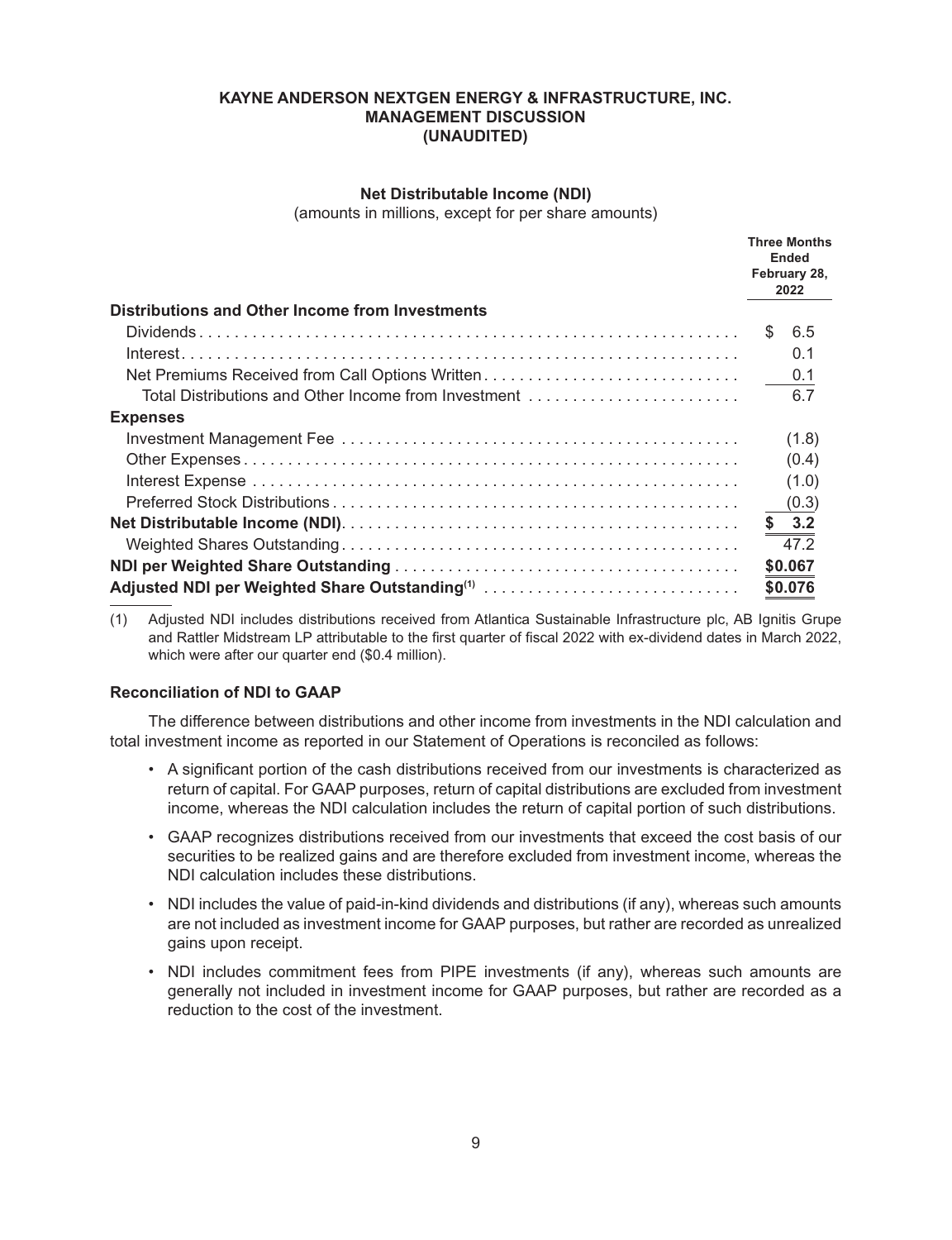**KAYNE ANDERSON NEXTGEN ENERGY & INFRASTRUCTURE, INC.**
**MANAGEMENT DISCUSSION**
**(UNAUDITED)**

**Net Distributable Income (NDI)**
(amounts in millions, except for per share amounts)

| | Three Months Ended February 28, 2022 |
|---|---|
| **Distributions and Other Income from Investments** | |
| Dividends | $ 6.5 |
| Interest | 0.1 |
| Net Premiums Received from Call Options Written | 0.1 |
| Total Distributions and Other Income from Investment | 6.7 |
| **Expenses** | |
| Investment Management Fee | (1.8) |
| Other Expenses | (0.4) |
| Interest Expense | (1.0) |
| Preferred Stock Distributions | (0.3) |
| **Net Distributable Income (NDI)** | **$ 3.2** |
| Weighted Shares Outstanding | 47.2 |
| **NDI per Weighted Share Outstanding** | **$0.067** |
| **Adjusted NDI per Weighted Share Outstanding[(1)]** | **$0.076** |

(1) Adjusted NDI includes distributions received from Atlantica Sustainable Infrastructure plc, AB Ignitis Grupe and Rattler Midstream LP attributable to the first quarter of fiscal 2022 with ex-dividend dates in March 2022, which were after our quarter end ($0.4 million).

**Reconciliation of NDI to GAAP**

The difference between distributions and other income from investments in the NDI calculation and total investment income as reported in our Statement of Operations is reconciled as follows:

- A significant portion of the cash distributions received from our investments is characterized as return of capital. For GAAP purposes, return of capital distributions are excluded from investment income, whereas the NDI calculation includes the return of capital portion of such distributions.
- GAAP recognizes distributions received from our investments that exceed the cost basis of our securities to be realized gains and are therefore excluded from investment income, whereas the NDI calculation includes these distributions.
- NDI includes the value of paid-in-kind dividends and distributions (if any), whereas such amounts are not included as investment income for GAAP purposes, but rather are recorded as unrealized gains upon receipt.
- NDI includes commitment fees from PIPE investments (if any), whereas such amounts are generally not included in investment income for GAAP purposes, but rather are recorded as a reduction to the cost of the investment.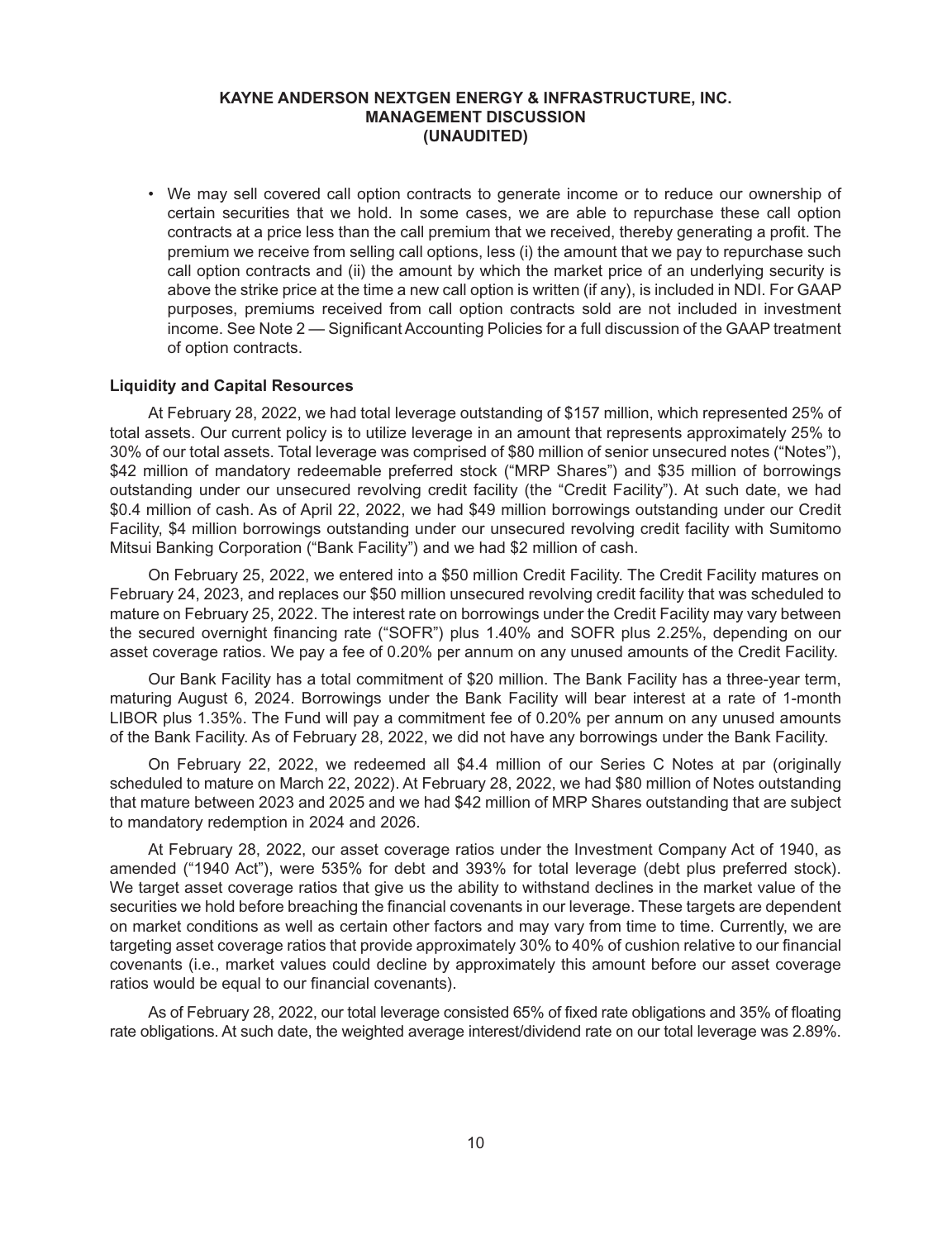- We may sell covered call option contracts to generate income or to reduce our ownership of certain securities that we hold. In some cases, we are able to repurchase these call option contracts at a price less than the call premium that we received, thereby generating a profit. The premium we receive from selling call options, less (i) the amount that we pay to repurchase such call option contracts and (ii) the amount by which the market price of an underlying security is above the strike price at the time a new call option is written (if any), is included in NDI. For GAAP purposes, premiums received from call option contracts sold are not included in investment income. See Note 2 — Significant Accounting Policies for a full discussion of the GAAP treatment of option contracts.

**Liquidity and Capital Resources**

At February 28, 2022, we had total leverage outstanding of $157 million, which represented 25% of total assets. Our current policy is to utilize leverage in an amount that represents approximately 25% to 30% of our total assets. Total leverage was comprised of $80 million of senior unsecured notes ("Notes"), $42 million of mandatory redeemable preferred stock ("MRP Shares") and $35 million of borrowings outstanding under our unsecured revolving credit facility (the "Credit Facility"). At such date, we had $0.4 million of cash. As of April 22, 2022, we had $49 million borrowings outstanding under our Credit Facility, $4 million borrowings outstanding under our unsecured revolving credit facility with Sumitomo Mitsui Banking Corporation ("Bank Facility") and we had $2 million of cash.

On February 25, 2022, we entered into a $50 million Credit Facility. The Credit Facility matures on February 24, 2023, and replaces our $50 million unsecured revolving credit facility that was scheduled to mature on February 25, 2022. The interest rate on borrowings under the Credit Facility may vary between the secured overnight financing rate ("SOFR") plus 1.40% and SOFR plus 2.25%, depending on our asset coverage ratios. We pay a fee of 0.20% per annum on any unused amounts of the Credit Facility.

Our Bank Facility has a total commitment of $20 million. The Bank Facility has a three-year term, maturing August 6, 2024. Borrowings under the Bank Facility will bear interest at a rate of 1-month LIBOR plus 1.35%. The Fund will pay a commitment fee of 0.20% per annum on any unused amounts of the Bank Facility. As of February 28, 2022, we did not have any borrowings under the Bank Facility.

On February 22, 2022, we redeemed all $4.4 million of our Series C Notes at par (originally scheduled to mature on March 22, 2022). At February 28, 2022, we had $80 million of Notes outstanding that mature between 2023 and 2025 and we had $42 million of MRP Shares outstanding that are subject to mandatory redemption in 2024 and 2026.

At February 28, 2022, our asset coverage ratios under the Investment Company Act of 1940, as amended ("1940 Act"), were 535% for debt and 393% for total leverage (debt plus preferred stock). We target asset coverage ratios that give us the ability to withstand declines in the market value of the securities we hold before breaching the financial covenants in our leverage. These targets are dependent on market conditions as well as certain other factors and may vary from time to time. Currently, we are targeting asset coverage ratios that provide approximately 30% to 40% of cushion relative to our financial covenants (i.e., market values could decline by approximately this amount before our asset coverage ratios would be equal to our financial covenants).

As of February 28, 2022, our total leverage consisted 65% of fixed rate obligations and 35% of floating rate obligations. At such date, the weighted average interest/dividend rate on our total leverage was 2.89%.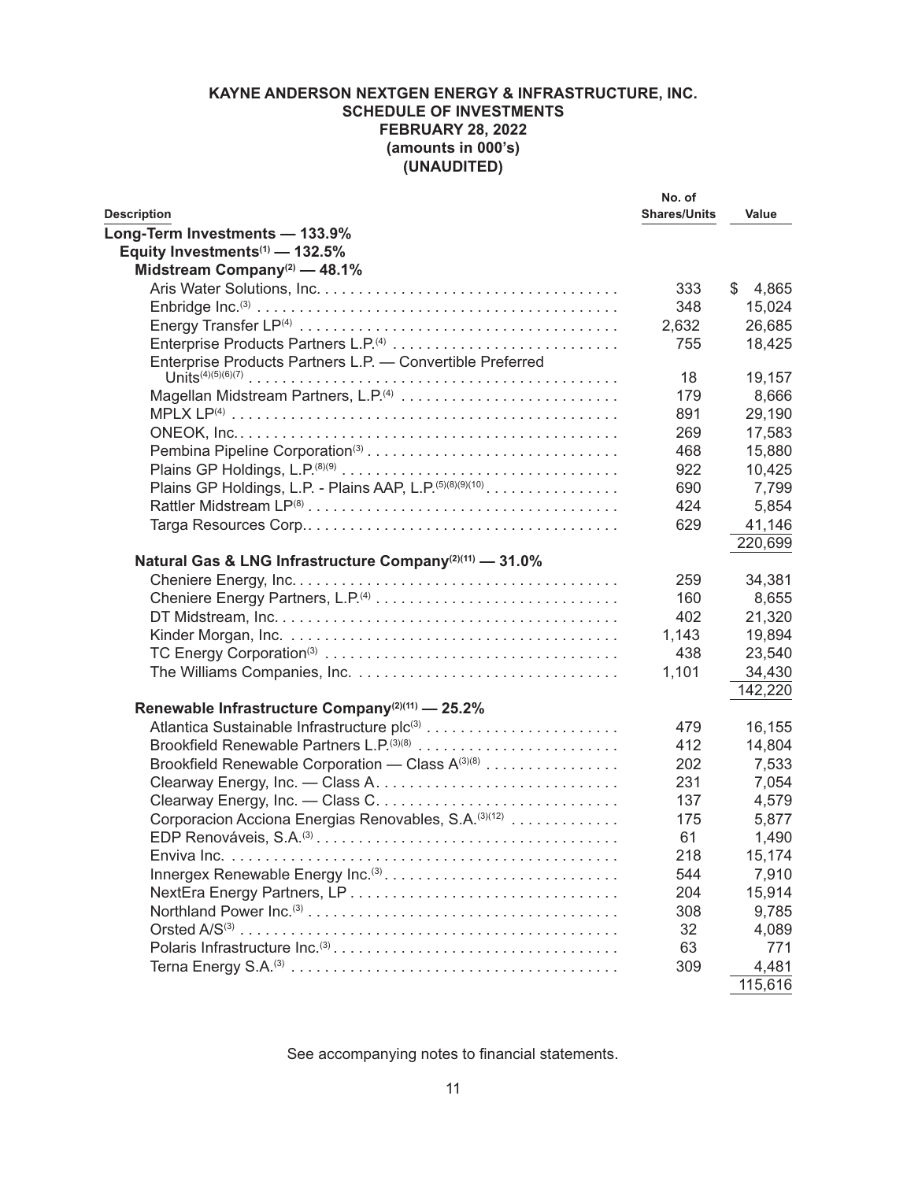**KAYNE ANDERSON NEXTGEN ENERGY & INFRASTRUCTURE, INC.**
**SCHEDULE OF INVESTMENTS**
**FEBRUARY 28, 2022**
**(amounts in 000's)**
**(UNAUDITED)**

| Description | No. of Shares/Units | Value |
|---|---|---|
| **Long-Term Investments — 133.9%** | | |
| **Equity Investments[1] — 132.5%** | | |
| **Midstream Company[2] — 48.1%** | | |
| Aris Water Solutions, Inc. | 333 | $ 4,865 |
| Enbridge Inc.[3] | 348 | 15,024 |
| Energy Transfer LP[4] | 2,632 | 26,685 |
| Enterprise Products Partners L.P.[4] | 755 | 18,425 |
| Enterprise Products Partners L.P. — Convertible Preferred Units[4][5][6][7] | 18 | 19,157 |
| Magellan Midstream Partners, L.P.[4] | 179 | 8,666 |
| MPLX LP[4] | 891 | 29,190 |
| ONEOK, Inc. | 269 | 17,583 |
| Pembina Pipeline Corporation[3] | 468 | 15,880 |
| Plains GP Holdings, L.P.[8][9] | 922 | 10,425 |
| Plains GP Holdings, L.P. - Plains AAP, L.P.[5][8][9][10] | 690 | 7,799 |
| Rattler Midstream LP[8] | 424 | 5,854 |
| Targa Resources Corp. | 629 | 41,146 |
| | | 220,699 |
| **Natural Gas & LNG Infrastructure Company[2][11] — 31.0%** | | |
| Cheniere Energy, Inc. | 259 | 34,381 |
| Cheniere Energy Partners, L.P.[4] | 160 | 8,655 |
| DT Midstream, Inc. | 402 | 21,320 |
| Kinder Morgan, Inc. | 1,143 | 19,894 |
| TC Energy Corporation[3] | 438 | 23,540 |
| The Williams Companies, Inc. | 1,101 | 34,430 |
| | | 142,220 |
| **Renewable Infrastructure Company[2][11] — 25.2%** | | |
| Atlantica Sustainable Infrastructure plc[3] | 479 | 16,155 |
| Brookfield Renewable Partners L.P.[3][8] | 412 | 14,804 |
| Brookfield Renewable Corporation — Class A[3][8] | 202 | 7,533 |
| Clearway Energy, Inc. — Class A | 231 | 7,054 |
| Clearway Energy, Inc. — Class C | 137 | 4,579 |
| Corporacion Acciona Energias Renovables, S.A.[3][12] | 175 | 5,877 |
| EDP Renováveis, S.A.[3] | 61 | 1,490 |
| Enviva Inc. | 218 | 15,174 |
| Innergex Renewable Energy Inc.[3] | 544 | 7,910 |
| NextEra Energy Partners, LP | 204 | 15,914 |
| Northland Power Inc.[3] | 308 | 9,785 |
| Orsted A/S[3] | 32 | 4,089 |
| Polaris Infrastructure Inc.[3] | 63 | 771 |
| Terna Energy S.A.[3] | 309 | 4,481 |
| | | 115,616 |

See accompanying notes to financial statements.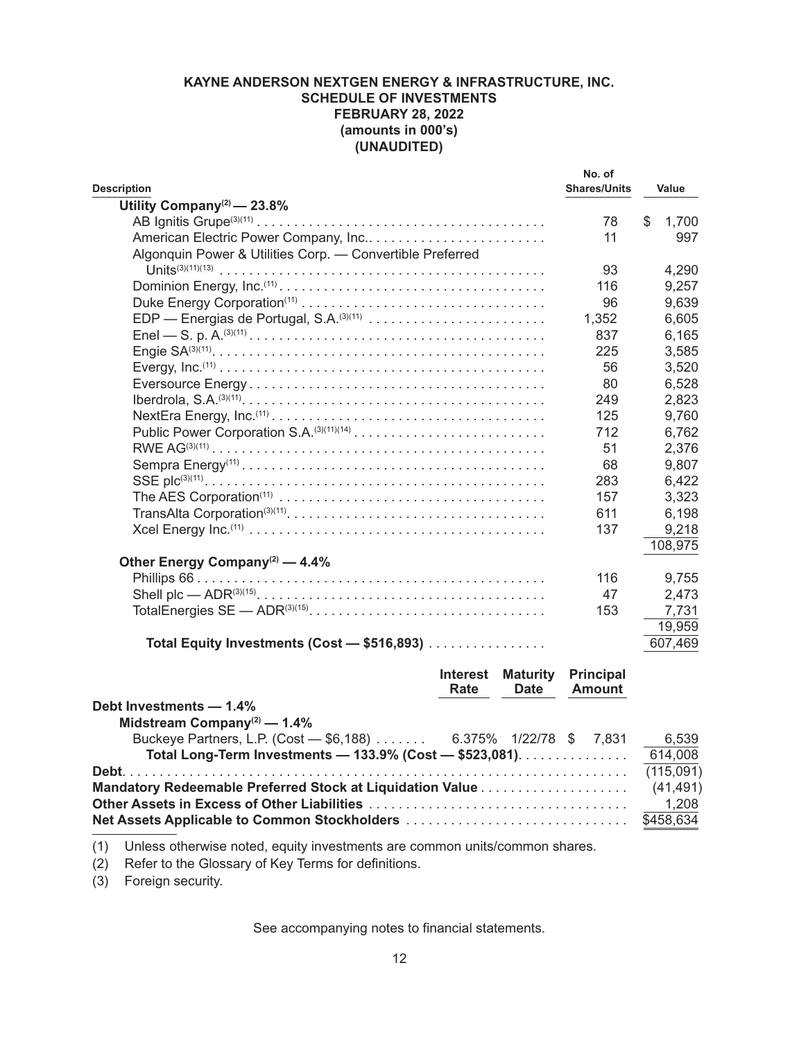**KAYNE ANDERSON NEXTGEN ENERGY & INFRASTRUCTURE, INC.**
**SCHEDULE OF INVESTMENTS**
**FEBRUARY 28, 2022**
**(amounts in 000's)**
**(UNAUDITED)**

| Description | No. of Shares/Units | Value |
|---|---|---|
| **Utility Company[2] — 23.8%** | | |
| AB Ignitis Grupe[3][11] | 78 | $ 1,700 |
| American Electric Power Company, Inc. | 11 | 997 |
| Algonquin Power & Utilities Corp. — Convertible Preferred Units[3][11][13] | 93 | 4,290 |
| Dominion Energy, Inc.[11] | 116 | 9,257 |
| Duke Energy Corporation[11] | 96 | 9,639 |
| EDP — Energias de Portugal, S.A.[3][11] | 1,352 | 6,605 |
| Enel — S. p. A.[3][11] | 837 | 6,165 |
| Engie SA[3][11] | 225 | 3,585 |
| Evergy, Inc.[11] | 56 | 3,520 |
| Eversource Energy | 80 | 6,528 |
| Iberdrola, S.A.[3][11] | 249 | 2,823 |
| NextEra Energy, Inc.[11] | 125 | 9,760 |
| Public Power Corporation S.A.[3][11][14] | 712 | 6,762 |
| RWE AG[3][11] | 51 | 2,376 |
| Sempra Energy[11] | 68 | 9,807 |
| SSE plc[3][11] | 283 | 6,422 |
| The AES Corporation[11] | 157 | 3,323 |
| TransAlta Corporation[3][11] | 611 | 6,198 |
| Xcel Energy Inc.[11] | 137 | 9,218 |
| | | 108,975 |
| **Other Energy Company[2] — 4.4%** | | |
| Phillips 66 | 116 | 9,755 |
| Shell plc — ADR[3][15] | 47 | 2,473 |
| TotalEnergies SE — ADR[3][15] | 153 | 7,731 |
| | | 19,959 |
| **Total Equity Investments (Cost — $516,893)** | | 607,469 |

| | Interest Rate | Maturity Date | Principal Amount | |
|---|---|---|---|---|
| **Debt Investments — 1.4%** | | | | |
| **Midstream Company[2] — 1.4%** | | | | |
| Buckeye Partners, L.P. (Cost — $6,188) | 6.375% | 1/22/78 | $ 7,831 | 6,539 |
| **Total Long-Term Investments — 133.9% (Cost — $523,081)** | | | | 614,008 |
| **Debt** | | | | (115,091) |
| **Mandatory Redeemable Preferred Stock at Liquidation Value** | | | | (41,491) |
| **Other Assets in Excess of Other Liabilities** | | | | 1,208 |
| **Net Assets Applicable to Common Stockholders** | | | | $458,634 |

(1) Unless otherwise noted, equity investments are common units/common shares.

(2) Refer to the Glossary of Key Terms for definitions.

(3) Foreign security.

See accompanying notes to financial statements.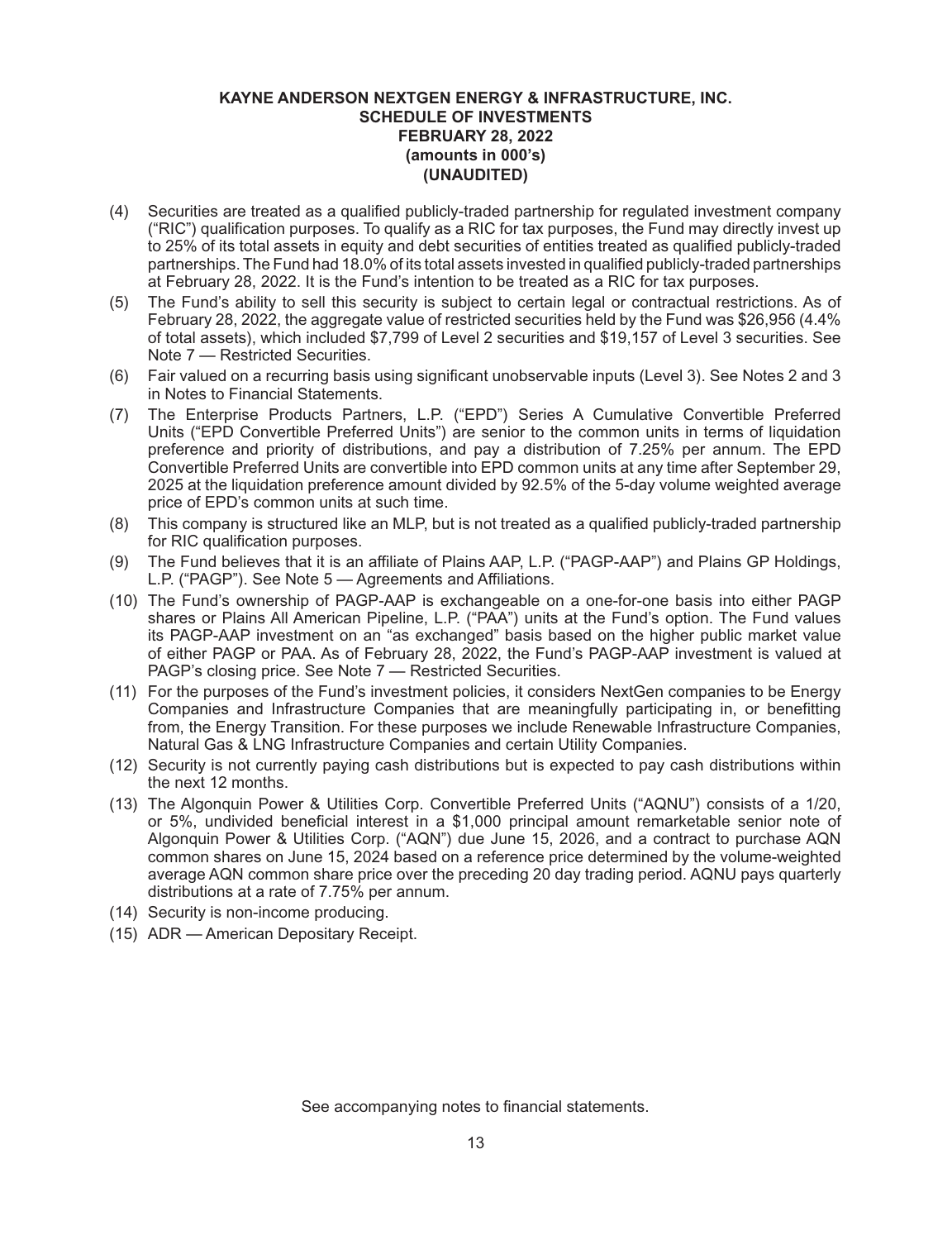**KAYNE ANDERSON NEXTGEN ENERGY & INFRASTRUCTURE, INC.**
**SCHEDULE OF INVESTMENTS**
**FEBRUARY 28, 2022**
**(amounts in 000's)**
**(UNAUDITED)**

(4) Securities are treated as a qualified publicly-traded partnership for regulated investment company ("RIC") qualification purposes. To qualify as a RIC for tax purposes, the Fund may directly invest up to 25% of its total assets in equity and debt securities of entities treated as qualified publicly-traded partnerships. The Fund had 18.0% of its total assets invested in qualified publicly-traded partnerships at February 28, 2022. It is the Fund's intention to be treated as a RIC for tax purposes.

(5) The Fund's ability to sell this security is subject to certain legal or contractual restrictions. As of February 28, 2022, the aggregate value of restricted securities held by the Fund was $26,956 (4.4% of total assets), which included $7,799 of Level 2 securities and $19,157 of Level 3 securities. See Note 7 — Restricted Securities.

(6) Fair valued on a recurring basis using significant unobservable inputs (Level 3). See Notes 2 and 3 in Notes to Financial Statements.

(7) The Enterprise Products Partners, L.P. ("EPD") Series A Cumulative Convertible Preferred Units ("EPD Convertible Preferred Units") are senior to the common units in terms of liquidation preference and priority of distributions, and pay a distribution of 7.25% per annum. The EPD Convertible Preferred Units are convertible into EPD common units at any time after September 29, 2025 at the liquidation preference amount divided by 92.5% of the 5-day volume weighted average price of EPD's common units at such time.

(8) This company is structured like an MLP, but is not treated as a qualified publicly-traded partnership for RIC qualification purposes.

(9) The Fund believes that it is an affiliate of Plains AAP, L.P. ("PAGP-AAP") and Plains GP Holdings, L.P. ("PAGP"). See Note 5 — Agreements and Affiliations.

(10) The Fund's ownership of PAGP-AAP is exchangeable on a one-for-one basis into either PAGP shares or Plains All American Pipeline, L.P. ("PAA") units at the Fund's option. The Fund values its PAGP-AAP investment on an "as exchanged" basis based on the higher public market value of either PAGP or PAA. As of February 28, 2022, the Fund's PAGP-AAP investment is valued at PAGP's closing price. See Note 7 — Restricted Securities.

(11) For the purposes of the Fund's investment policies, it considers NextGen companies to be Energy Companies and Infrastructure Companies that are meaningfully participating in, or benefitting from, the Energy Transition. For these purposes we include Renewable Infrastructure Companies, Natural Gas & LNG Infrastructure Companies and certain Utility Companies.

(12) Security is not currently paying cash distributions but is expected to pay cash distributions within the next 12 months.

(13) The Algonquin Power & Utilities Corp. Convertible Preferred Units ("AQNU") consists of a 1/20, or 5%, undivided beneficial interest in a $1,000 principal amount remarketable senior note of Algonquin Power & Utilities Corp. ("AQN") due June 15, 2026, and a contract to purchase AQN common shares on June 15, 2024 based on a reference price determined by the volume-weighted average AQN common share price over the preceding 20 day trading period. AQNU pays quarterly distributions at a rate of 7.75% per annum.

(14) Security is non-income producing.

(15) ADR — American Depositary Receipt.

See accompanying notes to financial statements.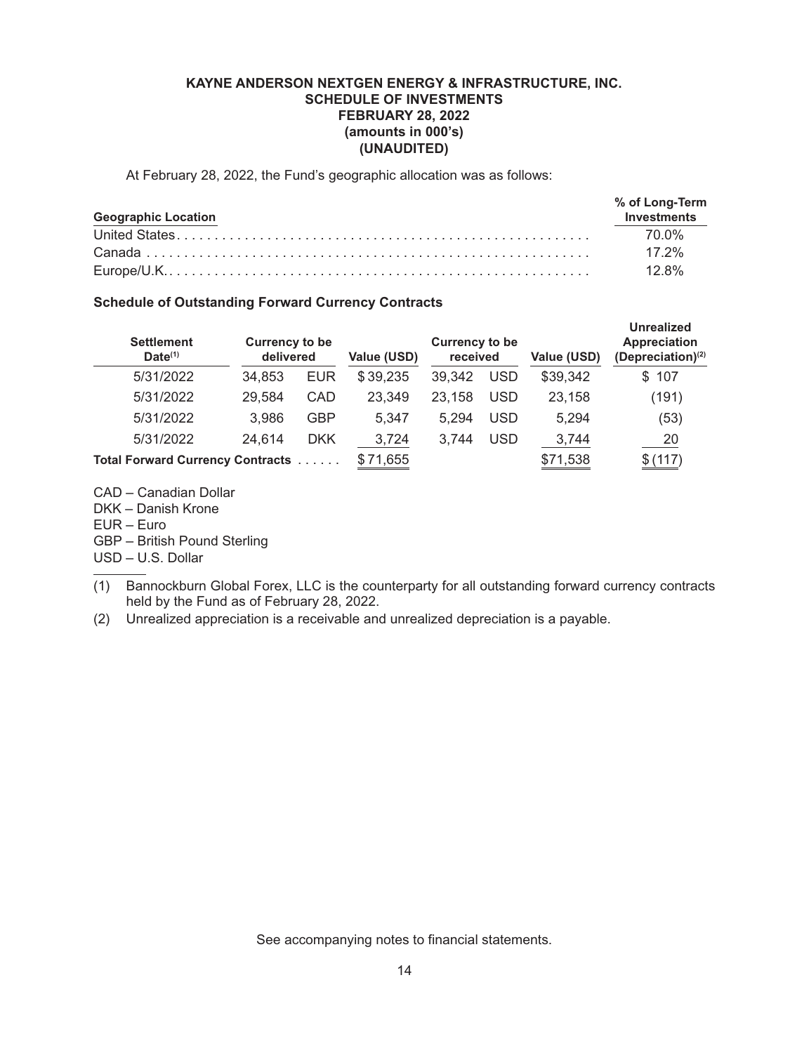**KAYNE ANDERSON NEXTGEN ENERGY & INFRASTRUCTURE, INC.**
**SCHEDULE OF INVESTMENTS**
**FEBRUARY 28, 2022**
**(amounts in 000's)**
**(UNAUDITED)**

At February 28, 2022, the Fund's geographic allocation was as follows:

| Geographic Location | % of Long-Term Investments |
|---|---|
| United States | 70.0% |
| Canada | 17.2% |
| Europe/U.K. | 12.8% |

**Schedule of Outstanding Forward Currency Contracts**

| Settlement Date[(1)] | Currency to be delivered | | Value (USD) | Currency to be received | | Value (USD) | Unrealized Appreciation (Depreciation)[(2)] |
|---|---|---|---|---|---|---|---|
| 5/31/2022 | 34,853 | EUR | $ 39,235 | 39,342 | USD | $39,342 | $ 107 |
| 5/31/2022 | 29,584 | CAD | 23,349 | 23,158 | USD | 23,158 | (191) |
| 5/31/2022 | 3,986 | GBP | 5,347 | 5,294 | USD | 5,294 | (53) |
| 5/31/2022 | 24,614 | DKK | 3,724 | 3,744 | USD | 3,744 | 20 |
| **Total Forward Currency Contracts** | | | $ 71,655 | | | $71,538 | $ (117) |

CAD – Canadian Dollar
DKK – Danish Krone
EUR – Euro
GBP – British Pound Sterling
USD – U.S. Dollar

(1) Bannockburn Global Forex, LLC is the counterparty for all outstanding forward currency contracts held by the Fund as of February 28, 2022.

(2) Unrealized appreciation is a receivable and unrealized depreciation is a payable.

See accompanying notes to financial statements.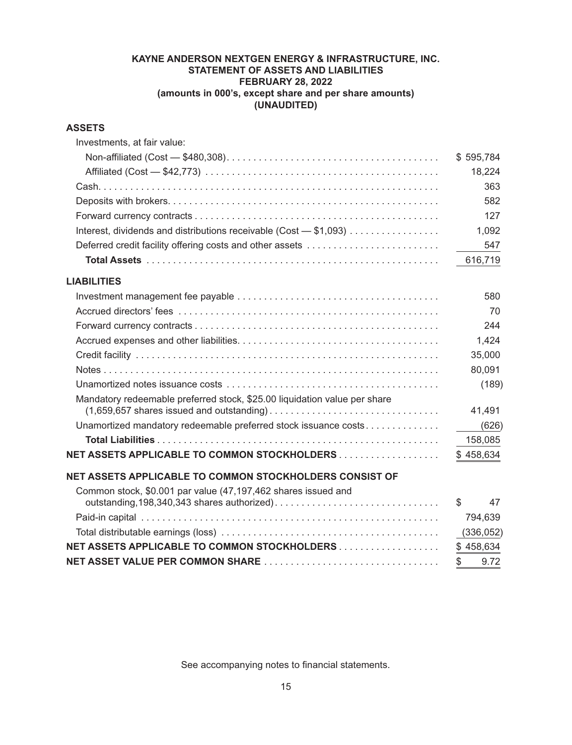**KAYNE ANDERSON NEXTGEN ENERGY & INFRASTRUCTURE, INC.**
**STATEMENT OF ASSETS AND LIABILITIES**
**FEBRUARY 28, 2022**
**(amounts in 000's, except share and per share amounts)**
**(UNAUDITED)**

| | |
|---|---|
| **ASSETS** | |
| Investments, at fair value: | |
| Non-affiliated (Cost — $480,308) | $ 595,784 |
| Affiliated (Cost — $42,773) | 18,224 |
| Cash | 363 |
| Deposits with brokers | 582 |
| Forward currency contracts | 127 |
| Interest, dividends and distributions receivable (Cost — $1,093) | 1,092 |
| Deferred credit facility offering costs and other assets | 547 |
| **Total Assets** | 616,719 |
| **LIABILITIES** | |
| Investment management fee payable | 580 |
| Accrued directors' fees | 70 |
| Forward currency contracts | 244 |
| Accrued expenses and other liabilities | 1,424 |
| Credit facility | 35,000 |
| Notes | 80,091 |
| Unamortized notes issuance costs | (189) |
| Mandatory redeemable preferred stock, $25.00 liquidation value per share (1,659,657 shares issued and outstanding) | 41,491 |
| Unamortized mandatory redeemable preferred stock issuance costs | (626) |
| **Total Liabilities** | 158,085 |
| **NET ASSETS APPLICABLE TO COMMON STOCKHOLDERS** | $ 458,634 |
| **NET ASSETS APPLICABLE TO COMMON STOCKHOLDERS CONSIST OF** | |
| Common stock, $0.001 par value (47,197,462 shares issued and outstanding,198,340,343 shares authorized) | $ 47 |
| Paid-in capital | 794,639 |
| Total distributable earnings (loss) | (336,052) |
| **NET ASSETS APPLICABLE TO COMMON STOCKHOLDERS** | $ 458,634 |
| **NET ASSET VALUE PER COMMON SHARE** | $ 9.72 |

See accompanying notes to financial statements.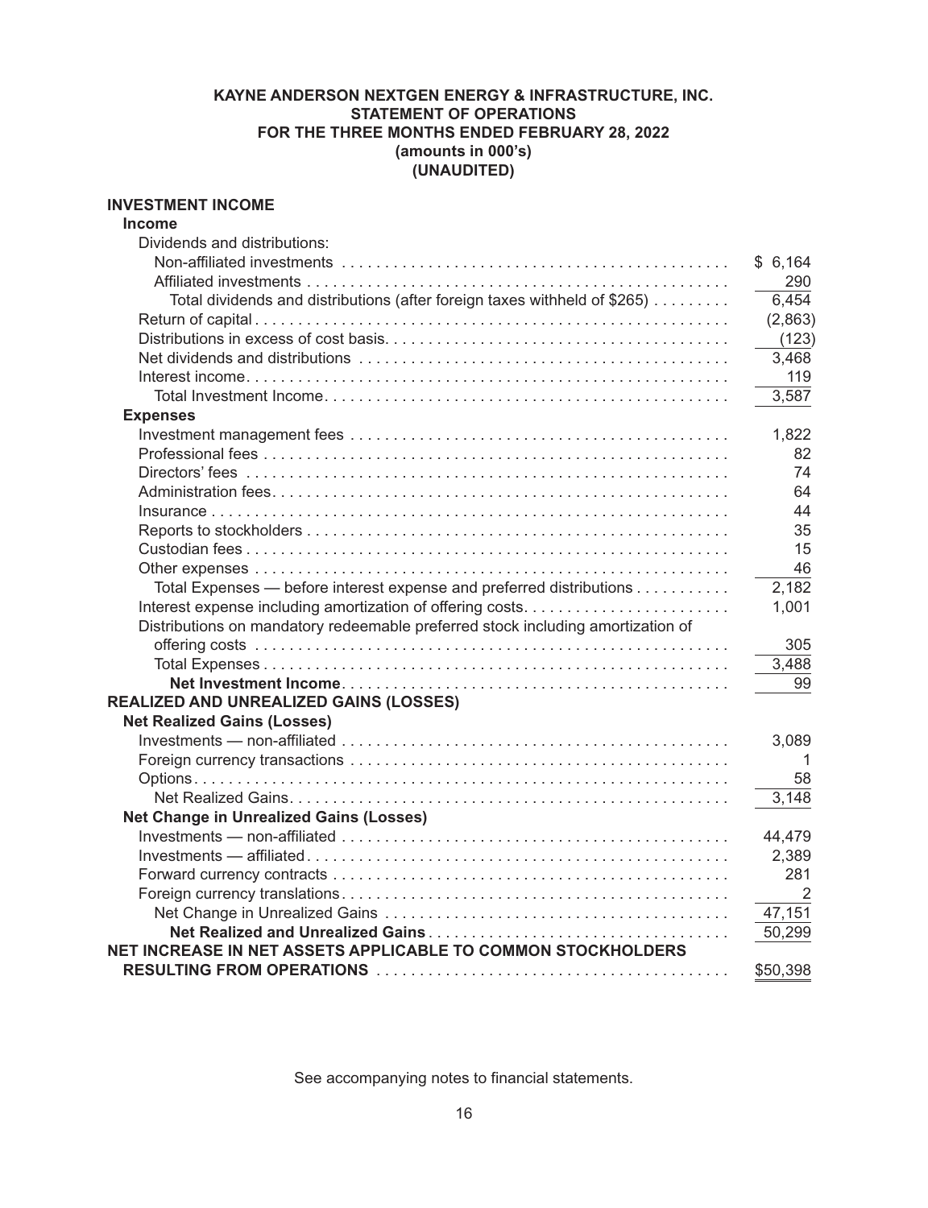**KAYNE ANDERSON NEXTGEN ENERGY & INFRASTRUCTURE, INC.**
**STATEMENT OF OPERATIONS**
**FOR THE THREE MONTHS ENDED FEBRUARY 28, 2022**
**(amounts in 000's)**
**(UNAUDITED)**

| | |
|---|---|
| **INVESTMENT INCOME** | |
| **Income** | |
| Dividends and distributions: | |
| Non-affiliated investments | $ 6,164 |
| Affiliated investments | 290 |
| Total dividends and distributions (after foreign taxes withheld of $265) | 6,454 |
| Return of capital | (2,863) |
| Distributions in excess of cost basis | (123) |
| Net dividends and distributions | 3,468 |
| Interest income | 119 |
| Total Investment Income | 3,587 |
| **Expenses** | |
| Investment management fees | 1,822 |
| Professional fees | 82 |
| Directors' fees | 74 |
| Administration fees | 64 |
| Insurance | 44 |
| Reports to stockholders | 35 |
| Custodian fees | 15 |
| Other expenses | 46 |
| Total Expenses — before interest expense and preferred distributions | 2,182 |
| Interest expense including amortization of offering costs | 1,001 |
| Distributions on mandatory redeemable preferred stock including amortization of offering costs | 305 |
| Total Expenses | 3,488 |
| **Net Investment Income** | 99 |
| **REALIZED AND UNREALIZED GAINS (LOSSES)** | |
| **Net Realized Gains (Losses)** | |
| Investments — non-affiliated | 3,089 |
| Foreign currency transactions | 1 |
| Options | 58 |
| Net Realized Gains | 3,148 |
| **Net Change in Unrealized Gains (Losses)** | |
| Investments — non-affiliated | 44,479 |
| Investments — affiliated | 2,389 |
| Forward currency contracts | 281 |
| Foreign currency translations | 2 |
| Net Change in Unrealized Gains | 47,151 |
| **Net Realized and Unrealized Gains** | 50,299 |
| **NET INCREASE IN NET ASSETS APPLICABLE TO COMMON STOCKHOLDERS RESULTING FROM OPERATIONS** | $50,398 |

See accompanying notes to financial statements.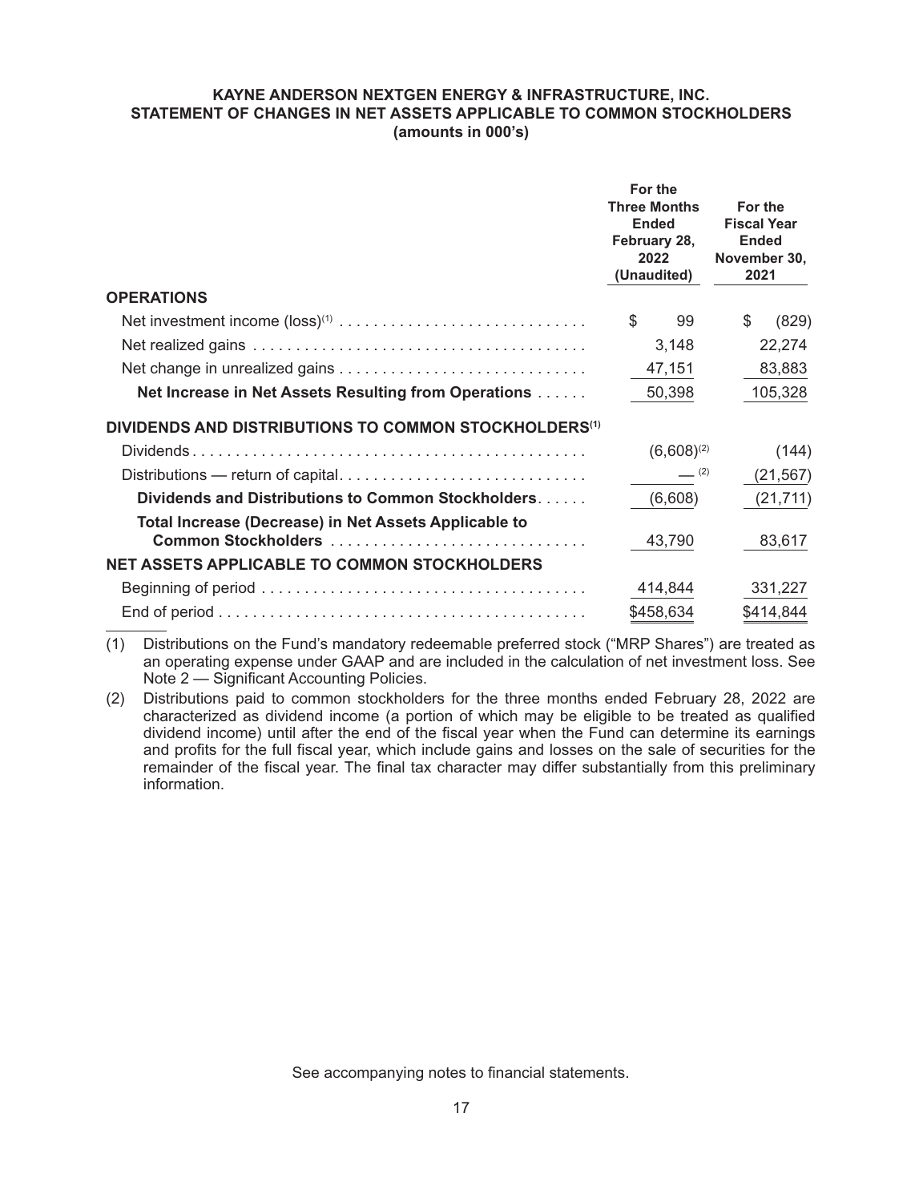# KAYNE ANDERSON NEXTGEN ENERGY & INFRASTRUCTURE, INC.
## STATEMENT OF CHANGES IN NET ASSETS APPLICABLE TO COMMON STOCKHOLDERS
### (amounts in 000's)

| | For the Three Months Ended February 28, 2022 (Unaudited) | For the Fiscal Year Ended November 30, 2021 |
|---|---|---|
| **OPERATIONS** | | |
| Net investment income (loss)[1] | $ 99 | $ (829) |
| Net realized gains | 3,148 | 22,274 |
| Net change in unrealized gains | 47,151 | 83,883 |
| **Net Increase in Net Assets Resulting from Operations** | 50,398 | 105,328 |
| **DIVIDENDS AND DISTRIBUTIONS TO COMMON STOCKHOLDERS[1]** | | |
| Dividends | (6,608)[2] | (144) |
| Distributions — return of capital | —[2] | (21,567) |
| **Dividends and Distributions to Common Stockholders** | (6,608) | (21,711) |
| **Total Increase (Decrease) in Net Assets Applicable to Common Stockholders** | 43,790 | 83,617 |
| **NET ASSETS APPLICABLE TO COMMON STOCKHOLDERS** | | |
| Beginning of period | 414,844 | 331,227 |
| End of period | $458,634 | $414,844 |

(1) Distributions on the Fund's mandatory redeemable preferred stock ("MRP Shares") are treated as an operating expense under GAAP and are included in the calculation of net investment loss. See Note 2 — Significant Accounting Policies.

(2) Distributions paid to common stockholders for the three months ended February 28, 2022 are characterized as dividend income (a portion of which may be eligible to be treated as qualified dividend income) until after the end of the fiscal year when the Fund can determine its earnings and profits for the full fiscal year, which include gains and losses on the sale of securities for the remainder of the fiscal year. The final tax character may differ substantially from this preliminary information.

See accompanying notes to financial statements.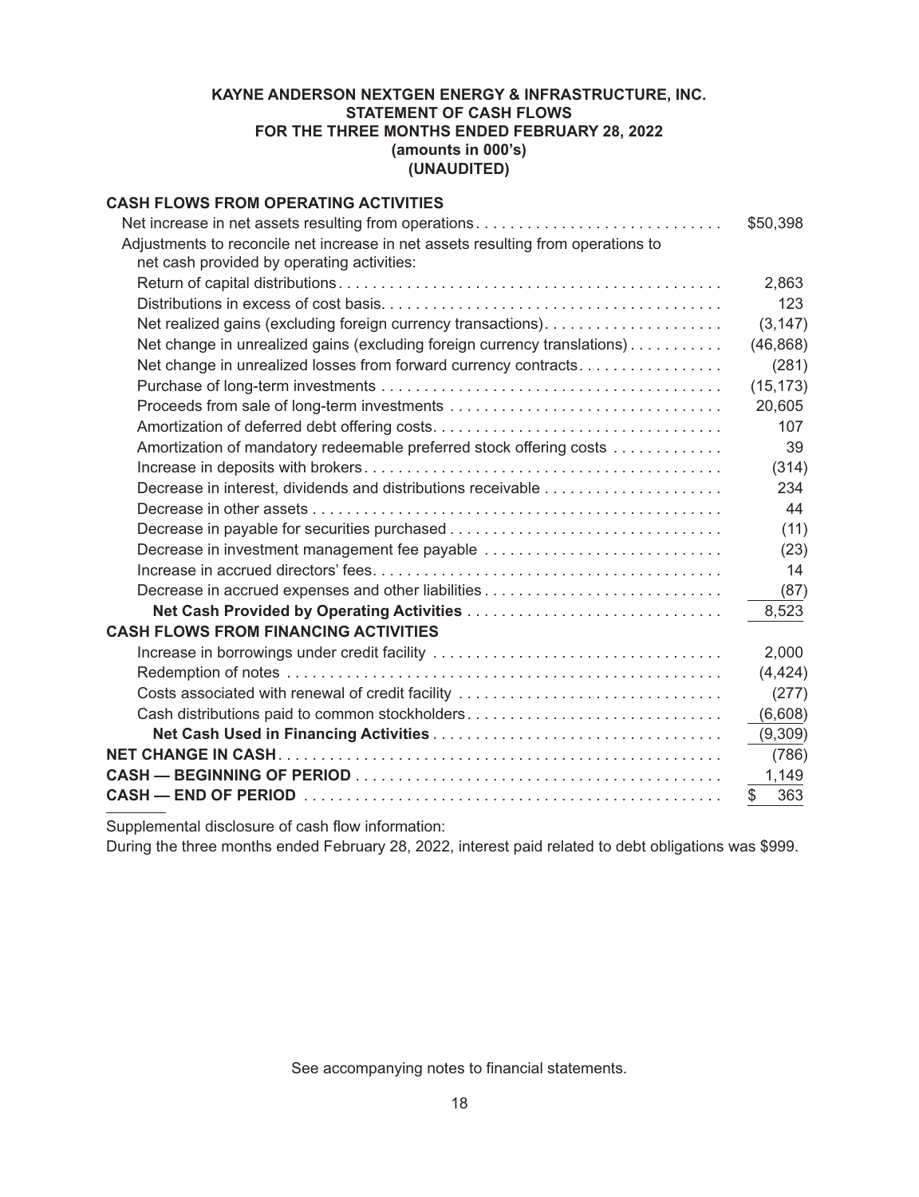# KAYNE ANDERSON NEXTGEN ENERGY & INFRASTRUCTURE, INC.
## STATEMENT OF CASH FLOWS
## FOR THE THREE MONTHS ENDED FEBRUARY 28, 2022
### (amounts in 000's)
### (UNAUDITED)

| | |
|---|---|
| **CASH FLOWS FROM OPERATING ACTIVITIES** | |
| Net increase in net assets resulting from operations | $50,398 |
| Adjustments to reconcile net increase in net assets resulting from operations to net cash provided by operating activities: | |
| Return of capital distributions | 2,863 |
| Distributions in excess of cost basis | 123 |
| Net realized gains (excluding foreign currency transactions) | (3,147) |
| Net change in unrealized gains (excluding foreign currency translations) | (46,868) |
| Net change in unrealized losses from forward currency contracts | (281) |
| Purchase of long-term investments | (15,173) |
| Proceeds from sale of long-term investments | 20,605 |
| Amortization of deferred debt offering costs | 107 |
| Amortization of mandatory redeemable preferred stock offering costs | 39 |
| Increase in deposits with brokers | (314) |
| Decrease in interest, dividends and distributions receivable | 234 |
| Decrease in other assets | 44 |
| Decrease in payable for securities purchased | (11) |
| Decrease in investment management fee payable | (23) |
| Increase in accrued directors' fees | 14 |
| Decrease in accrued expenses and other liabilities | (87) |
| **Net Cash Provided by Operating Activities** | 8,523 |
| **CASH FLOWS FROM FINANCING ACTIVITIES** | |
| Increase in borrowings under credit facility | 2,000 |
| Redemption of notes | (4,424) |
| Costs associated with renewal of credit facility | (277) |
| Cash distributions paid to common stockholders | (6,608) |
| **Net Cash Used in Financing Activities** | (9,309) |
| **NET CHANGE IN CASH** | (786) |
| **CASH — BEGINNING OF PERIOD** | 1,149 |
| **CASH — END OF PERIOD** | $ 363 |

Supplemental disclosure of cash flow information:

During the three months ended February 28, 2022, interest paid related to debt obligations was $999.

See accompanying notes to financial statements.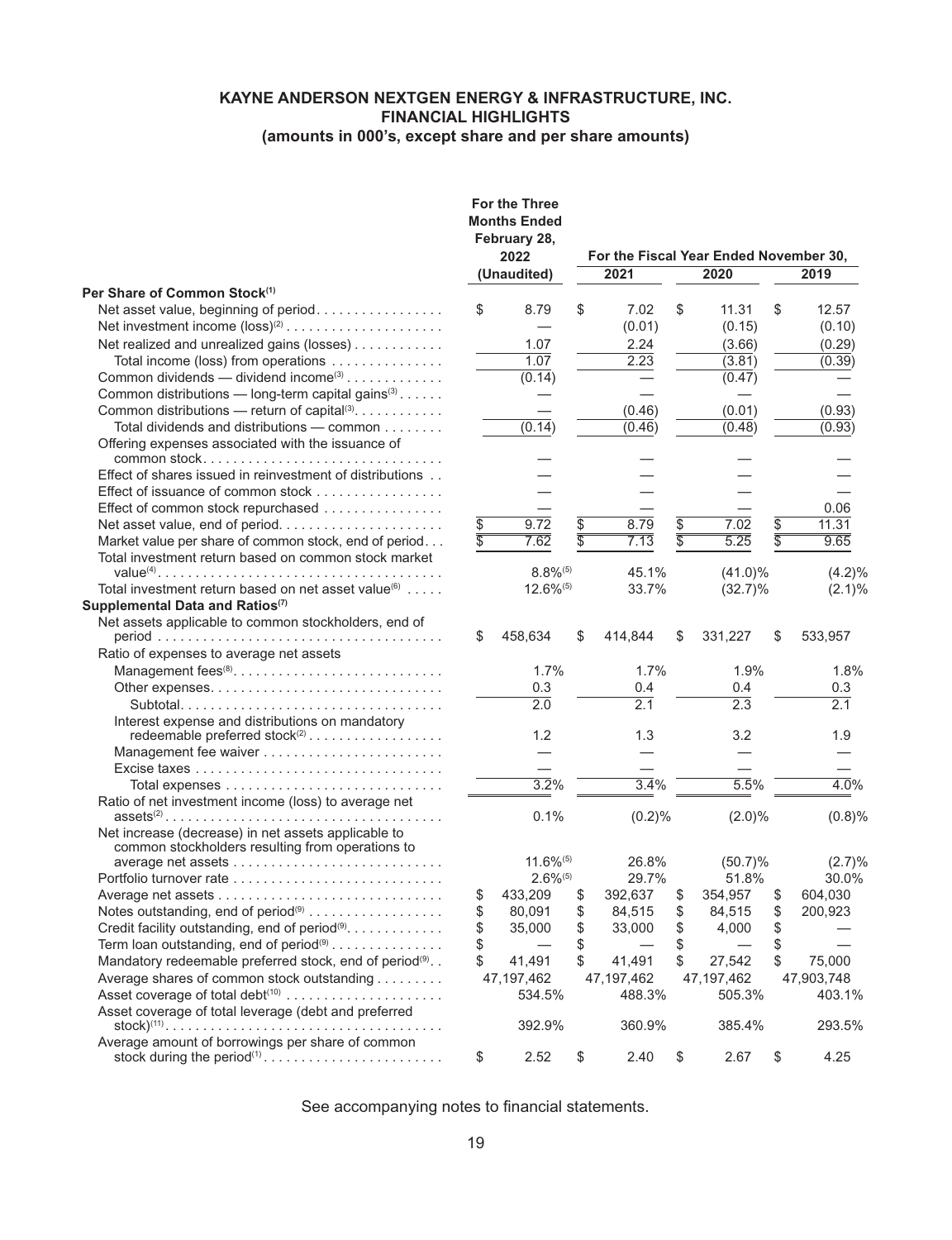**KAYNE ANDERSON NEXTGEN ENERGY & INFRASTRUCTURE, INC.**
**FINANCIAL HIGHLIGHTS**
**(amounts in 000's, except share and per share amounts)**

| | For the Three Months Ended February 28, 2022 (Unaudited) | For the Fiscal Year Ended November 30, 2021 | 2020 | 2019 |
|---|---|---|---|---|
| **Per Share of Common Stock**[(1)] | | | | |
| Net asset value, beginning of period | $ 8.79 | $ 7.02 | $ 11.31 | $ 12.57 |
| Net investment income (loss)[(2)] | — | (0.01) | (0.15) | (0.10) |
| Net realized and unrealized gains (losses) | 1.07 | 2.24 | (3.66) | (0.29) |
| Total income (loss) from operations | 1.07 | 2.23 | (3.81) | (0.39) |
| Common dividends — dividend income[(3)] | (0.14) | — | (0.47) | — |
| Common distributions — long-term capital gains[(3)] | — | — | — | — |
| Common distributions — return of capital[(3)] | — | (0.46) | (0.01) | (0.93) |
| Total dividends and distributions — common | (0.14) | (0.46) | (0.48) | (0.93) |
| Offering expenses associated with the issuance of common stock | — | — | — | — |
| Effect of shares issued in reinvestment of distributions | — | — | — | — |
| Effect of issuance of common stock | — | — | — | — |
| Effect of common stock repurchased | — | — | — | 0.06 |
| Net asset value, end of period | $ 9.72 | $ 8.79 | $ 7.02 | $ 11.31 |
| Market value per share of common stock, end of period | $ 7.62 | $ 7.13 | $ 5.25 | $ 9.65 |
| Total investment return based on common stock market value[(4)] | 8.8%[(5)] | 45.1% | (41.0)% | (4.2)% |
| Total investment return based on net asset value[(6)] | 12.6%[(5)] | 33.7% | (32.7)% | (2.1)% |
| **Supplemental Data and Ratios**[(7)] | | | | |
| Net assets applicable to common stockholders, end of period | $ 458,634 | $ 414,844 | $ 331,227 | $ 533,957 |
| Ratio of expenses to average net assets | | | | |
| Management fees[(8)] | 1.7% | 1.7% | 1.9% | 1.8% |
| Other expenses | 0.3 | 0.4 | 0.4 | 0.3 |
| Subtotal | 2.0 | 2.1 | 2.3 | 2.1 |
| Interest expense and distributions on mandatory redeemable preferred stock[(2)] | 1.2 | 1.3 | 3.2 | 1.9 |
| Management fee waiver | — | — | — | — |
| Excise taxes | — | — | — | — |
| Total expenses | 3.2% | 3.4% | 5.5% | 4.0% |
| Ratio of net investment income (loss) to average net assets[(2)] | 0.1% | (0.2)% | (2.0)% | (0.8)% |
| Net increase (decrease) in net assets applicable to common stockholders resulting from operations to average net assets | 11.6%[(5)] | 26.8% | (50.7)% | (2.7)% |
| Portfolio turnover rate | 2.6%[(5)] | 29.7% | 51.8% | 30.0% |
| Average net assets | $ 433,209 | $ 392,637 | $ 354,957 | $ 604,030 |
| Notes outstanding, end of period[(9)] | $ 80,091 | $ 84,515 | $ 84,515 | $ 200,923 |
| Credit facility outstanding, end of period[(9)] | $ 35,000 | $ 33,000 | $ 4,000 | $ — |
| Term loan outstanding, end of period[(9)] | $ — | $ — | $ — | $ — |
| Mandatory redeemable preferred stock, end of period[(9)] | $ 41,491 | $ 41,491 | $ 27,542 | $ 75,000 |
| Average shares of common stock outstanding | 47,197,462 | 47,197,462 | 47,197,462 | 47,903,748 |
| Asset coverage of total debt[(10)] | 534.5% | 488.3% | 505.3% | 403.1% |
| Asset coverage of total leverage (debt and preferred stock)[(11)] | 392.9% | 360.9% | 385.4% | 293.5% |
| Average amount of borrowings per share of common stock during the period[(1)] | $ 2.52 | $ 2.40 | $ 2.67 | $ 4.25 |

See accompanying notes to financial statements.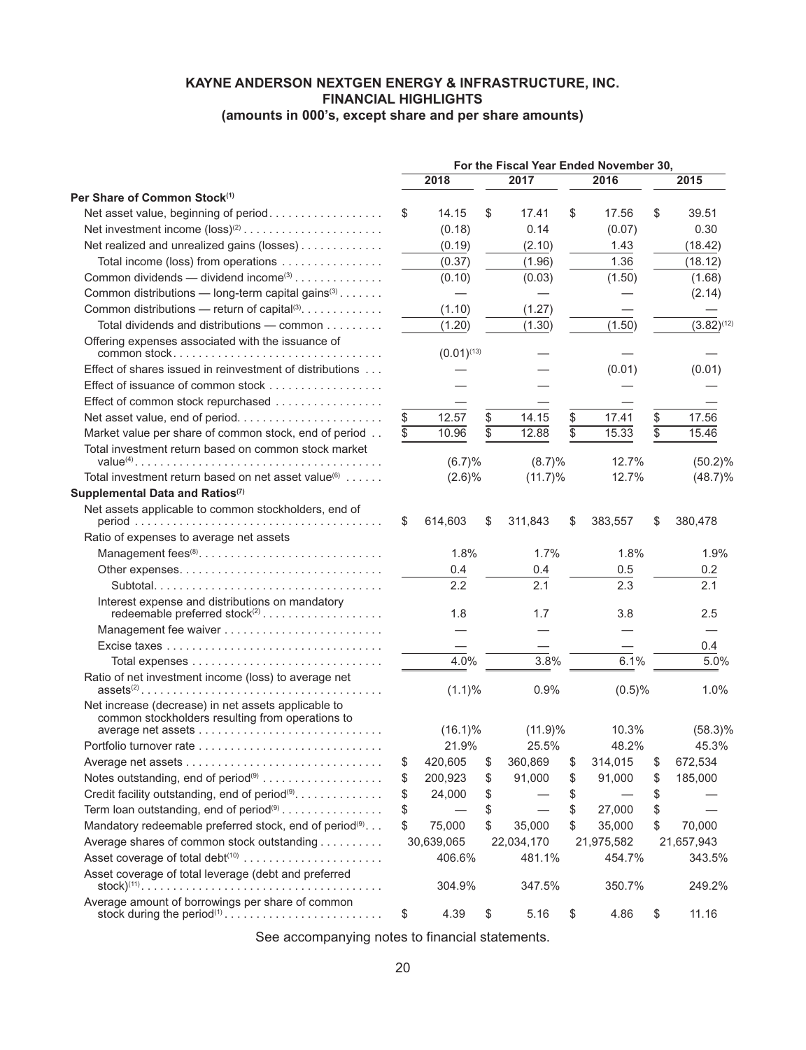# KAYNE ANDERSON NEXTGEN ENERGY & INFRASTRUCTURE, INC.
## FINANCIAL HIGHLIGHTS
### (amounts in 000's, except share and per share amounts)

| | For the Fiscal Year Ended November 30, | | | |
|---|---|---|---|---|
| | 2018 | 2017 | 2016 | 2015 |
| **Per Share of Common Stock**[1] | | | | |
| Net asset value, beginning of period | $ 14.15 | $ 17.41 | $ 17.56 | $ 39.51 |
| Net investment income (loss)[2] | (0.18) | 0.14 | (0.07) | 0.30 |
| Net realized and unrealized gains (losses) | (0.19) | (2.10) | 1.43 | (18.42) |
| Total income (loss) from operations | (0.37) | (1.96) | 1.36 | (18.12) |
| Common dividends — dividend income[3] | (0.10) | (0.03) | (1.50) | (1.68) |
| Common distributions — long-term capital gains[3] | — | — | — | (2.14) |
| Common distributions — return of capital[3] | (1.10) | (1.27) | — | — |
| Total dividends and distributions — common | (1.20) | (1.30) | (1.50) | (3.82)[12] |
| Offering expenses associated with the issuance of common stock | (0.01)[13] | — | — | — |
| Effect of shares issued in reinvestment of distributions | — | — | (0.01) | (0.01) |
| Effect of issuance of common stock | — | — | — | — |
| Effect of common stock repurchased | — | — | — | — |
| Net asset value, end of period | $ 12.57 | $ 14.15 | $ 17.41 | $ 17.56 |
| Market value per share of common stock, end of period | $ 10.96 | $ 12.88 | $ 15.33 | $ 15.46 |
| Total investment return based on common stock market value[4] | (6.7)% | (8.7)% | 12.7% | (50.2)% |
| Total investment return based on net asset value[6] | (2.6)% | (11.7)% | 12.7% | (48.7)% |
| **Supplemental Data and Ratios**[7] | | | | |
| Net assets applicable to common stockholders, end of period | $ 614,603 | $ 311,843 | $ 383,557 | $ 380,478 |
| Ratio of expenses to average net assets | | | | |
| Management fees[8] | 1.8% | 1.7% | 1.8% | 1.9% |
| Other expenses | 0.4 | 0.4 | 0.5 | 0.2 |
| Subtotal | 2.2 | 2.1 | 2.3 | 2.1 |
| Interest expense and distributions on mandatory redeemable preferred stock[2] | 1.8 | 1.7 | 3.8 | 2.5 |
| Management fee waiver | — | — | — | — |
| Excise taxes | — | — | — | 0.4 |
| Total expenses | 4.0% | 3.8% | 6.1% | 5.0% |
| Ratio of net investment income (loss) to average net assets[2] | (1.1)% | 0.9% | (0.5)% | 1.0% |
| Net increase (decrease) in net assets applicable to common stockholders resulting from operations to average net assets | (16.1)% | (11.9)% | 10.3% | (58.3)% |
| Portfolio turnover rate | 21.9% | 25.5% | 48.2% | 45.3% |
| Average net assets | $ 420,605 | $ 360,869 | $ 314,015 | $ 672,534 |
| Notes outstanding, end of period[9] | $ 200,923 | $ 91,000 | $ 91,000 | $ 185,000 |
| Credit facility outstanding, end of period[9] | $ 24,000 | $ — | $ — | $ — |
| Term loan outstanding, end of period[9] | $ — | $ — | $ 27,000 | $ — |
| Mandatory redeemable preferred stock, end of period[9] | $ 75,000 | $ 35,000 | $ 35,000 | $ 70,000 |
| Average shares of common stock outstanding | 30,639,065 | 22,034,170 | 21,975,582 | 21,657,943 |
| Asset coverage of total debt[10] | 406.6% | 481.1% | 454.7% | 343.5% |
| Asset coverage of total leverage (debt and preferred stock)[11] | 304.9% | 347.5% | 350.7% | 249.2% |
| Average amount of borrowings per share of common stock during the period[1] | $ 4.39 | $ 5.16 | $ 4.86 | $ 11.16 |

See accompanying notes to financial statements.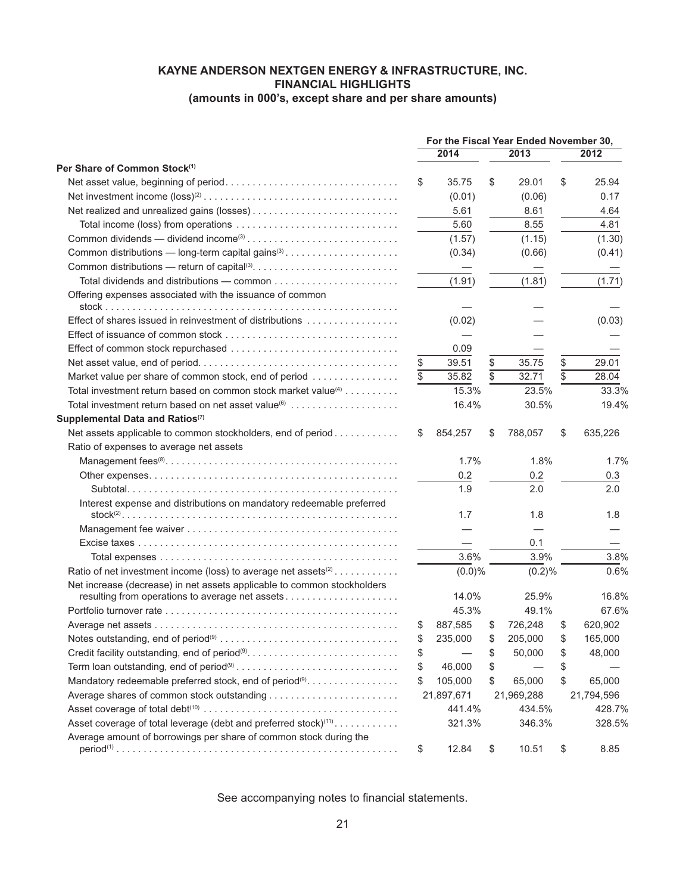# KAYNE ANDERSON NEXTGEN ENERGY & INFRASTRUCTURE, INC.
## FINANCIAL HIGHLIGHTS
### (amounts in 000's, except share and per share amounts)

| | For the Fiscal Year Ended November 30, | | |
|---|---|---|---|
| | 2014 | 2013 | 2012 |
| **Per Share of Common Stock**(1) | | | |
| Net asset value, beginning of period | $ 35.75 | $ 29.01 | $ 25.94 |
| Net investment income (loss)(2) | (0.01) | (0.06) | 0.17 |
| Net realized and unrealized gains (losses) | 5.61 | 8.61 | 4.64 |
| Total income (loss) from operations | 5.60 | 8.55 | 4.81 |
| Common dividends — dividend income(3) | (1.57) | (1.15) | (1.30) |
| Common distributions — long-term capital gains(3) | (0.34) | (0.66) | (0.41) |
| Common distributions — return of capital(3) | — | — | — |
| Total dividends and distributions — common | (1.91) | (1.81) | (1.71) |
| Offering expenses associated with the issuance of common stock | — | — | — |
| Effect of shares issued in reinvestment of distributions | (0.02) | — | (0.03) |
| Effect of issuance of common stock | — | — | — |
| Effect of common stock repurchased | 0.09 | — | — |
| Net asset value, end of period | $ 39.51 | $ 35.75 | $ 29.01 |
| Market value per share of common stock, end of period | $ 35.82 | $ 32.71 | $ 28.04 |
| Total investment return based on common stock market value(4) | 15.3% | 23.5% | 33.3% |
| Total investment return based on net asset value(6) | 16.4% | 30.5% | 19.4% |
| **Supplemental Data and Ratios**(7) | | | |
| Net assets applicable to common stockholders, end of period | $ 854,257 | $ 788,057 | $ 635,226 |
| Ratio of expenses to average net assets | | | |
| Management fees(8) | 1.7% | 1.8% | 1.7% |
| Other expenses | 0.2 | 0.2 | 0.3 |
| Subtotal | 1.9 | 2.0 | 2.0 |
| Interest expense and distributions on mandatory redeemable preferred stock(2) | 1.7 | 1.8 | 1.8 |
| Management fee waiver | — | — | — |
| Excise taxes | — | 0.1 | — |
| Total expenses | 3.6% | 3.9% | 3.8% |
| Ratio of net investment income (loss) to average net assets(2) | (0.0)% | (0.2)% | 0.6% |
| Net increase (decrease) in net assets applicable to common stockholders resulting from operations to average net assets | 14.0% | 25.9% | 16.8% |
| Portfolio turnover rate | 45.3% | 49.1% | 67.6% |
| Average net assets | $ 887,585 | $ 726,248 | $ 620,902 |
| Notes outstanding, end of period(9) | $ 235,000 | $ 205,000 | $ 165,000 |
| Credit facility outstanding, end of period(9) | $ — | $ 50,000 | $ 48,000 |
| Term loan outstanding, end of period(9) | $ 46,000 | $ — | $ — |
| Mandatory redeemable preferred stock, end of period(9) | $ 105,000 | $ 65,000 | $ 65,000 |
| Average shares of common stock outstanding | 21,897,671 | 21,969,288 | 21,794,596 |
| Asset coverage of total debt(10) | 441.4% | 434.5% | 428.7% |
| Asset coverage of total leverage (debt and preferred stock)(11) | 321.3% | 346.3% | 328.5% |
| Average amount of borrowings per share of common stock during the period(1) | $ 12.84 | $ 10.51 | $ 8.85 |

See accompanying notes to financial statements.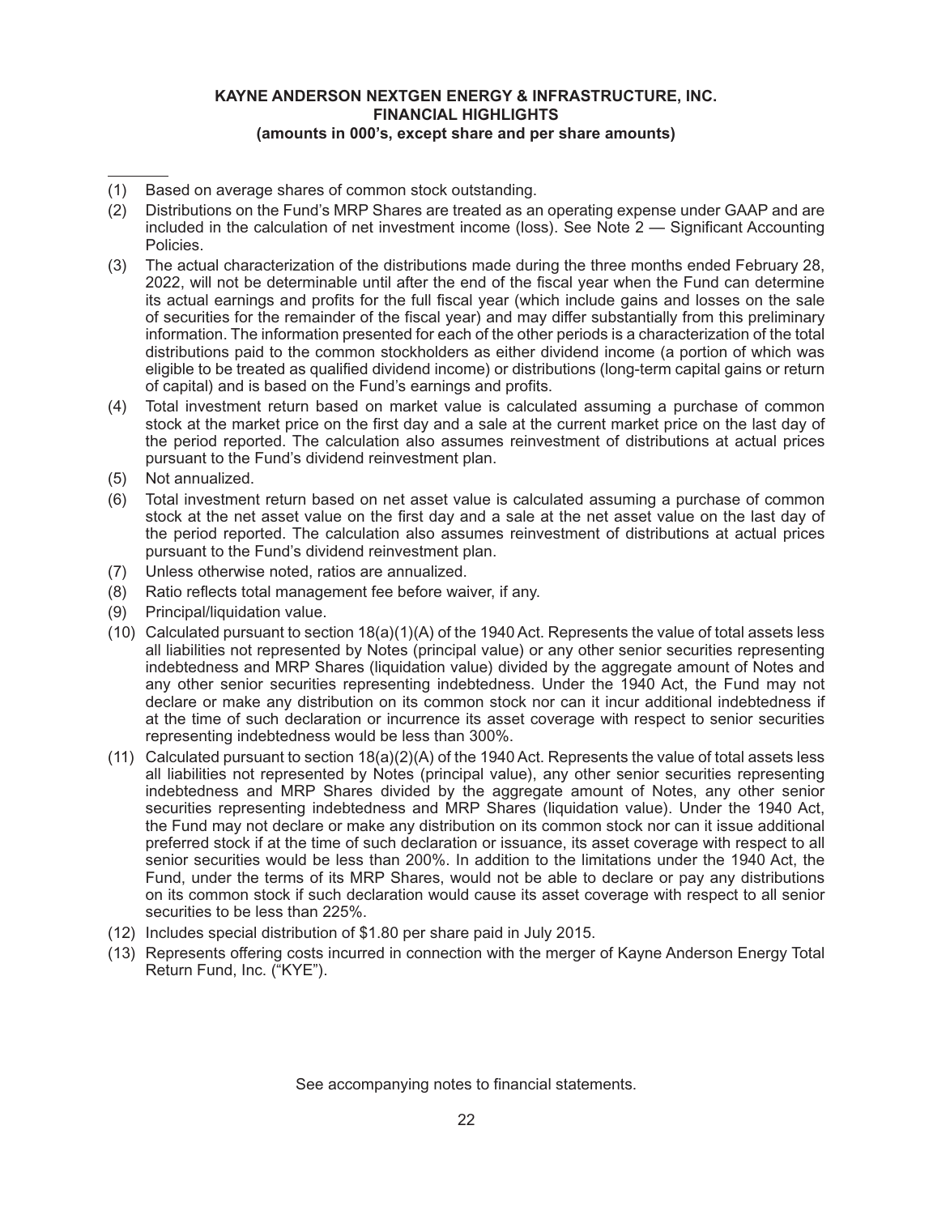**KAYNE ANDERSON NEXTGEN ENERGY & INFRASTRUCTURE, INC.**
**FINANCIAL HIGHLIGHTS**
**(amounts in 000's, except share and per share amounts)**

---

(1) Based on average shares of common stock outstanding.

(2) Distributions on the Fund's MRP Shares are treated as an operating expense under GAAP and are included in the calculation of net investment income (loss). See Note 2 — Significant Accounting Policies.

(3) The actual characterization of the distributions made during the three months ended February 28, 2022, will not be determinable until after the end of the fiscal year when the Fund can determine its actual earnings and profits for the full fiscal year (which include gains and losses on the sale of securities for the remainder of the fiscal year) and may differ substantially from this preliminary information. The information presented for each of the other periods is a characterization of the total distributions paid to the common stockholders as either dividend income (a portion of which was eligible to be treated as qualified dividend income) or distributions (long-term capital gains or return of capital) and is based on the Fund's earnings and profits.

(4) Total investment return based on market value is calculated assuming a purchase of common stock at the market price on the first day and a sale at the current market price on the last day of the period reported. The calculation also assumes reinvestment of distributions at actual prices pursuant to the Fund's dividend reinvestment plan.

(5) Not annualized.

(6) Total investment return based on net asset value is calculated assuming a purchase of common stock at the net asset value on the first day and a sale at the net asset value on the last day of the period reported. The calculation also assumes reinvestment of distributions at actual prices pursuant to the Fund's dividend reinvestment plan.

(7) Unless otherwise noted, ratios are annualized.

(8) Ratio reflects total management fee before waiver, if any.

(9) Principal/liquidation value.

(10) Calculated pursuant to section 18(a)(1)(A) of the 1940 Act. Represents the value of total assets less all liabilities not represented by Notes (principal value) or any other senior securities representing indebtedness and MRP Shares (liquidation value) divided by the aggregate amount of Notes and any other senior securities representing indebtedness. Under the 1940 Act, the Fund may not declare or make any distribution on its common stock nor can it incur additional indebtedness if at the time of such declaration or incurrence its asset coverage with respect to senior securities representing indebtedness would be less than 300%.

(11) Calculated pursuant to section 18(a)(2)(A) of the 1940 Act. Represents the value of total assets less all liabilities not represented by Notes (principal value), any other senior securities representing indebtedness and MRP Shares divided by the aggregate amount of Notes, any other senior securities representing indebtedness and MRP Shares (liquidation value). Under the 1940 Act, the Fund may not declare or make any distribution on its common stock nor can it issue additional preferred stock if at the time of such declaration or issuance, its asset coverage with respect to all senior securities would be less than 200%. In addition to the limitations under the 1940 Act, the Fund, under the terms of its MRP Shares, would not be able to declare or pay any distributions on its common stock if such declaration would cause its asset coverage with respect to all senior securities to be less than 225%.

(12) Includes special distribution of $1.80 per share paid in July 2015.

(13) Represents offering costs incurred in connection with the merger of Kayne Anderson Energy Total Return Fund, Inc. ("KYE").

See accompanying notes to financial statements.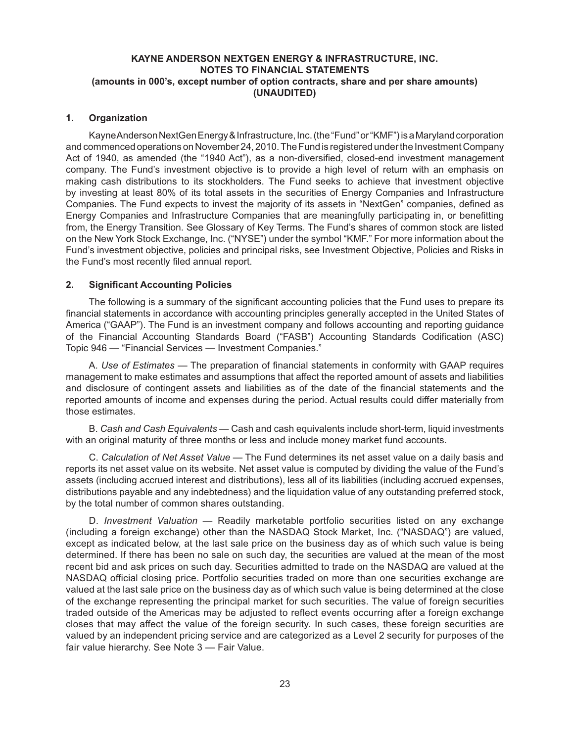**KAYNE ANDERSON NEXTGEN ENERGY & INFRASTRUCTURE, INC.**
**NOTES TO FINANCIAL STATEMENTS**
**(amounts in 000's, except number of option contracts, share and per share amounts)**
**(UNAUDITED)**

## 1. Organization

Kayne Anderson NextGen Energy & Infrastructure, Inc. (the "Fund" or "KMF") is a Maryland corporation and commenced operations on November 24, 2010. The Fund is registered under the Investment Company Act of 1940, as amended (the "1940 Act"), as a non-diversified, closed-end investment management company. The Fund's investment objective is to provide a high level of return with an emphasis on making cash distributions to its stockholders. The Fund seeks to achieve that investment objective by investing at least 80% of its total assets in the securities of Energy Companies and Infrastructure Companies. The Fund expects to invest the majority of its assets in "NextGen" companies, defined as Energy Companies and Infrastructure Companies that are meaningfully participating in, or benefitting from, the Energy Transition. See Glossary of Key Terms. The Fund's shares of common stock are listed on the New York Stock Exchange, Inc. ("NYSE") under the symbol "KMF." For more information about the Fund's investment objective, policies and principal risks, see Investment Objective, Policies and Risks in the Fund's most recently filed annual report.

## 2. Significant Accounting Policies

The following is a summary of the significant accounting policies that the Fund uses to prepare its financial statements in accordance with accounting principles generally accepted in the United States of America ("GAAP"). The Fund is an investment company and follows accounting and reporting guidance of the Financial Accounting Standards Board ("FASB") Accounting Standards Codification (ASC) Topic 946 — "Financial Services — Investment Companies."

A. *Use of Estimates* — The preparation of financial statements in conformity with GAAP requires management to make estimates and assumptions that affect the reported amount of assets and liabilities and disclosure of contingent assets and liabilities as of the date of the financial statements and the reported amounts of income and expenses during the period. Actual results could differ materially from those estimates.

B. *Cash and Cash Equivalents* — Cash and cash equivalents include short-term, liquid investments with an original maturity of three months or less and include money market fund accounts.

C. *Calculation of Net Asset Value* — The Fund determines its net asset value on a daily basis and reports its net asset value on its website. Net asset value is computed by dividing the value of the Fund's assets (including accrued interest and distributions), less all of its liabilities (including accrued expenses, distributions payable and any indebtedness) and the liquidation value of any outstanding preferred stock, by the total number of common shares outstanding.

D. *Investment Valuation* — Readily marketable portfolio securities listed on any exchange (including a foreign exchange) other than the NASDAQ Stock Market, Inc. ("NASDAQ") are valued, except as indicated below, at the last sale price on the business day as of which such value is being determined. If there has been no sale on such day, the securities are valued at the mean of the most recent bid and ask prices on such day. Securities admitted to trade on the NASDAQ are valued at the NASDAQ official closing price. Portfolio securities traded on more than one securities exchange are valued at the last sale price on the business day as of which such value is being determined at the close of the exchange representing the principal market for such securities. The value of foreign securities traded outside of the Americas may be adjusted to reflect events occurring after a foreign exchange closes that may affect the value of the foreign security. In such cases, these foreign securities are valued by an independent pricing service and are categorized as a Level 2 security for purposes of the fair value hierarchy. See Note 3 — Fair Value.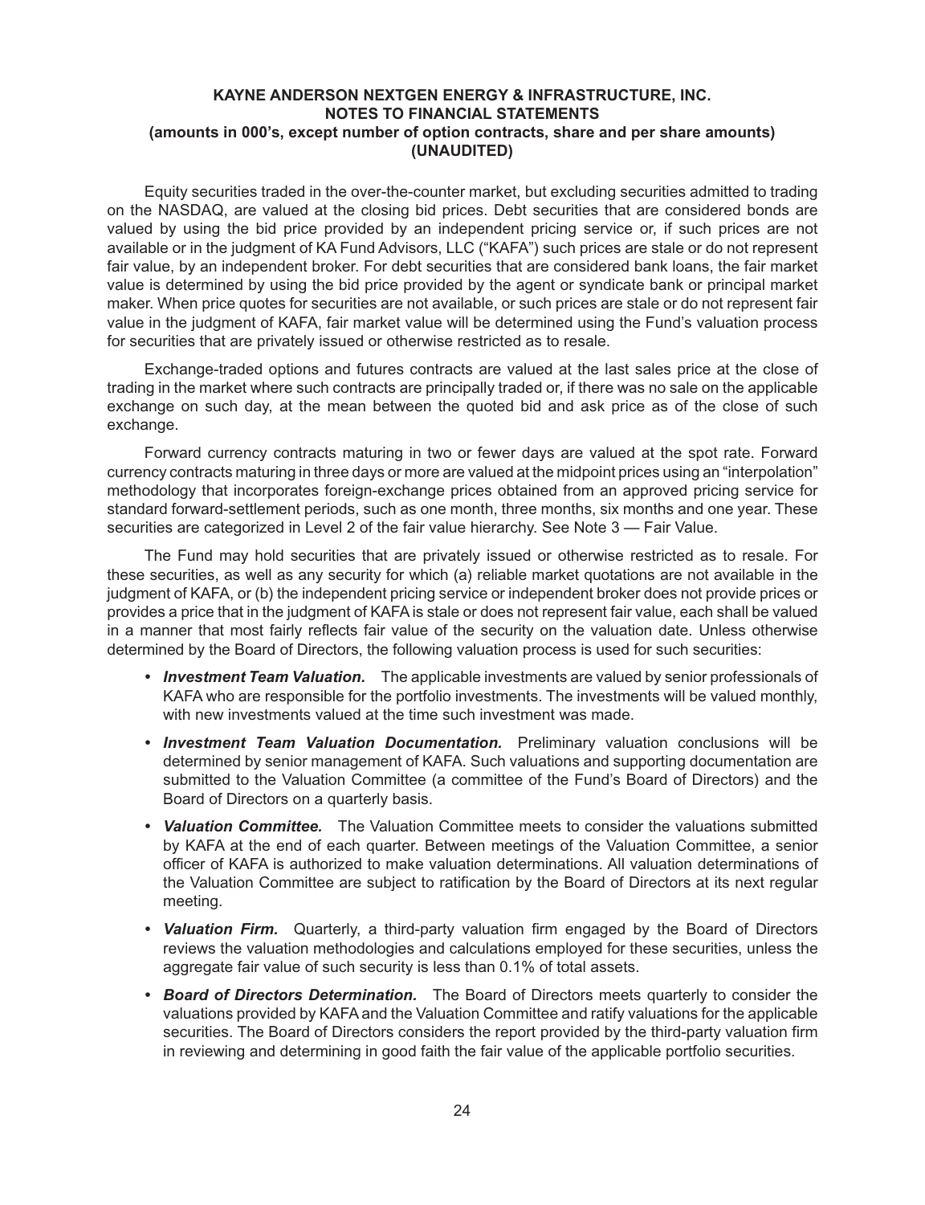Equity securities traded in the over-the-counter market, but excluding securities admitted to trading on the NASDAQ, are valued at the closing bid prices. Debt securities that are considered bonds are valued by using the bid price provided by an independent pricing service or, if such prices are not available or in the judgment of KA Fund Advisors, LLC ("KAFA") such prices are stale or do not represent fair value, by an independent broker. For debt securities that are considered bank loans, the fair market value is determined by using the bid price provided by the agent or syndicate bank or principal market maker. When price quotes for securities are not available, or such prices are stale or do not represent fair value in the judgment of KAFA, fair market value will be determined using the Fund's valuation process for securities that are privately issued or otherwise restricted as to resale.

Exchange-traded options and futures contracts are valued at the last sales price at the close of trading in the market where such contracts are principally traded or, if there was no sale on the applicable exchange on such day, at the mean between the quoted bid and ask price as of the close of such exchange.

Forward currency contracts maturing in two or fewer days are valued at the spot rate. Forward currency contracts maturing in three days or more are valued at the midpoint prices using an "interpolation" methodology that incorporates foreign-exchange prices obtained from an approved pricing service for standard forward-settlement periods, such as one month, three months, six months and one year. These securities are categorized in Level 2 of the fair value hierarchy. See Note 3 — Fair Value.

The Fund may hold securities that are privately issued or otherwise restricted as to resale. For these securities, as well as any security for which (a) reliable market quotations are not available in the judgment of KAFA, or (b) the independent pricing service or independent broker does not provide prices or provides a price that in the judgment of KAFA is stale or does not represent fair value, each shall be valued in a manner that most fairly reflects fair value of the security on the valuation date. Unless otherwise determined by the Board of Directors, the following valuation process is used for such securities:

- ***Investment Team Valuation.*** The applicable investments are valued by senior professionals of KAFA who are responsible for the portfolio investments. The investments will be valued monthly, with new investments valued at the time such investment was made.
- ***Investment Team Valuation Documentation.*** Preliminary valuation conclusions will be determined by senior management of KAFA. Such valuations and supporting documentation are submitted to the Valuation Committee (a committee of the Fund's Board of Directors) and the Board of Directors on a quarterly basis.
- ***Valuation Committee.*** The Valuation Committee meets to consider the valuations submitted by KAFA at the end of each quarter. Between meetings of the Valuation Committee, a senior officer of KAFA is authorized to make valuation determinations. All valuation determinations of the Valuation Committee are subject to ratification by the Board of Directors at its next regular meeting.
- ***Valuation Firm.*** Quarterly, a third-party valuation firm engaged by the Board of Directors reviews the valuation methodologies and calculations employed for these securities, unless the aggregate fair value of such security is less than 0.1% of total assets.
- ***Board of Directors Determination.*** The Board of Directors meets quarterly to consider the valuations provided by KAFA and the Valuation Committee and ratify valuations for the applicable securities. The Board of Directors considers the report provided by the third-party valuation firm in reviewing and determining in good faith the fair value of the applicable portfolio securities.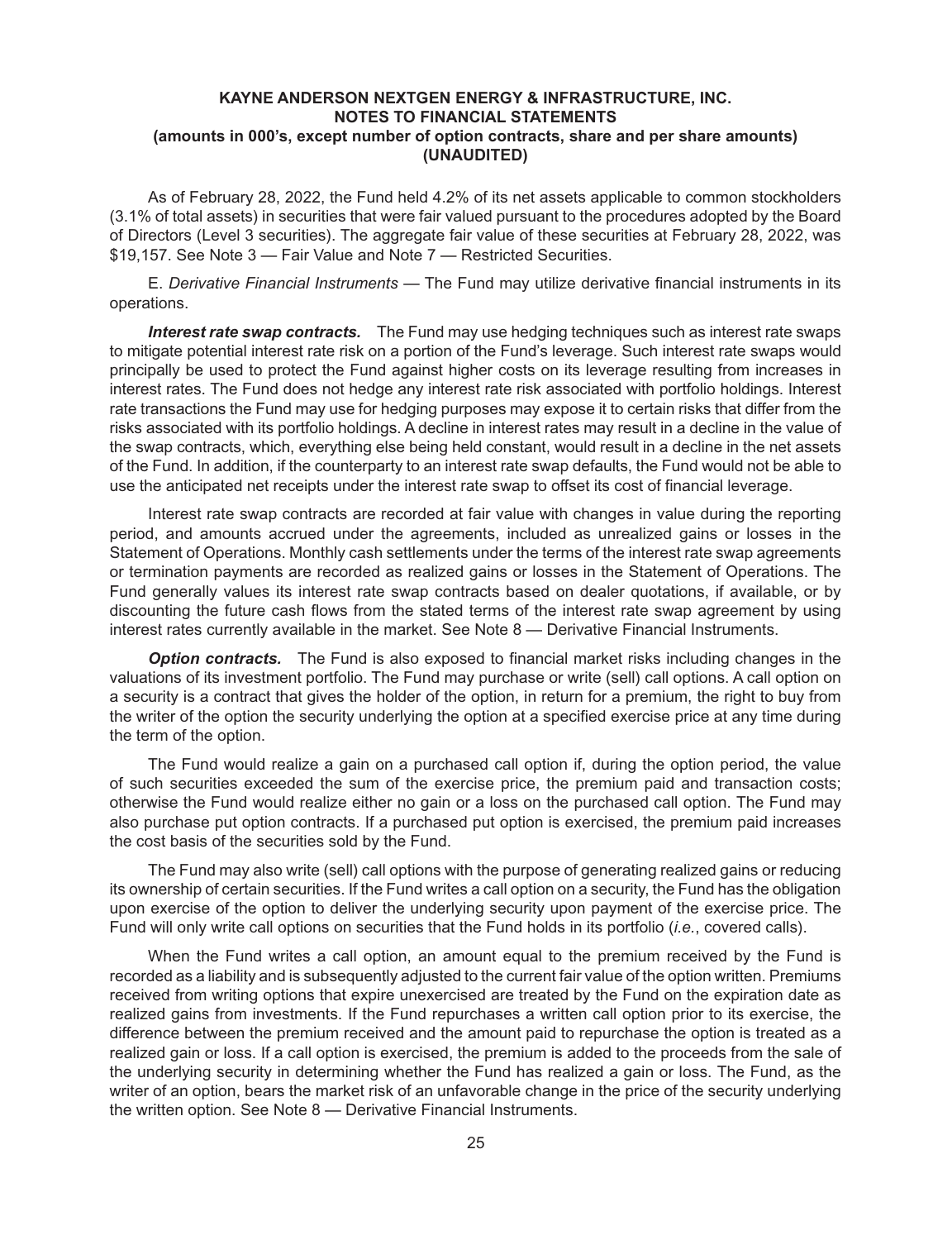As of February 28, 2022, the Fund held 4.2% of its net assets applicable to common stockholders (3.1% of total assets) in securities that were fair valued pursuant to the procedures adopted by the Board of Directors (Level 3 securities). The aggregate fair value of these securities at February 28, 2022, was \$19,157. See Note 3 — Fair Value and Note 7 — Restricted Securities.

E. *Derivative Financial Instruments* — The Fund may utilize derivative financial instruments in its operations.

***Interest rate swap contracts.*** The Fund may use hedging techniques such as interest rate swaps to mitigate potential interest rate risk on a portion of the Fund's leverage. Such interest rate swaps would principally be used to protect the Fund against higher costs on its leverage resulting from increases in interest rates. The Fund does not hedge any interest rate risk associated with portfolio holdings. Interest rate transactions the Fund may use for hedging purposes may expose it to certain risks that differ from the risks associated with its portfolio holdings. A decline in interest rates may result in a decline in the value of the swap contracts, which, everything else being held constant, would result in a decline in the net assets of the Fund. In addition, if the counterparty to an interest rate swap defaults, the Fund would not be able to use the anticipated net receipts under the interest rate swap to offset its cost of financial leverage.

Interest rate swap contracts are recorded at fair value with changes in value during the reporting period, and amounts accrued under the agreements, included as unrealized gains or losses in the Statement of Operations. Monthly cash settlements under the terms of the interest rate swap agreements or termination payments are recorded as realized gains or losses in the Statement of Operations. The Fund generally values its interest rate swap contracts based on dealer quotations, if available, or by discounting the future cash flows from the stated terms of the interest rate swap agreement by using interest rates currently available in the market. See Note 8 — Derivative Financial Instruments.

***Option contracts.*** The Fund is also exposed to financial market risks including changes in the valuations of its investment portfolio. The Fund may purchase or write (sell) call options. A call option on a security is a contract that gives the holder of the option, in return for a premium, the right to buy from the writer of the option the security underlying the option at a specified exercise price at any time during the term of the option.

The Fund would realize a gain on a purchased call option if, during the option period, the value of such securities exceeded the sum of the exercise price, the premium paid and transaction costs; otherwise the Fund would realize either no gain or a loss on the purchased call option. The Fund may also purchase put option contracts. If a purchased put option is exercised, the premium paid increases the cost basis of the securities sold by the Fund.

The Fund may also write (sell) call options with the purpose of generating realized gains or reducing its ownership of certain securities. If the Fund writes a call option on a security, the Fund has the obligation upon exercise of the option to deliver the underlying security upon payment of the exercise price. The Fund will only write call options on securities that the Fund holds in its portfolio (*i.e.*, covered calls).

When the Fund writes a call option, an amount equal to the premium received by the Fund is recorded as a liability and is subsequently adjusted to the current fair value of the option written. Premiums received from writing options that expire unexercised are treated by the Fund on the expiration date as realized gains from investments. If the Fund repurchases a written call option prior to its exercise, the difference between the premium received and the amount paid to repurchase the option is treated as a realized gain or loss. If a call option is exercised, the premium is added to the proceeds from the sale of the underlying security in determining whether the Fund has realized a gain or loss. The Fund, as the writer of an option, bears the market risk of an unfavorable change in the price of the security underlying the written option. See Note 8 — Derivative Financial Instruments.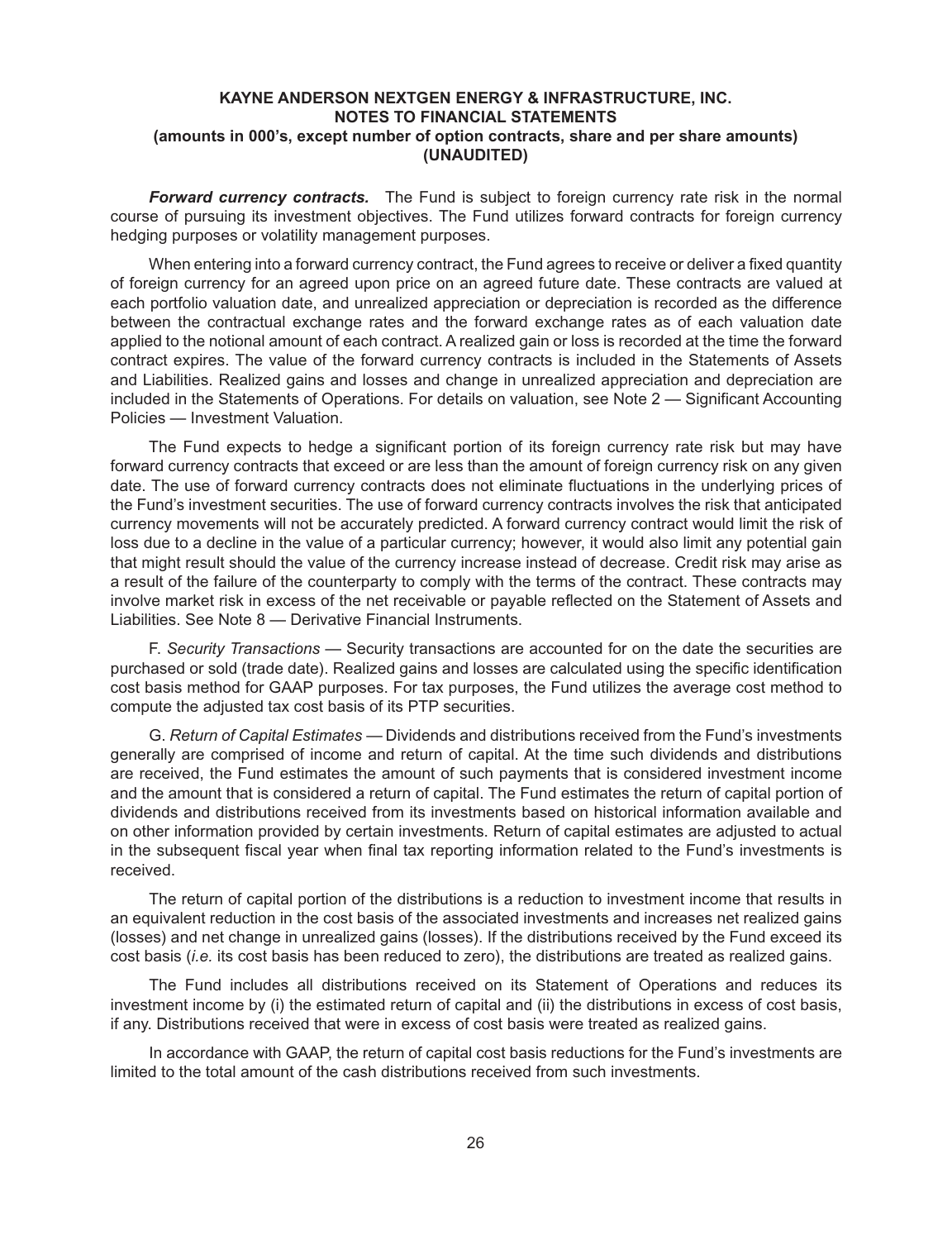**KAYNE ANDERSON NEXTGEN ENERGY & INFRASTRUCTURE, INC.**
**NOTES TO FINANCIAL STATEMENTS**
**(amounts in 000's, except number of option contracts, share and per share amounts)**
**(UNAUDITED)**

***Forward currency contracts.*** The Fund is subject to foreign currency rate risk in the normal course of pursuing its investment objectives. The Fund utilizes forward contracts for foreign currency hedging purposes or volatility management purposes.

When entering into a forward currency contract, the Fund agrees to receive or deliver a fixed quantity of foreign currency for an agreed upon price on an agreed future date. These contracts are valued at each portfolio valuation date, and unrealized appreciation or depreciation is recorded as the difference between the contractual exchange rates and the forward exchange rates as of each valuation date applied to the notional amount of each contract. A realized gain or loss is recorded at the time the forward contract expires. The value of the forward currency contracts is included in the Statements of Assets and Liabilities. Realized gains and losses and change in unrealized appreciation and depreciation are included in the Statements of Operations. For details on valuation, see Note 2 — Significant Accounting Policies — Investment Valuation.

The Fund expects to hedge a significant portion of its foreign currency rate risk but may have forward currency contracts that exceed or are less than the amount of foreign currency risk on any given date. The use of forward currency contracts does not eliminate fluctuations in the underlying prices of the Fund's investment securities. The use of forward currency contracts involves the risk that anticipated currency movements will not be accurately predicted. A forward currency contract would limit the risk of loss due to a decline in the value of a particular currency; however, it would also limit any potential gain that might result should the value of the currency increase instead of decrease. Credit risk may arise as a result of the failure of the counterparty to comply with the terms of the contract. These contracts may involve market risk in excess of the net receivable or payable reflected on the Statement of Assets and Liabilities. See Note 8 — Derivative Financial Instruments.

F. *Security Transactions* — Security transactions are accounted for on the date the securities are purchased or sold (trade date). Realized gains and losses are calculated using the specific identification cost basis method for GAAP purposes. For tax purposes, the Fund utilizes the average cost method to compute the adjusted tax cost basis of its PTP securities.

G. *Return of Capital Estimates* — Dividends and distributions received from the Fund's investments generally are comprised of income and return of capital. At the time such dividends and distributions are received, the Fund estimates the amount of such payments that is considered investment income and the amount that is considered a return of capital. The Fund estimates the return of capital portion of dividends and distributions received from its investments based on historical information available and on other information provided by certain investments. Return of capital estimates are adjusted to actual in the subsequent fiscal year when final tax reporting information related to the Fund's investments is received.

The return of capital portion of the distributions is a reduction to investment income that results in an equivalent reduction in the cost basis of the associated investments and increases net realized gains (losses) and net change in unrealized gains (losses). If the distributions received by the Fund exceed its cost basis (*i.e.* its cost basis has been reduced to zero), the distributions are treated as realized gains.

The Fund includes all distributions received on its Statement of Operations and reduces its investment income by (i) the estimated return of capital and (ii) the distributions in excess of cost basis, if any. Distributions received that were in excess of cost basis were treated as realized gains.

In accordance with GAAP, the return of capital cost basis reductions for the Fund's investments are limited to the total amount of the cash distributions received from such investments.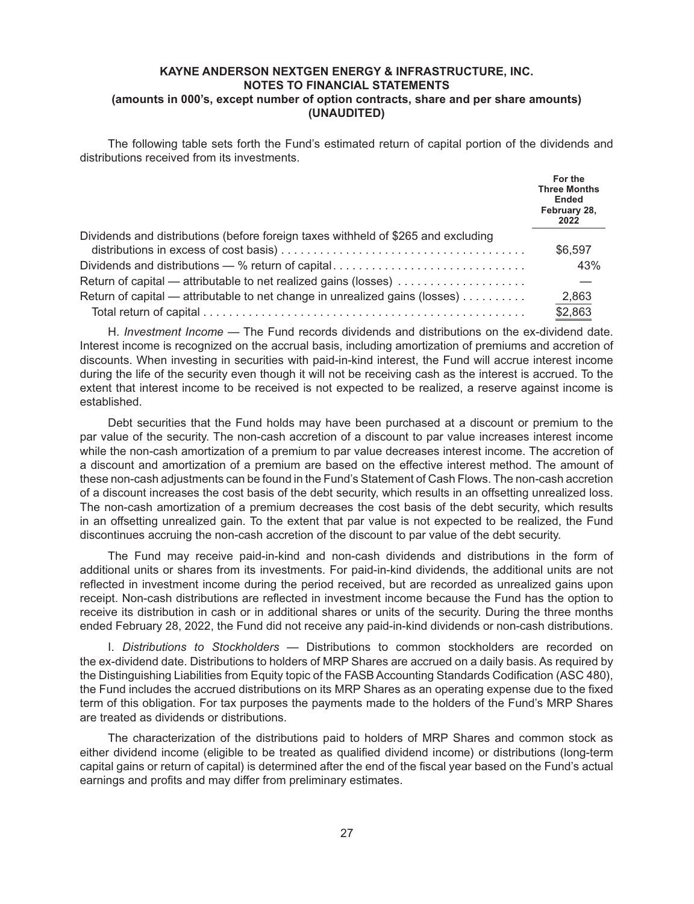**KAYNE ANDERSON NEXTGEN ENERGY & INFRASTRUCTURE, INC.**
**NOTES TO FINANCIAL STATEMENTS**
**(amounts in 000's, except number of option contracts, share and per share amounts)**
**(UNAUDITED)**

The following table sets forth the Fund's estimated return of capital portion of the dividends and distributions received from its investments.

| | For the Three Months Ended February 28, 2022 |
|---|---|
| Dividends and distributions (before foreign taxes withheld of $265 and excluding distributions in excess of cost basis) | $6,597 |
| Dividends and distributions — % return of capital | 43% |
| Return of capital — attributable to net realized gains (losses) | — |
| Return of capital — attributable to net change in unrealized gains (losses) | 2,863 |
| Total return of capital | $2,863 |

H. *Investment Income* — The Fund records dividends and distributions on the ex-dividend date. Interest income is recognized on the accrual basis, including amortization of premiums and accretion of discounts. When investing in securities with paid-in-kind interest, the Fund will accrue interest income during the life of the security even though it will not be receiving cash as the interest is accrued. To the extent that interest income to be received is not expected to be realized, a reserve against income is established.

Debt securities that the Fund holds may have been purchased at a discount or premium to the par value of the security. The non-cash accretion of a discount to par value increases interest income while the non-cash amortization of a premium to par value decreases interest income. The accretion of a discount and amortization of a premium are based on the effective interest method. The amount of these non-cash adjustments can be found in the Fund's Statement of Cash Flows. The non-cash accretion of a discount increases the cost basis of the debt security, which results in an offsetting unrealized loss. The non-cash amortization of a premium decreases the cost basis of the debt security, which results in an offsetting unrealized gain. To the extent that par value is not expected to be realized, the Fund discontinues accruing the non-cash accretion of the discount to par value of the debt security.

The Fund may receive paid-in-kind and non-cash dividends and distributions in the form of additional units or shares from its investments. For paid-in-kind dividends, the additional units are not reflected in investment income during the period received, but are recorded as unrealized gains upon receipt. Non-cash distributions are reflected in investment income because the Fund has the option to receive its distribution in cash or in additional shares or units of the security. During the three months ended February 28, 2022, the Fund did not receive any paid-in-kind dividends or non-cash distributions.

I. *Distributions to Stockholders* — Distributions to common stockholders are recorded on the ex-dividend date. Distributions to holders of MRP Shares are accrued on a daily basis. As required by the Distinguishing Liabilities from Equity topic of the FASB Accounting Standards Codification (ASC 480), the Fund includes the accrued distributions on its MRP Shares as an operating expense due to the fixed term of this obligation. For tax purposes the payments made to the holders of the Fund's MRP Shares are treated as dividends or distributions.

The characterization of the distributions paid to holders of MRP Shares and common stock as either dividend income (eligible to be treated as qualified dividend income) or distributions (long-term capital gains or return of capital) is determined after the end of the fiscal year based on the Fund's actual earnings and profits and may differ from preliminary estimates.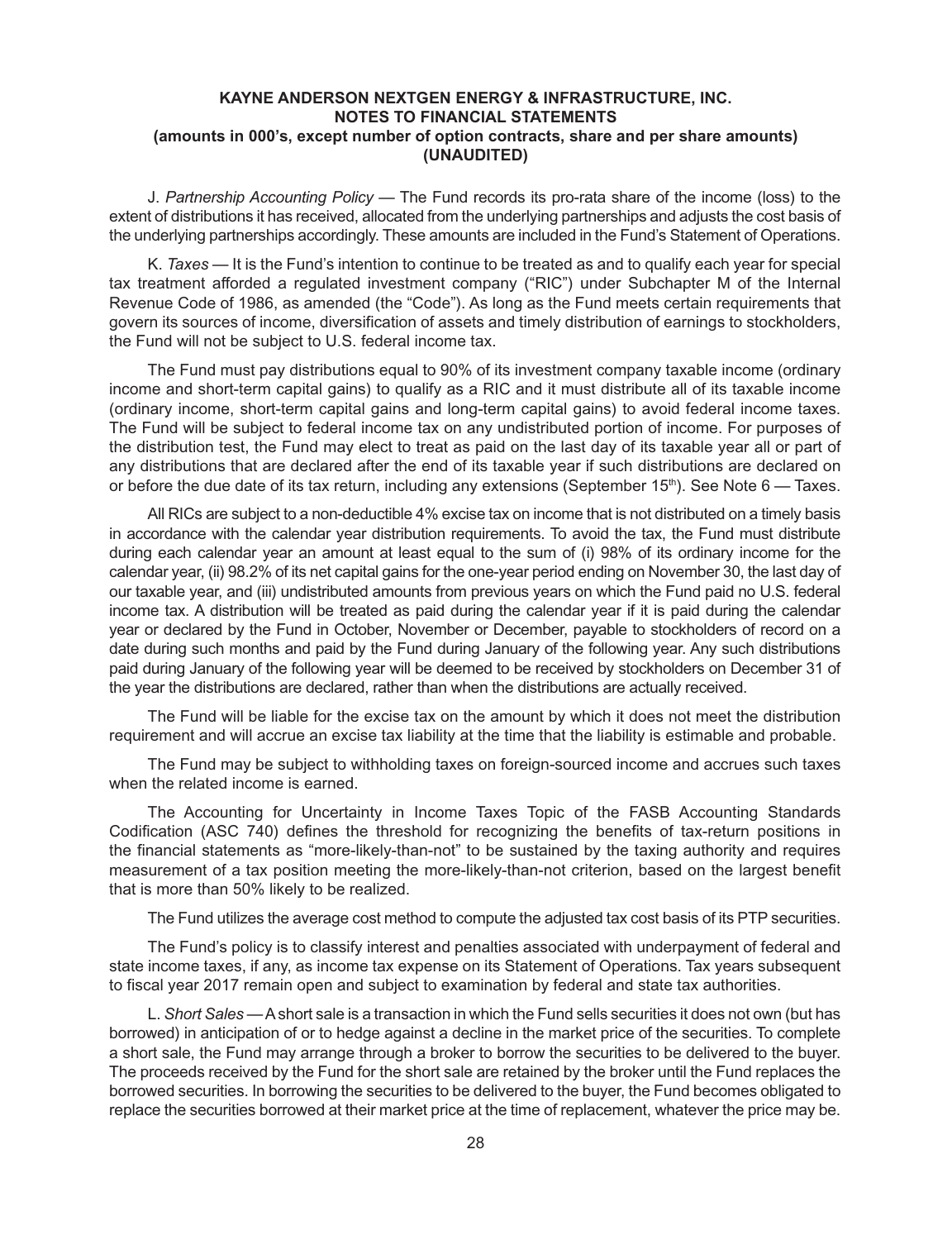**KAYNE ANDERSON NEXTGEN ENERGY & INFRASTRUCTURE, INC.**
**NOTES TO FINANCIAL STATEMENTS**
**(amounts in 000's, except number of option contracts, share and per share amounts)**
**(UNAUDITED)**

J. *Partnership Accounting Policy* — The Fund records its pro-rata share of the income (loss) to the extent of distributions it has received, allocated from the underlying partnerships and adjusts the cost basis of the underlying partnerships accordingly. These amounts are included in the Fund's Statement of Operations.

K. *Taxes* — It is the Fund's intention to continue to be treated as and to qualify each year for special tax treatment afforded a regulated investment company ("RIC") under Subchapter M of the Internal Revenue Code of 1986, as amended (the "Code"). As long as the Fund meets certain requirements that govern its sources of income, diversification of assets and timely distribution of earnings to stockholders, the Fund will not be subject to U.S. federal income tax.

The Fund must pay distributions equal to 90% of its investment company taxable income (ordinary income and short-term capital gains) to qualify as a RIC and it must distribute all of its taxable income (ordinary income, short-term capital gains and long-term capital gains) to avoid federal income taxes. The Fund will be subject to federal income tax on any undistributed portion of income. For purposes of the distribution test, the Fund may elect to treat as paid on the last day of its taxable year all or part of any distributions that are declared after the end of its taxable year if such distributions are declared on or before the due date of its tax return, including any extensions (September 15th). See Note 6 — Taxes.

All RICs are subject to a non-deductible 4% excise tax on income that is not distributed on a timely basis in accordance with the calendar year distribution requirements. To avoid the tax, the Fund must distribute during each calendar year an amount at least equal to the sum of (i) 98% of its ordinary income for the calendar year, (ii) 98.2% of its net capital gains for the one-year period ending on November 30, the last day of our taxable year, and (iii) undistributed amounts from previous years on which the Fund paid no U.S. federal income tax. A distribution will be treated as paid during the calendar year if it is paid during the calendar year or declared by the Fund in October, November or December, payable to stockholders of record on a date during such months and paid by the Fund during January of the following year. Any such distributions paid during January of the following year will be deemed to be received by stockholders on December 31 of the year the distributions are declared, rather than when the distributions are actually received.

The Fund will be liable for the excise tax on the amount by which it does not meet the distribution requirement and will accrue an excise tax liability at the time that the liability is estimable and probable.

The Fund may be subject to withholding taxes on foreign-sourced income and accrues such taxes when the related income is earned.

The Accounting for Uncertainty in Income Taxes Topic of the FASB Accounting Standards Codification (ASC 740) defines the threshold for recognizing the benefits of tax-return positions in the financial statements as "more-likely-than-not" to be sustained by the taxing authority and requires measurement of a tax position meeting the more-likely-than-not criterion, based on the largest benefit that is more than 50% likely to be realized.

The Fund utilizes the average cost method to compute the adjusted tax cost basis of its PTP securities.

The Fund's policy is to classify interest and penalties associated with underpayment of federal and state income taxes, if any, as income tax expense on its Statement of Operations. Tax years subsequent to fiscal year 2017 remain open and subject to examination by federal and state tax authorities.

L. *Short Sales* — A short sale is a transaction in which the Fund sells securities it does not own (but has borrowed) in anticipation of or to hedge against a decline in the market price of the securities. To complete a short sale, the Fund may arrange through a broker to borrow the securities to be delivered to the buyer. The proceeds received by the Fund for the short sale are retained by the broker until the Fund replaces the borrowed securities. In borrowing the securities to be delivered to the buyer, the Fund becomes obligated to replace the securities borrowed at their market price at the time of replacement, whatever the price may be.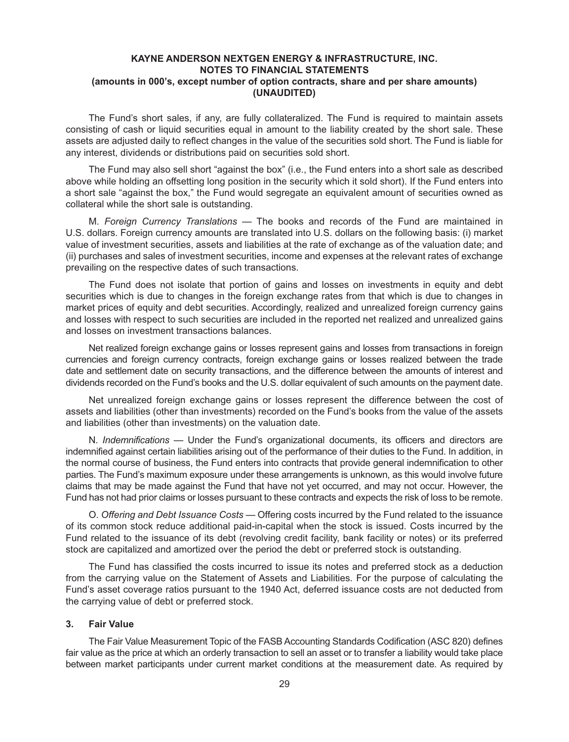The Fund's short sales, if any, are fully collateralized. The Fund is required to maintain assets consisting of cash or liquid securities equal in amount to the liability created by the short sale. These assets are adjusted daily to reflect changes in the value of the securities sold short. The Fund is liable for any interest, dividends or distributions paid on securities sold short.

The Fund may also sell short "against the box" (i.e., the Fund enters into a short sale as described above while holding an offsetting long position in the security which it sold short). If the Fund enters into a short sale "against the box," the Fund would segregate an equivalent amount of securities owned as collateral while the short sale is outstanding.

M. *Foreign Currency Translations* — The books and records of the Fund are maintained in U.S. dollars. Foreign currency amounts are translated into U.S. dollars on the following basis: (i) market value of investment securities, assets and liabilities at the rate of exchange as of the valuation date; and (ii) purchases and sales of investment securities, income and expenses at the relevant rates of exchange prevailing on the respective dates of such transactions.

The Fund does not isolate that portion of gains and losses on investments in equity and debt securities which is due to changes in the foreign exchange rates from that which is due to changes in market prices of equity and debt securities. Accordingly, realized and unrealized foreign currency gains and losses with respect to such securities are included in the reported net realized and unrealized gains and losses on investment transactions balances.

Net realized foreign exchange gains or losses represent gains and losses from transactions in foreign currencies and foreign currency contracts, foreign exchange gains or losses realized between the trade date and settlement date on security transactions, and the difference between the amounts of interest and dividends recorded on the Fund's books and the U.S. dollar equivalent of such amounts on the payment date.

Net unrealized foreign exchange gains or losses represent the difference between the cost of assets and liabilities (other than investments) recorded on the Fund's books from the value of the assets and liabilities (other than investments) on the valuation date.

N. *Indemnifications* — Under the Fund's organizational documents, its officers and directors are indemnified against certain liabilities arising out of the performance of their duties to the Fund. In addition, in the normal course of business, the Fund enters into contracts that provide general indemnification to other parties. The Fund's maximum exposure under these arrangements is unknown, as this would involve future claims that may be made against the Fund that have not yet occurred, and may not occur. However, the Fund has not had prior claims or losses pursuant to these contracts and expects the risk of loss to be remote.

O. *Offering and Debt Issuance Costs* — Offering costs incurred by the Fund related to the issuance of its common stock reduce additional paid-in-capital when the stock is issued. Costs incurred by the Fund related to the issuance of its debt (revolving credit facility, bank facility or notes) or its preferred stock are capitalized and amortized over the period the debt or preferred stock is outstanding.

The Fund has classified the costs incurred to issue its notes and preferred stock as a deduction from the carrying value on the Statement of Assets and Liabilities. For the purpose of calculating the Fund's asset coverage ratios pursuant to the 1940 Act, deferred issuance costs are not deducted from the carrying value of debt or preferred stock.

## 3. Fair Value

The Fair Value Measurement Topic of the FASB Accounting Standards Codification (ASC 820) defines fair value as the price at which an orderly transaction to sell an asset or to transfer a liability would take place between market participants under current market conditions at the measurement date. As required by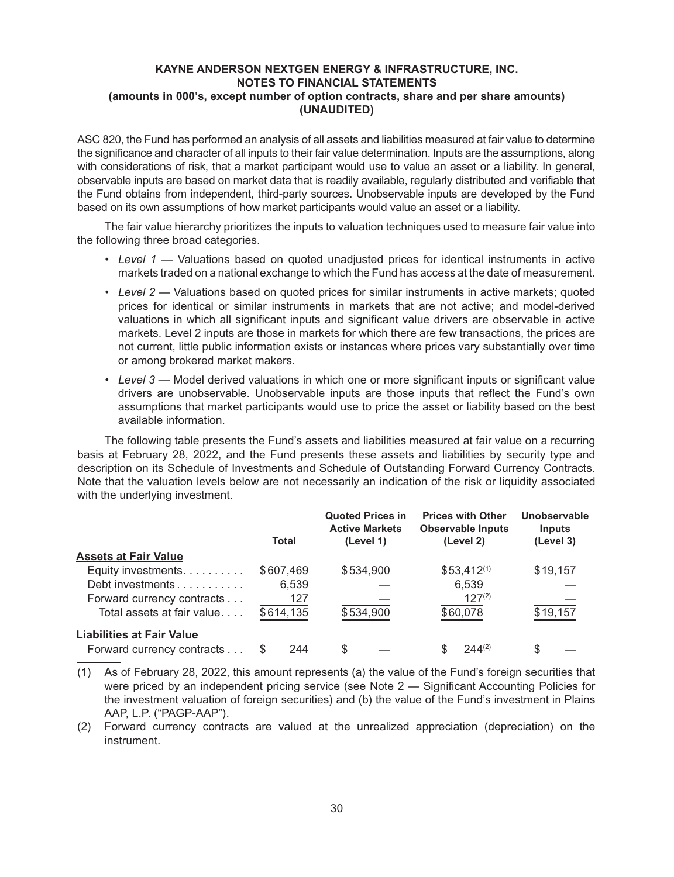ASC 820, the Fund has performed an analysis of all assets and liabilities measured at fair value to determine the significance and character of all inputs to their fair value determination. Inputs are the assumptions, along with considerations of risk, that a market participant would use to value an asset or a liability. In general, observable inputs are based on market data that is readily available, regularly distributed and verifiable that the Fund obtains from independent, third-party sources. Unobservable inputs are developed by the Fund based on its own assumptions of how market participants would value an asset or a liability.

The fair value hierarchy prioritizes the inputs to valuation techniques used to measure fair value into the following three broad categories.

- *Level 1* — Valuations based on quoted unadjusted prices for identical instruments in active markets traded on a national exchange to which the Fund has access at the date of measurement.
- *Level 2* — Valuations based on quoted prices for similar instruments in active markets; quoted prices for identical or similar instruments in markets that are not active; and model-derived valuations in which all significant inputs and significant value drivers are observable in active markets. Level 2 inputs are those in markets for which there are few transactions, the prices are not current, little public information exists or instances where prices vary substantially over time or among brokered market makers.
- *Level 3* — Model derived valuations in which one or more significant inputs or significant value drivers are unobservable. Unobservable inputs are those inputs that reflect the Fund's own assumptions that market participants would use to price the asset or liability based on the best available information.

The following table presents the Fund's assets and liabilities measured at fair value on a recurring basis at February 28, 2022, and the Fund presents these assets and liabilities by security type and description on its Schedule of Investments and Schedule of Outstanding Forward Currency Contracts. Note that the valuation levels below are not necessarily an indication of the risk or liquidity associated with the underlying investment.

| | Total | Quoted Prices in Active Markets (Level 1) | Prices with Other Observable Inputs (Level 2) | Unobservable Inputs (Level 3) |
|---|---|---|---|---|
| **Assets at Fair Value** | | | | |
| Equity investments | $607,469 | $534,900 | $53,412[(1)] | $19,157 |
| Debt investments | 6,539 | — | 6,539 | — |
| Forward currency contracts | 127 | — | 127[(2)] | — |
| Total assets at fair value | $614,135 | $534,900 | $60,078 | $19,157 |
| **Liabilities at Fair Value** | | | | |
| Forward currency contracts | $ 244 | $ — | $ 244[(2)] | $ — |

(1) As of February 28, 2022, this amount represents (a) the value of the Fund's foreign securities that were priced by an independent pricing service (see Note 2 — Significant Accounting Policies for the investment valuation of foreign securities) and (b) the value of the Fund's investment in Plains AAP, L.P. ("PAGP-AAP").

(2) Forward currency contracts are valued at the unrealized appreciation (depreciation) on the instrument.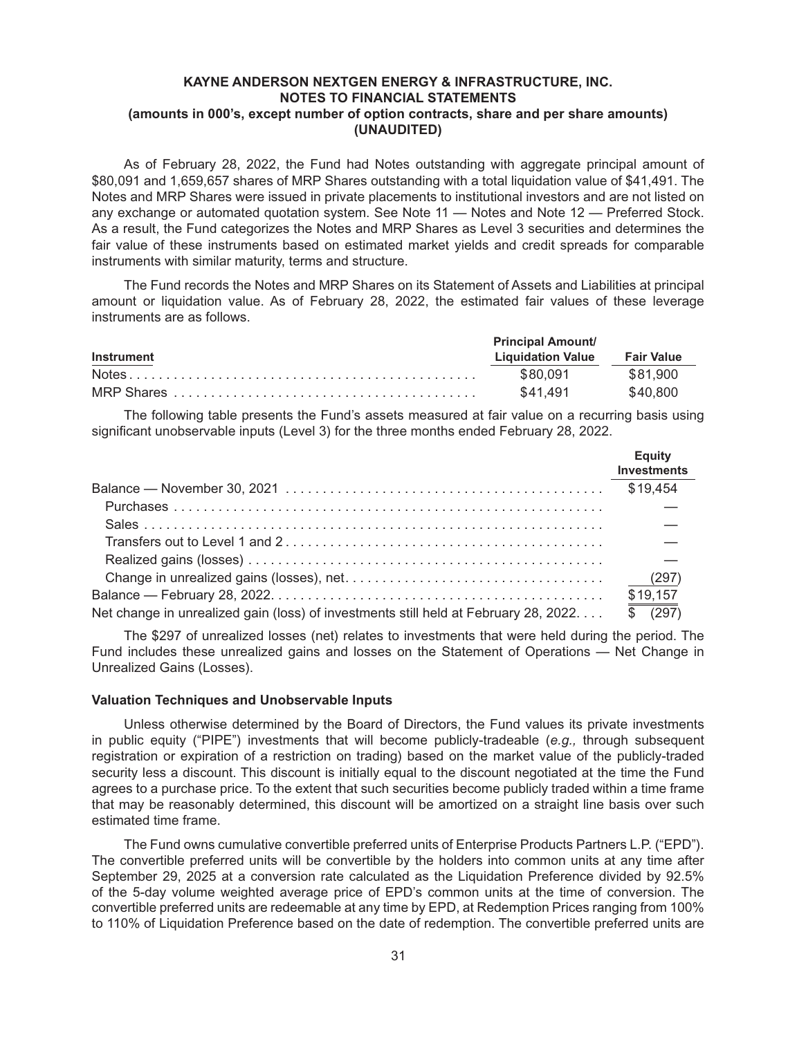**KAYNE ANDERSON NEXTGEN ENERGY & INFRASTRUCTURE, INC.**
**NOTES TO FINANCIAL STATEMENTS**
**(amounts in 000's, except number of option contracts, share and per share amounts)**
**(UNAUDITED)**

As of February 28, 2022, the Fund had Notes outstanding with aggregate principal amount of \$80,091 and 1,659,657 shares of MRP Shares outstanding with a total liquidation value of \$41,491. The Notes and MRP Shares were issued in private placements to institutional investors and are not listed on any exchange or automated quotation system. See Note 11 — Notes and Note 12 — Preferred Stock. As a result, the Fund categorizes the Notes and MRP Shares as Level 3 securities and determines the fair value of these instruments based on estimated market yields and credit spreads for comparable instruments with similar maturity, terms and structure.

The Fund records the Notes and MRP Shares on its Statement of Assets and Liabilities at principal amount or liquidation value. As of February 28, 2022, the estimated fair values of these leverage instruments are as follows.

| Instrument | Principal Amount/ Liquidation Value | Fair Value |
|---|---|---|
| Notes | \$80,091 | \$81,900 |
| MRP Shares | \$41,491 | \$40,800 |

The following table presents the Fund's assets measured at fair value on a recurring basis using significant unobservable inputs (Level 3) for the three months ended February 28, 2022.

| | Equity Investments |
|---|---|
| Balance — November 30, 2021 | \$19,454 |
| Purchases | — |
| Sales | — |
| Transfers out to Level 1 and 2 | — |
| Realized gains (losses) | — |
| Change in unrealized gains (losses), net | (297) |
| Balance — February 28, 2022 | \$19,157 |
| Net change in unrealized gain (loss) of investments still held at February 28, 2022 | \$ (297) |

The \$297 of unrealized losses (net) relates to investments that were held during the period. The Fund includes these unrealized gains and losses on the Statement of Operations — Net Change in Unrealized Gains (Losses).

**Valuation Techniques and Unobservable Inputs**

Unless otherwise determined by the Board of Directors, the Fund values its private investments in public equity ("PIPE") investments that will become publicly-tradeable (*e.g.,* through subsequent registration or expiration of a restriction on trading) based on the market value of the publicly-traded security less a discount. This discount is initially equal to the discount negotiated at the time the Fund agrees to a purchase price. To the extent that such securities become publicly traded within a time frame that may be reasonably determined, this discount will be amortized on a straight line basis over such estimated time frame.

The Fund owns cumulative convertible preferred units of Enterprise Products Partners L.P. ("EPD"). The convertible preferred units will be convertible by the holders into common units at any time after September 29, 2025 at a conversion rate calculated as the Liquidation Preference divided by 92.5% of the 5-day volume weighted average price of EPD's common units at the time of conversion. The convertible preferred units are redeemable at any time by EPD, at Redemption Prices ranging from 100% to 110% of Liquidation Preference based on the date of redemption. The convertible preferred units are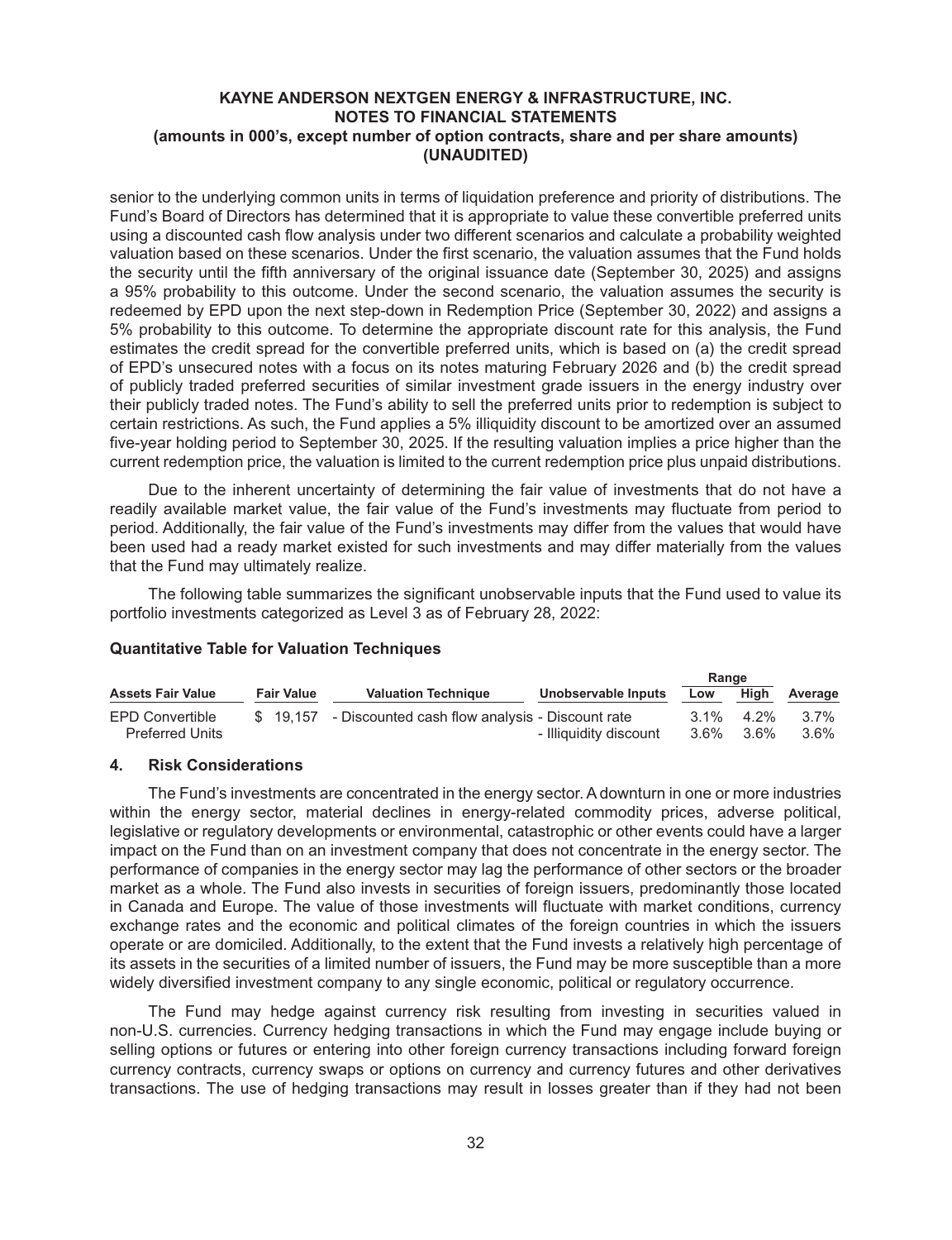senior to the underlying common units in terms of liquidation preference and priority of distributions. The Fund's Board of Directors has determined that it is appropriate to value these convertible preferred units using a discounted cash flow analysis under two different scenarios and calculate a probability weighted valuation based on these scenarios. Under the first scenario, the valuation assumes that the Fund holds the security until the fifth anniversary of the original issuance date (September 30, 2025) and assigns a 95% probability to this outcome. Under the second scenario, the valuation assumes the security is redeemed by EPD upon the next step-down in Redemption Price (September 30, 2022) and assigns a 5% probability to this outcome. To determine the appropriate discount rate for this analysis, the Fund estimates the credit spread for the convertible preferred units, which is based on (a) the credit spread of EPD's unsecured notes with a focus on its notes maturing February 2026 and (b) the credit spread of publicly traded preferred securities of similar investment grade issuers in the energy industry over their publicly traded notes. The Fund's ability to sell the preferred units prior to redemption is subject to certain restrictions. As such, the Fund applies a 5% illiquidity discount to be amortized over an assumed five-year holding period to September 30, 2025. If the resulting valuation implies a price higher than the current redemption price, the valuation is limited to the current redemption price plus unpaid distributions.

Due to the inherent uncertainty of determining the fair value of investments that do not have a readily available market value, the fair value of the Fund's investments may fluctuate from period to period. Additionally, the fair value of the Fund's investments may differ from the values that would have been used had a ready market existed for such investments and may differ materially from the values that the Fund may ultimately realize.

The following table summarizes the significant unobservable inputs that the Fund used to value its portfolio investments categorized as Level 3 as of February 28, 2022:

**Quantitative Table for Valuation Techniques**

| Assets Fair Value | Fair Value | Valuation Technique | Unobservable Inputs | Range Low | Range High | Average |
|---|---|---|---|---|---|---|
| EPD Convertible Preferred Units | $ 19,157 | - Discounted cash flow analysis | - Discount rate | 3.1% | 4.2% | 3.7% |
| | | | - Illiquidity discount | 3.6% | 3.6% | 3.6% |

## 4. Risk Considerations

The Fund's investments are concentrated in the energy sector. A downturn in one or more industries within the energy sector, material declines in energy-related commodity prices, adverse political, legislative or regulatory developments or environmental, catastrophic or other events could have a larger impact on the Fund than on an investment company that does not concentrate in the energy sector. The performance of companies in the energy sector may lag the performance of other sectors or the broader market as a whole. The Fund also invests in securities of foreign issuers, predominantly those located in Canada and Europe. The value of those investments will fluctuate with market conditions, currency exchange rates and the economic and political climates of the foreign countries in which the issuers operate or are domiciled. Additionally, to the extent that the Fund invests a relatively high percentage of its assets in the securities of a limited number of issuers, the Fund may be more susceptible than a more widely diversified investment company to any single economic, political or regulatory occurrence.

The Fund may hedge against currency risk resulting from investing in securities valued in non-U.S. currencies. Currency hedging transactions in which the Fund may engage include buying or selling options or futures or entering into other foreign currency transactions including forward foreign currency contracts, currency swaps or options on currency and currency futures and other derivatives transactions. The use of hedging transactions may result in losses greater than if they had not been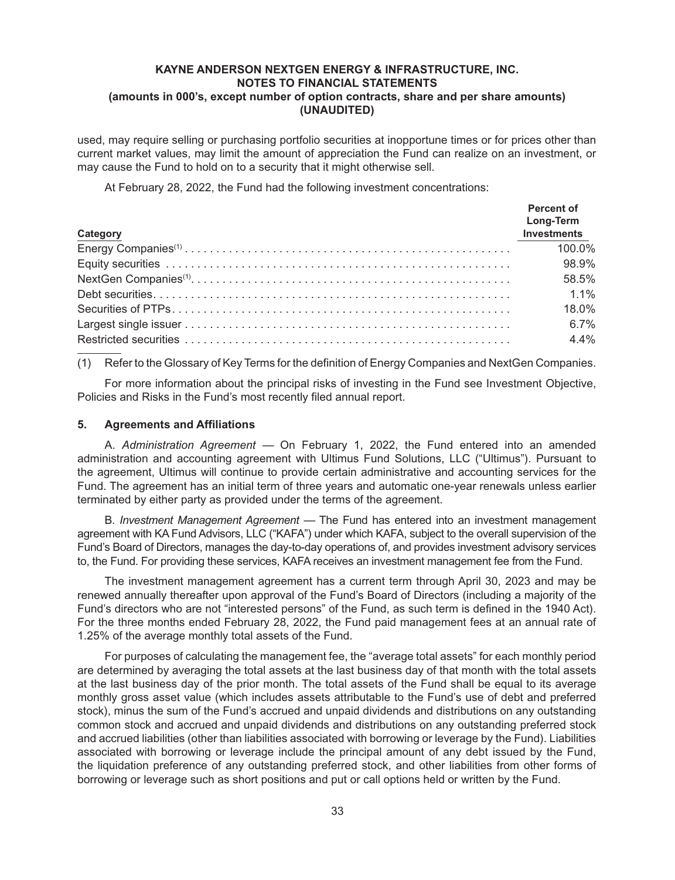used, may require selling or purchasing portfolio securities at inopportune times or for prices other than current market values, may limit the amount of appreciation the Fund can realize on an investment, or may cause the Fund to hold on to a security that it might otherwise sell.

At February 28, 2022, the Fund had the following investment concentrations:

| Category | Percent of Long-Term Investments |
|---|---|
| Energy Companies[(1)] | 100.0% |
| Equity securities | 98.9% |
| NextGen Companies[(1)] | 58.5% |
| Debt securities | 1.1% |
| Securities of PTPs | 18.0% |
| Largest single issuer | 6.7% |
| Restricted securities | 4.4% |

(1) Refer to the Glossary of Key Terms for the definition of Energy Companies and NextGen Companies.

For more information about the principal risks of investing in the Fund see Investment Objective, Policies and Risks in the Fund's most recently filed annual report.

## 5. Agreements and Affiliations

A. *Administration Agreement* — On February 1, 2022, the Fund entered into an amended administration and accounting agreement with Ultimus Fund Solutions, LLC ("Ultimus"). Pursuant to the agreement, Ultimus will continue to provide certain administrative and accounting services for the Fund. The agreement has an initial term of three years and automatic one-year renewals unless earlier terminated by either party as provided under the terms of the agreement.

B. *Investment Management Agreement* — The Fund has entered into an investment management agreement with KA Fund Advisors, LLC ("KAFA") under which KAFA, subject to the overall supervision of the Fund's Board of Directors, manages the day-to-day operations of, and provides investment advisory services to, the Fund. For providing these services, KAFA receives an investment management fee from the Fund.

The investment management agreement has a current term through April 30, 2023 and may be renewed annually thereafter upon approval of the Fund's Board of Directors (including a majority of the Fund's directors who are not "interested persons" of the Fund, as such term is defined in the 1940 Act). For the three months ended February 28, 2022, the Fund paid management fees at an annual rate of 1.25% of the average monthly total assets of the Fund.

For purposes of calculating the management fee, the "average total assets" for each monthly period are determined by averaging the total assets at the last business day of that month with the total assets at the last business day of the prior month. The total assets of the Fund shall be equal to its average monthly gross asset value (which includes assets attributable to the Fund's use of debt and preferred stock), minus the sum of the Fund's accrued and unpaid dividends and distributions on any outstanding common stock and accrued and unpaid dividends and distributions on any outstanding preferred stock and accrued liabilities (other than liabilities associated with borrowing or leverage by the Fund). Liabilities associated with borrowing or leverage include the principal amount of any debt issued by the Fund, the liquidation preference of any outstanding preferred stock, and other liabilities from other forms of borrowing or leverage such as short positions and put or call options held or written by the Fund.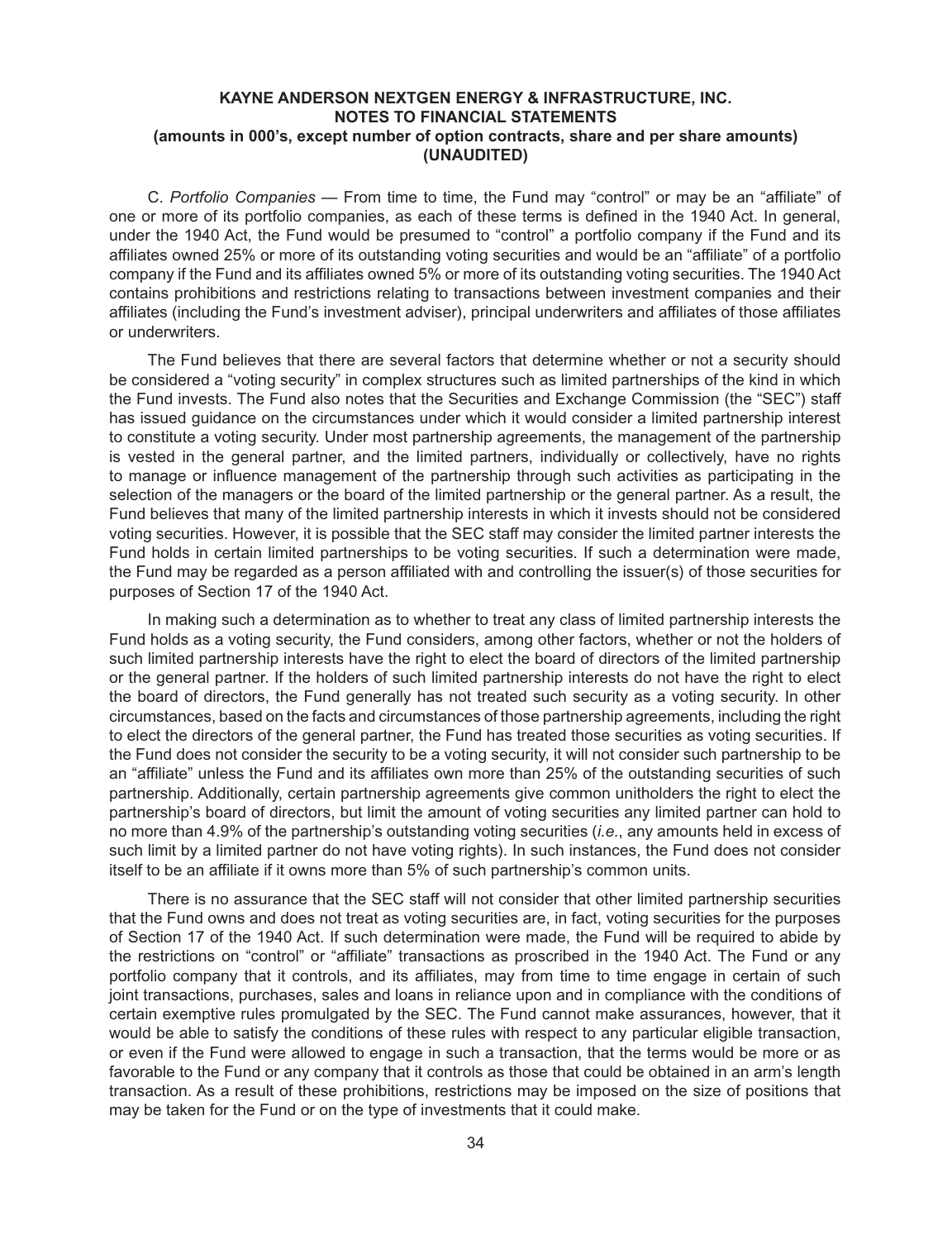C. *Portfolio Companies* — From time to time, the Fund may "control" or may be an "affiliate" of one or more of its portfolio companies, as each of these terms is defined in the 1940 Act. In general, under the 1940 Act, the Fund would be presumed to "control" a portfolio company if the Fund and its affiliates owned 25% or more of its outstanding voting securities and would be an "affiliate" of a portfolio company if the Fund and its affiliates owned 5% or more of its outstanding voting securities. The 1940 Act contains prohibitions and restrictions relating to transactions between investment companies and their affiliates (including the Fund's investment adviser), principal underwriters and affiliates of those affiliates or underwriters.

The Fund believes that there are several factors that determine whether or not a security should be considered a "voting security" in complex structures such as limited partnerships of the kind in which the Fund invests. The Fund also notes that the Securities and Exchange Commission (the "SEC") staff has issued guidance on the circumstances under which it would consider a limited partnership interest to constitute a voting security. Under most partnership agreements, the management of the partnership is vested in the general partner, and the limited partners, individually or collectively, have no rights to manage or influence management of the partnership through such activities as participating in the selection of the managers or the board of the limited partnership or the general partner. As a result, the Fund believes that many of the limited partnership interests in which it invests should not be considered voting securities. However, it is possible that the SEC staff may consider the limited partner interests the Fund holds in certain limited partnerships to be voting securities. If such a determination were made, the Fund may be regarded as a person affiliated with and controlling the issuer(s) of those securities for purposes of Section 17 of the 1940 Act.

In making such a determination as to whether to treat any class of limited partnership interests the Fund holds as a voting security, the Fund considers, among other factors, whether or not the holders of such limited partnership interests have the right to elect the board of directors of the limited partnership or the general partner. If the holders of such limited partnership interests do not have the right to elect the board of directors, the Fund generally has not treated such security as a voting security. In other circumstances, based on the facts and circumstances of those partnership agreements, including the right to elect the directors of the general partner, the Fund has treated those securities as voting securities. If the Fund does not consider the security to be a voting security, it will not consider such partnership to be an "affiliate" unless the Fund and its affiliates own more than 25% of the outstanding securities of such partnership. Additionally, certain partnership agreements give common unitholders the right to elect the partnership's board of directors, but limit the amount of voting securities any limited partner can hold to no more than 4.9% of the partnership's outstanding voting securities (*i.e.*, any amounts held in excess of such limit by a limited partner do not have voting rights). In such instances, the Fund does not consider itself to be an affiliate if it owns more than 5% of such partnership's common units.

There is no assurance that the SEC staff will not consider that other limited partnership securities that the Fund owns and does not treat as voting securities are, in fact, voting securities for the purposes of Section 17 of the 1940 Act. If such determination were made, the Fund will be required to abide by the restrictions on "control" or "affiliate" transactions as proscribed in the 1940 Act. The Fund or any portfolio company that it controls, and its affiliates, may from time to time engage in certain of such joint transactions, purchases, sales and loans in reliance upon and in compliance with the conditions of certain exemptive rules promulgated by the SEC. The Fund cannot make assurances, however, that it would be able to satisfy the conditions of these rules with respect to any particular eligible transaction, or even if the Fund were allowed to engage in such a transaction, that the terms would be more or as favorable to the Fund or any company that it controls as those that could be obtained in an arm's length transaction. As a result of these prohibitions, restrictions may be imposed on the size of positions that may be taken for the Fund or on the type of investments that it could make.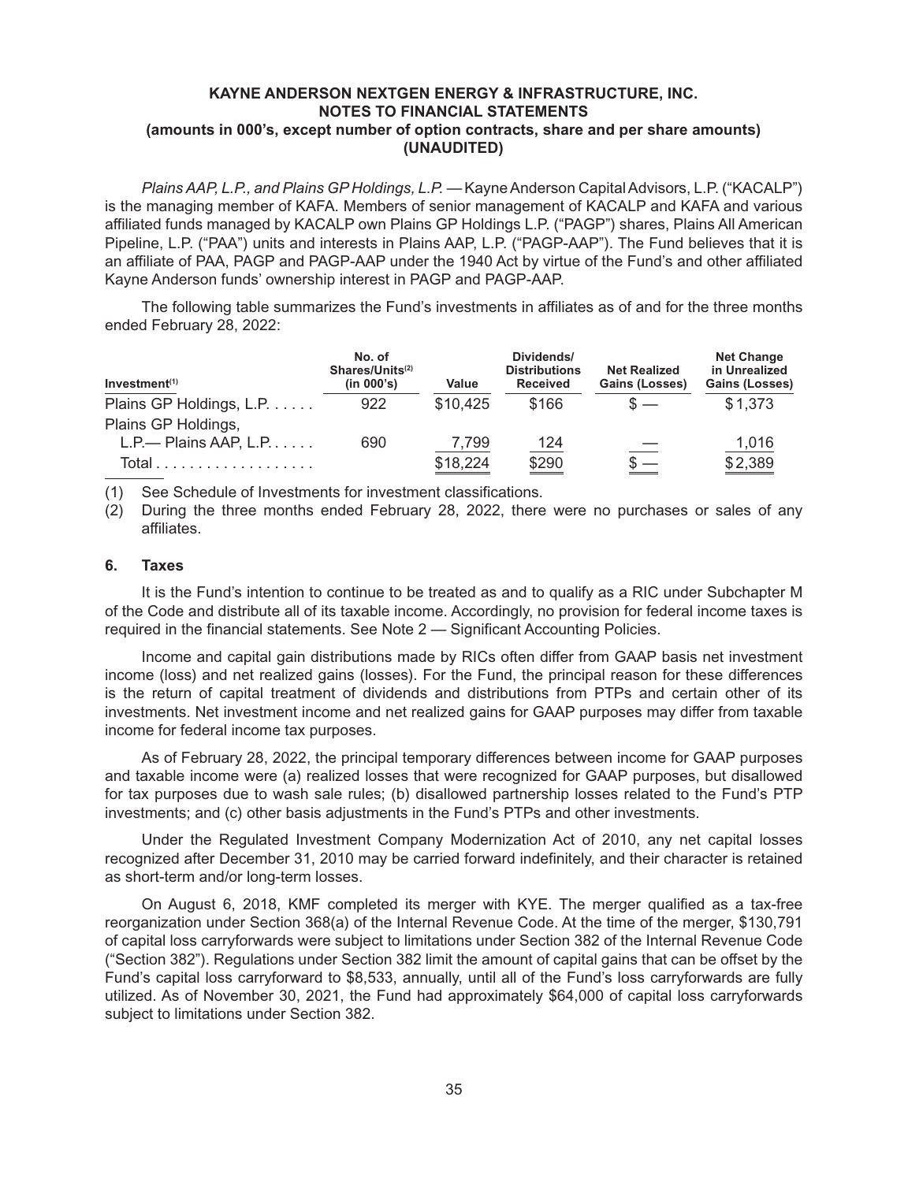*Plains AAP, L.P., and Plains GP Holdings, L.P.* — Kayne Anderson Capital Advisors, L.P. ("KACALP") is the managing member of KAFA. Members of senior management of KACALP and KAFA and various affiliated funds managed by KACALP own Plains GP Holdings L.P. ("PAGP") shares, Plains All American Pipeline, L.P. ("PAA") units and interests in Plains AAP, L.P. ("PAGP-AAP"). The Fund believes that it is an affiliate of PAA, PAGP and PAGP-AAP under the 1940 Act by virtue of the Fund's and other affiliated Kayne Anderson funds' ownership interest in PAGP and PAGP-AAP.

The following table summarizes the Fund's investments in affiliates as of and for the three months ended February 28, 2022:

| Investment[1] | No. of Shares/Units[2] (in 000's) | Value | Dividends/ Distributions Received | Net Realized Gains (Losses) | Net Change in Unrealized Gains (Losses) |
|---|---|---|---|---|---|
| Plains GP Holdings, L.P. | 922 | $10,425 | $166 | $ — | $ 1,373 |
| Plains GP Holdings, L.P.— Plains AAP, L.P. | 690 | 7,799 | 124 | — | 1,016 |
| Total | | $18,224 | $290 | $ — | $ 2,389 |

(1) See Schedule of Investments for investment classifications.

(2) During the three months ended February 28, 2022, there were no purchases or sales of any affiliates.

## 6. Taxes

It is the Fund's intention to continue to be treated as and to qualify as a RIC under Subchapter M of the Code and distribute all of its taxable income. Accordingly, no provision for federal income taxes is required in the financial statements. See Note 2 — Significant Accounting Policies.

Income and capital gain distributions made by RICs often differ from GAAP basis net investment income (loss) and net realized gains (losses). For the Fund, the principal reason for these differences is the return of capital treatment of dividends and distributions from PTPs and certain other of its investments. Net investment income and net realized gains for GAAP purposes may differ from taxable income for federal income tax purposes.

As of February 28, 2022, the principal temporary differences between income for GAAP purposes and taxable income were (a) realized losses that were recognized for GAAP purposes, but disallowed for tax purposes due to wash sale rules; (b) disallowed partnership losses related to the Fund's PTP investments; and (c) other basis adjustments in the Fund's PTPs and other investments.

Under the Regulated Investment Company Modernization Act of 2010, any net capital losses recognized after December 31, 2010 may be carried forward indefinitely, and their character is retained as short-term and/or long-term losses.

On August 6, 2018, KMF completed its merger with KYE. The merger qualified as a tax-free reorganization under Section 368(a) of the Internal Revenue Code. At the time of the merger, $130,791 of capital loss carryforwards were subject to limitations under Section 382 of the Internal Revenue Code ("Section 382"). Regulations under Section 382 limit the amount of capital gains that can be offset by the Fund's capital loss carryforward to $8,533, annually, until all of the Fund's loss carryforwards are fully utilized. As of November 30, 2021, the Fund had approximately $64,000 of capital loss carryforwards subject to limitations under Section 382.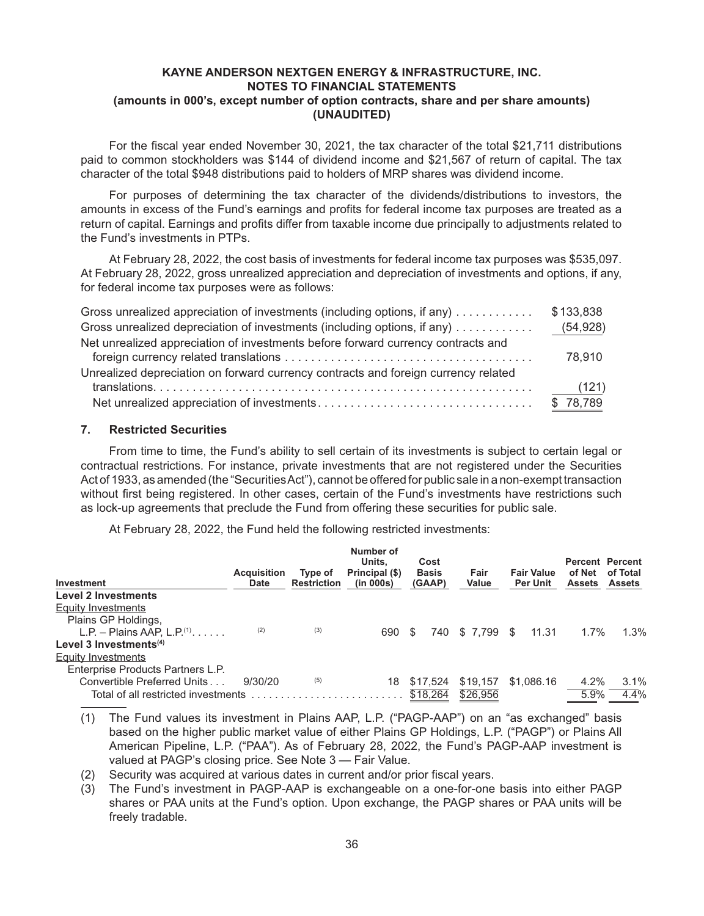For the fiscal year ended November 30, 2021, the tax character of the total $21,711 distributions paid to common stockholders was $144 of dividend income and $21,567 of return of capital. The tax character of the total $948 distributions paid to holders of MRP shares was dividend income.

For purposes of determining the tax character of the dividends/distributions to investors, the amounts in excess of the Fund's earnings and profits for federal income tax purposes are treated as a return of capital. Earnings and profits differ from taxable income due principally to adjustments related to the Fund's investments in PTPs.

At February 28, 2022, the cost basis of investments for federal income tax purposes was $535,097. At February 28, 2022, gross unrealized appreciation and depreciation of investments and options, if any, for federal income tax purposes were as follows:

| | |
|---|---|
| Gross unrealized appreciation of investments (including options, if any) | $133,838 |
| Gross unrealized depreciation of investments (including options, if any) | (54,928) |
| Net unrealized appreciation of investments before forward currency contracts and foreign currency related translations | 78,910 |
| Unrealized depreciation on forward currency contracts and foreign currency related translations | (121) |
| Net unrealized appreciation of investments | $ 78,789 |

## 7. Restricted Securities

From time to time, the Fund's ability to sell certain of its investments is subject to certain legal or contractual restrictions. For instance, private investments that are not registered under the Securities Act of 1933, as amended (the "Securities Act"), cannot be offered for public sale in a non-exempt transaction without first being registered. In other cases, certain of the Fund's investments have restrictions such as lock-up agreements that preclude the Fund from offering these securities for public sale.

At February 28, 2022, the Fund held the following restricted investments:

| Investment | Acquisition Date | Type of Restriction | Number of Units, Principal ($) (in 000s) | Cost Basis (GAAP) | Fair Value | Fair Value Per Unit | Percent of Net Assets | Percent of Total Assets |
|---|---|---|---|---|---|---|---|---|
| **Level 2 Investments** | | | | | | | | |
| Equity Investments | | | | | | | | |
| Plains GP Holdings, L.P. – Plains AAP, L.P.(1) | (2) | (3) | 690 | $ 740 | $ 7,799 | $ 11.31 | 1.7% | 1.3% |
| **Level 3 Investments(4)** | | | | | | | | |
| Equity Investments | | | | | | | | |
| Enterprise Products Partners L.P. Convertible Preferred Units | 9/30/20 | (5) | 18 | $17,524 | $19,157 | $1,086.16 | 4.2% | 3.1% |
| Total of all restricted investments | | | | $18,264 | $26,956 | | 5.9% | 4.4% |

(1) The Fund values its investment in Plains AAP, L.P. ("PAGP-AAP") on an "as exchanged" basis based on the higher public market value of either Plains GP Holdings, L.P. ("PAGP") or Plains All American Pipeline, L.P. ("PAA"). As of February 28, 2022, the Fund's PAGP-AAP investment is valued at PAGP's closing price. See Note 3 — Fair Value.

(2) Security was acquired at various dates in current and/or prior fiscal years.

(3) The Fund's investment in PAGP-AAP is exchangeable on a one-for-one basis into either PAGP shares or PAA units at the Fund's option. Upon exchange, the PAGP shares or PAA units will be freely tradable.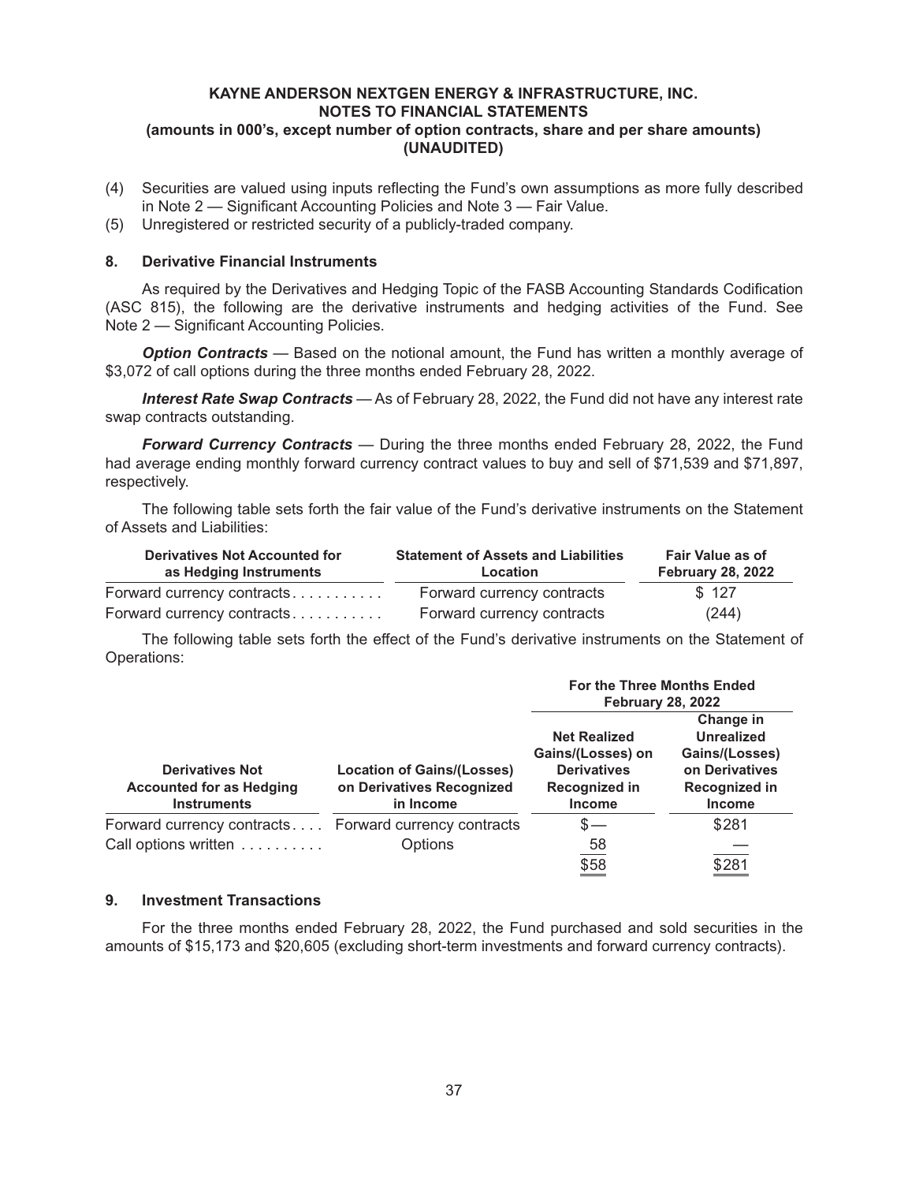(4) Securities are valued using inputs reflecting the Fund's own assumptions as more fully described in Note 2 — Significant Accounting Policies and Note 3 — Fair Value.

(5) Unregistered or restricted security of a publicly-traded company.

## 8. Derivative Financial Instruments

As required by the Derivatives and Hedging Topic of the FASB Accounting Standards Codification (ASC 815), the following are the derivative instruments and hedging activities of the Fund. See Note 2 — Significant Accounting Policies.

***Option Contracts*** — Based on the notional amount, the Fund has written a monthly average of $3,072 of call options during the three months ended February 28, 2022.

***Interest Rate Swap Contracts*** — As of February 28, 2022, the Fund did not have any interest rate swap contracts outstanding.

***Forward Currency Contracts*** — During the three months ended February 28, 2022, the Fund had average ending monthly forward currency contract values to buy and sell of $71,539 and $71,897, respectively.

The following table sets forth the fair value of the Fund's derivative instruments on the Statement of Assets and Liabilities:

| Derivatives Not Accounted for as Hedging Instruments | Statement of Assets and Liabilities Location | Fair Value as of February 28, 2022 |
|---|---|---|
| Forward currency contracts | Forward currency contracts | $ 127 |
| Forward currency contracts | Forward currency contracts | (244) |

The following table sets forth the effect of the Fund's derivative instruments on the Statement of Operations:

| | | For the Three Months Ended February 28, 2022 | |
|---|---|---|---|
| Derivatives Not Accounted for as Hedging Instruments | Location of Gains/(Losses) on Derivatives Recognized in Income | Net Realized Gains/(Losses) on Derivatives Recognized in Income | Change in Unrealized Gains/(Losses) on Derivatives Recognized in Income |
| Forward currency contracts | Forward currency contracts | $— | $281 |
| Call options written | Options | 58 | — |
| | | $58 | $281 |

## 9. Investment Transactions

For the three months ended February 28, 2022, the Fund purchased and sold securities in the amounts of $15,173 and $20,605 (excluding short-term investments and forward currency contracts).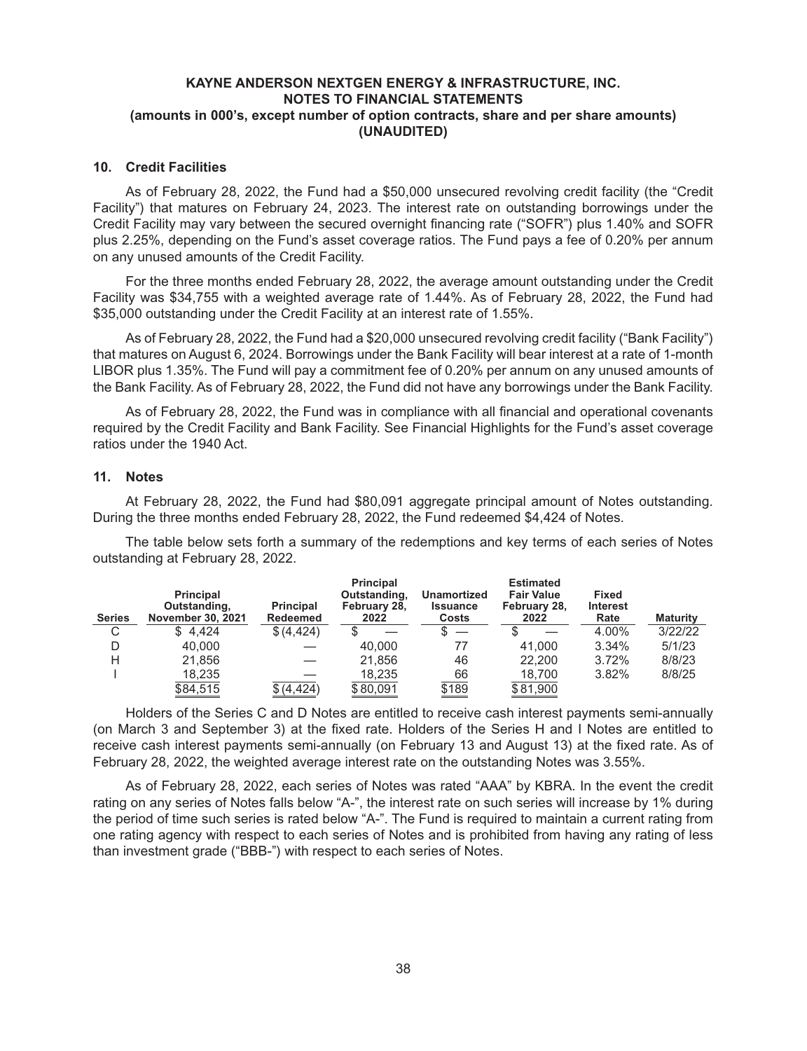**KAYNE ANDERSON NEXTGEN ENERGY & INFRASTRUCTURE, INC.**
**NOTES TO FINANCIAL STATEMENTS**
**(amounts in 000's, except number of option contracts, share and per share amounts)**
**(UNAUDITED)**

## 10. Credit Facilities

As of February 28, 2022, the Fund had a $50,000 unsecured revolving credit facility (the "Credit Facility") that matures on February 24, 2023. The interest rate on outstanding borrowings under the Credit Facility may vary between the secured overnight financing rate ("SOFR") plus 1.40% and SOFR plus 2.25%, depending on the Fund's asset coverage ratios. The Fund pays a fee of 0.20% per annum on any unused amounts of the Credit Facility.

For the three months ended February 28, 2022, the average amount outstanding under the Credit Facility was $34,755 with a weighted average rate of 1.44%. As of February 28, 2022, the Fund had $35,000 outstanding under the Credit Facility at an interest rate of 1.55%.

As of February 28, 2022, the Fund had a $20,000 unsecured revolving credit facility ("Bank Facility") that matures on August 6, 2024. Borrowings under the Bank Facility will bear interest at a rate of 1-month LIBOR plus 1.35%. The Fund will pay a commitment fee of 0.20% per annum on any unused amounts of the Bank Facility. As of February 28, 2022, the Fund did not have any borrowings under the Bank Facility.

As of February 28, 2022, the Fund was in compliance with all financial and operational covenants required by the Credit Facility and Bank Facility. See Financial Highlights for the Fund's asset coverage ratios under the 1940 Act.

## 11. Notes

At February 28, 2022, the Fund had $80,091 aggregate principal amount of Notes outstanding. During the three months ended February 28, 2022, the Fund redeemed $4,424 of Notes.

The table below sets forth a summary of the redemptions and key terms of each series of Notes outstanding at February 28, 2022.

| Series | Principal Outstanding, November 30, 2021 | Principal Redeemed | Principal Outstanding, February 28, 2022 | Unamortized Issuance Costs | Estimated Fair Value February 28, 2022 | Fixed Interest Rate | Maturity |
|---|---|---|---|---|---|---|---|
| C | $ 4,424 | $ (4,424) | $ — | $ — | $ — | 4.00% | 3/22/22 |
| D | 40,000 | — | 40,000 | 77 | 41,000 | 3.34% | 5/1/23 |
| H | 21,856 | — | 21,856 | 46 | 22,200 | 3.72% | 8/8/23 |
| I | 18,235 | — | 18,235 | 66 | 18,700 | 3.82% | 8/8/25 |
| | $84,515 | $ (4,424) | $ 80,091 | $189 | $ 81,900 | | |

Holders of the Series C and D Notes are entitled to receive cash interest payments semi-annually (on March 3 and September 3) at the fixed rate. Holders of the Series H and I Notes are entitled to receive cash interest payments semi-annually (on February 13 and August 13) at the fixed rate. As of February 28, 2022, the weighted average interest rate on the outstanding Notes was 3.55%.

As of February 28, 2022, each series of Notes was rated "AAA" by KBRA. In the event the credit rating on any series of Notes falls below "A-", the interest rate on such series will increase by 1% during the period of time such series is rated below "A-". The Fund is required to maintain a current rating from one rating agency with respect to each series of Notes and is prohibited from having any rating of less than investment grade ("BBB-") with respect to each series of Notes.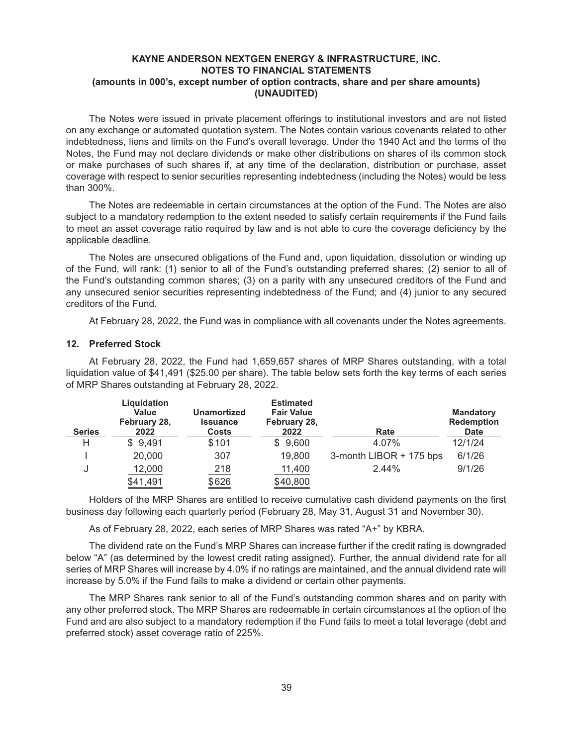The Notes were issued in private placement offerings to institutional investors and are not listed on any exchange or automated quotation system. The Notes contain various covenants related to other indebtedness, liens and limits on the Fund's overall leverage. Under the 1940 Act and the terms of the Notes, the Fund may not declare dividends or make other distributions on shares of its common stock or make purchases of such shares if, at any time of the declaration, distribution or purchase, asset coverage with respect to senior securities representing indebtedness (including the Notes) would be less than 300%.

The Notes are redeemable in certain circumstances at the option of the Fund. The Notes are also subject to a mandatory redemption to the extent needed to satisfy certain requirements if the Fund fails to meet an asset coverage ratio required by law and is not able to cure the coverage deficiency by the applicable deadline.

The Notes are unsecured obligations of the Fund and, upon liquidation, dissolution or winding up of the Fund, will rank: (1) senior to all of the Fund's outstanding preferred shares; (2) senior to all of the Fund's outstanding common shares; (3) on a parity with any unsecured creditors of the Fund and any unsecured senior securities representing indebtedness of the Fund; and (4) junior to any secured creditors of the Fund.

At February 28, 2022, the Fund was in compliance with all covenants under the Notes agreements.

## 12. Preferred Stock

At February 28, 2022, the Fund had 1,659,657 shares of MRP Shares outstanding, with a total liquidation value of $41,491 ($25.00 per share). The table below sets forth the key terms of each series of MRP Shares outstanding at February 28, 2022.

| Series | Liquidation Value February 28, 2022 | Unamortized Issuance Costs | Estimated Fair Value February 28, 2022 | Rate | Mandatory Redemption Date |
|---|---|---|---|---|---|
| H | $ 9,491 | $101 | $ 9,600 | 4.07% | 12/1/24 |
| I | 20,000 | 307 | 19,800 | 3-month LIBOR + 175 bps | 6/1/26 |
| J | 12,000 | 218 | 11,400 | 2.44% | 9/1/26 |
| | $41,491 | $626 | $40,800 | | |

Holders of the MRP Shares are entitled to receive cumulative cash dividend payments on the first business day following each quarterly period (February 28, May 31, August 31 and November 30).

As of February 28, 2022, each series of MRP Shares was rated "A+" by KBRA.

The dividend rate on the Fund's MRP Shares can increase further if the credit rating is downgraded below "A" (as determined by the lowest credit rating assigned). Further, the annual dividend rate for all series of MRP Shares will increase by 4.0% if no ratings are maintained, and the annual dividend rate will increase by 5.0% if the Fund fails to make a dividend or certain other payments.

The MRP Shares rank senior to all of the Fund's outstanding common shares and on parity with any other preferred stock. The MRP Shares are redeemable in certain circumstances at the option of the Fund and are also subject to a mandatory redemption if the Fund fails to meet a total leverage (debt and preferred stock) asset coverage ratio of 225%.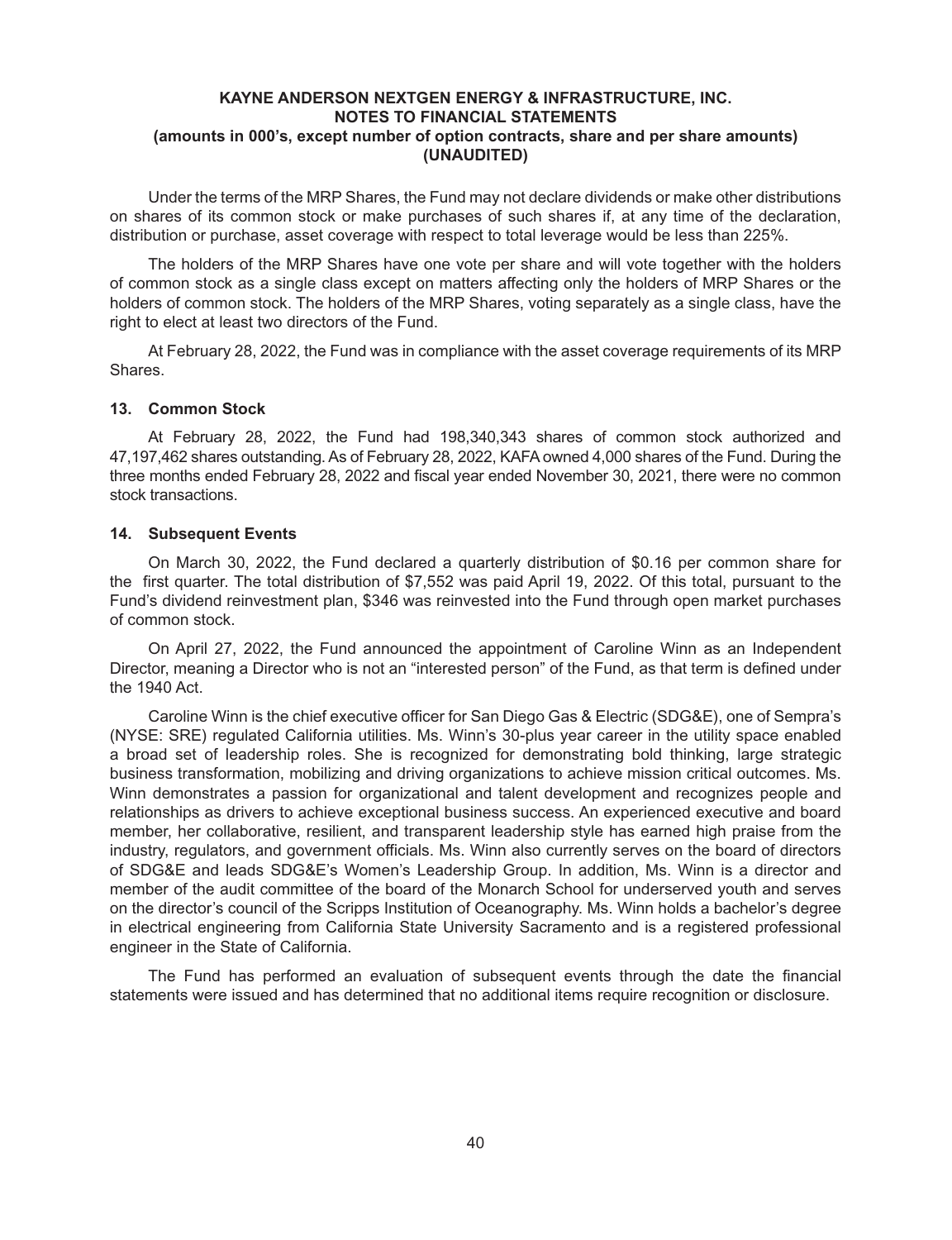Under the terms of the MRP Shares, the Fund may not declare dividends or make other distributions on shares of its common stock or make purchases of such shares if, at any time of the declaration, distribution or purchase, asset coverage with respect to total leverage would be less than 225%.

The holders of the MRP Shares have one vote per share and will vote together with the holders of common stock as a single class except on matters affecting only the holders of MRP Shares or the holders of common stock. The holders of the MRP Shares, voting separately as a single class, have the right to elect at least two directors of the Fund.

At February 28, 2022, the Fund was in compliance with the asset coverage requirements of its MRP Shares.

## 13. Common Stock

At February 28, 2022, the Fund had 198,340,343 shares of common stock authorized and 47,197,462 shares outstanding. As of February 28, 2022, KAFA owned 4,000 shares of the Fund. During the three months ended February 28, 2022 and fiscal year ended November 30, 2021, there were no common stock transactions.

## 14. Subsequent Events

On March 30, 2022, the Fund declared a quarterly distribution of $0.16 per common share for the first quarter. The total distribution of $7,552 was paid April 19, 2022. Of this total, pursuant to the Fund's dividend reinvestment plan, $346 was reinvested into the Fund through open market purchases of common stock.

On April 27, 2022, the Fund announced the appointment of Caroline Winn as an Independent Director, meaning a Director who is not an "interested person" of the Fund, as that term is defined under the 1940 Act.

Caroline Winn is the chief executive officer for San Diego Gas & Electric (SDG&E), one of Sempra's (NYSE: SRE) regulated California utilities. Ms. Winn's 30-plus year career in the utility space enabled a broad set of leadership roles. She is recognized for demonstrating bold thinking, large strategic business transformation, mobilizing and driving organizations to achieve mission critical outcomes. Ms. Winn demonstrates a passion for organizational and talent development and recognizes people and relationships as drivers to achieve exceptional business success. An experienced executive and board member, her collaborative, resilient, and transparent leadership style has earned high praise from the industry, regulators, and government officials. Ms. Winn also currently serves on the board of directors of SDG&E and leads SDG&E's Women's Leadership Group. In addition, Ms. Winn is a director and member of the audit committee of the board of the Monarch School for underserved youth and serves on the director's council of the Scripps Institution of Oceanography. Ms. Winn holds a bachelor's degree in electrical engineering from California State University Sacramento and is a registered professional engineer in the State of California.

The Fund has performed an evaluation of subsequent events through the date the financial statements were issued and has determined that no additional items require recognition or disclosure.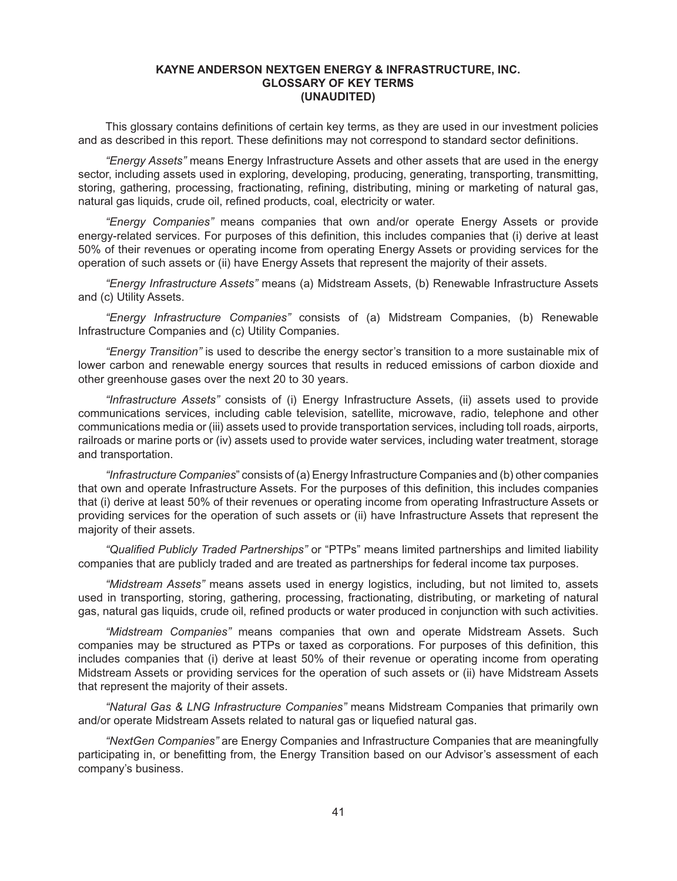# KAYNE ANDERSON NEXTGEN ENERGY & INFRASTRUCTURE, INC.
## GLOSSARY OF KEY TERMS
## (UNAUDITED)

This glossary contains definitions of certain key terms, as they are used in our investment policies and as described in this report. These definitions may not correspond to standard sector definitions.

*"Energy Assets"* means Energy Infrastructure Assets and other assets that are used in the energy sector, including assets used in exploring, developing, producing, generating, transporting, transmitting, storing, gathering, processing, fractionating, refining, distributing, mining or marketing of natural gas, natural gas liquids, crude oil, refined products, coal, electricity or water.

*"Energy Companies"* means companies that own and/or operate Energy Assets or provide energy-related services. For purposes of this definition, this includes companies that (i) derive at least 50% of their revenues or operating income from operating Energy Assets or providing services for the operation of such assets or (ii) have Energy Assets that represent the majority of their assets.

*"Energy Infrastructure Assets"* means (a) Midstream Assets, (b) Renewable Infrastructure Assets and (c) Utility Assets.

*"Energy Infrastructure Companies"* consists of (a) Midstream Companies, (b) Renewable Infrastructure Companies and (c) Utility Companies.

*"Energy Transition"* is used to describe the energy sector's transition to a more sustainable mix of lower carbon and renewable energy sources that results in reduced emissions of carbon dioxide and other greenhouse gases over the next 20 to 30 years.

*"Infrastructure Assets"* consists of (i) Energy Infrastructure Assets, (ii) assets used to provide communications services, including cable television, satellite, microwave, radio, telephone and other communications media or (iii) assets used to provide transportation services, including toll roads, airports, railroads or marine ports or (iv) assets used to provide water services, including water treatment, storage and transportation.

*"Infrastructure Companies"* consists of (a) Energy Infrastructure Companies and (b) other companies that own and operate Infrastructure Assets. For the purposes of this definition, this includes companies that (i) derive at least 50% of their revenues or operating income from operating Infrastructure Assets or providing services for the operation of such assets or (ii) have Infrastructure Assets that represent the majority of their assets.

*"Qualified Publicly Traded Partnerships"* or "PTPs" means limited partnerships and limited liability companies that are publicly traded and are treated as partnerships for federal income tax purposes.

*"Midstream Assets"* means assets used in energy logistics, including, but not limited to, assets used in transporting, storing, gathering, processing, fractionating, distributing, or marketing of natural gas, natural gas liquids, crude oil, refined products or water produced in conjunction with such activities.

*"Midstream Companies"* means companies that own and operate Midstream Assets. Such companies may be structured as PTPs or taxed as corporations. For purposes of this definition, this includes companies that (i) derive at least 50% of their revenue or operating income from operating Midstream Assets or providing services for the operation of such assets or (ii) have Midstream Assets that represent the majority of their assets.

*"Natural Gas & LNG Infrastructure Companies"* means Midstream Companies that primarily own and/or operate Midstream Assets related to natural gas or liquefied natural gas.

*"NextGen Companies"* are Energy Companies and Infrastructure Companies that are meaningfully participating in, or benefitting from, the Energy Transition based on our Advisor's assessment of each company's business.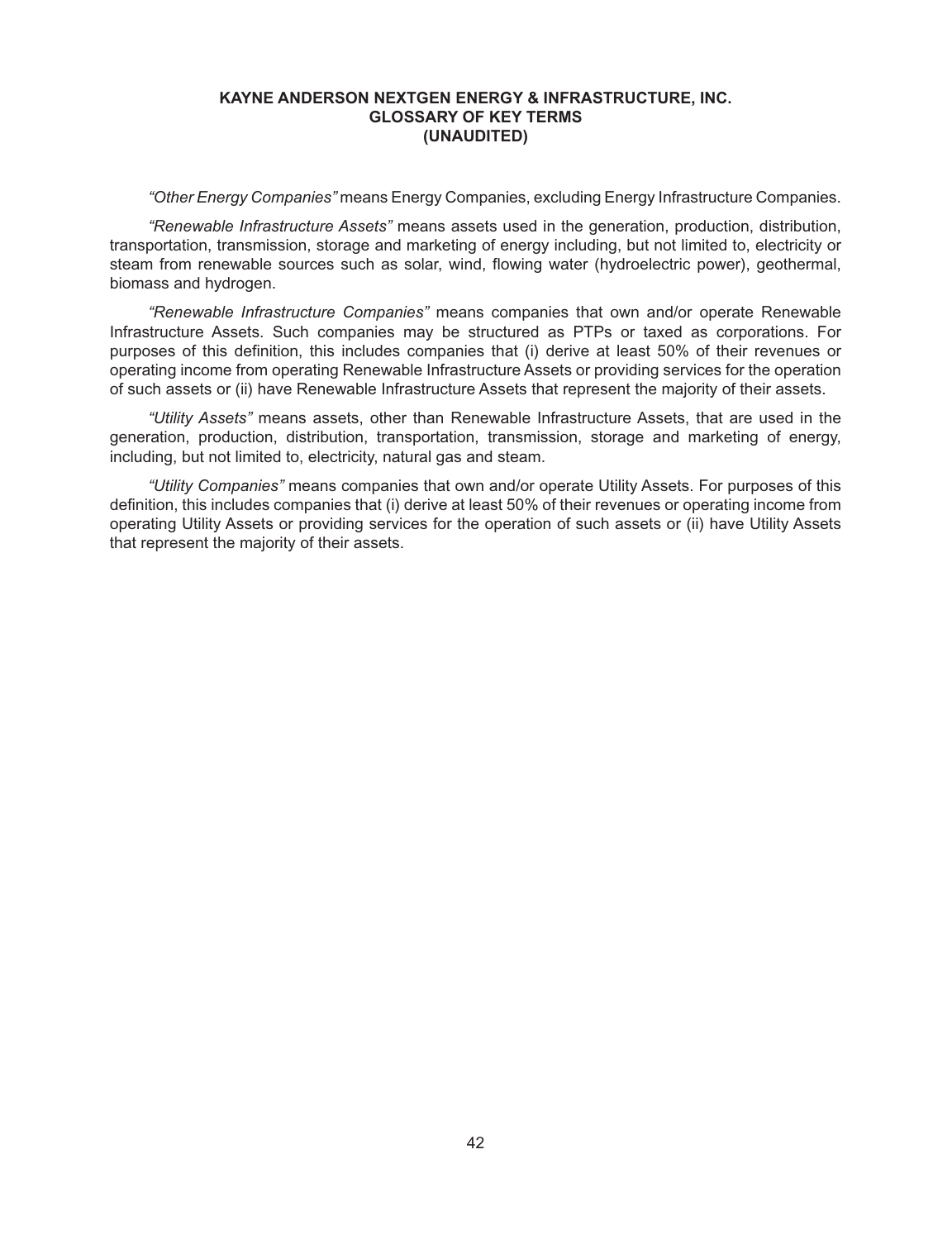**KAYNE ANDERSON NEXTGEN ENERGY & INFRASTRUCTURE, INC.**
**GLOSSARY OF KEY TERMS**
**(UNAUDITED)**

*"Other Energy Companies"* means Energy Companies, excluding Energy Infrastructure Companies.

*"Renewable Infrastructure Assets"* means assets used in the generation, production, distribution, transportation, transmission, storage and marketing of energy including, but not limited to, electricity or steam from renewable sources such as solar, wind, flowing water (hydroelectric power), geothermal, biomass and hydrogen.

*"Renewable Infrastructure Companies"* means companies that own and/or operate Renewable Infrastructure Assets. Such companies may be structured as PTPs or taxed as corporations. For purposes of this definition, this includes companies that (i) derive at least 50% of their revenues or operating income from operating Renewable Infrastructure Assets or providing services for the operation of such assets or (ii) have Renewable Infrastructure Assets that represent the majority of their assets.

*"Utility Assets"* means assets, other than Renewable Infrastructure Assets, that are used in the generation, production, distribution, transportation, transmission, storage and marketing of energy, including, but not limited to, electricity, natural gas and steam.

*"Utility Companies"* means companies that own and/or operate Utility Assets. For purposes of this definition, this includes companies that (i) derive at least 50% of their revenues or operating income from operating Utility Assets or providing services for the operation of such assets or (ii) have Utility Assets that represent the majority of their assets.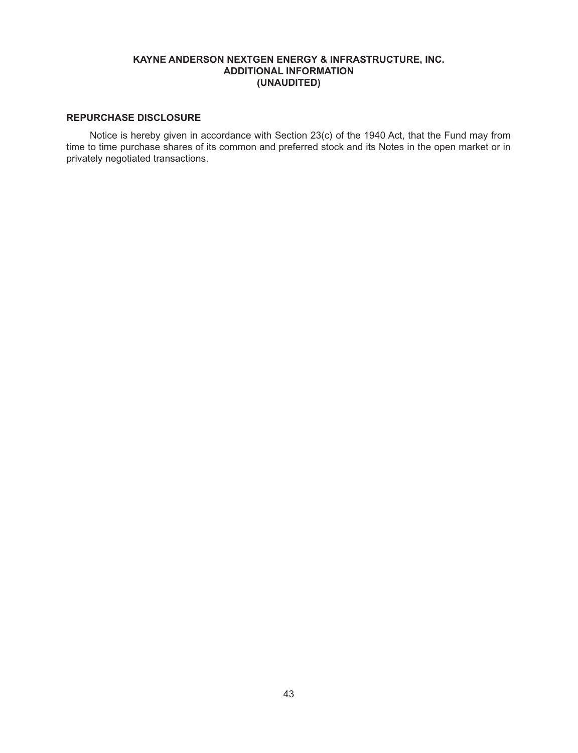**KAYNE ANDERSON NEXTGEN ENERGY & INFRASTRUCTURE, INC.**
**ADDITIONAL INFORMATION**
**(UNAUDITED)**

## REPURCHASE DISCLOSURE

Notice is hereby given in accordance with Section 23(c) of the 1940 Act, that the Fund may from time to time purchase shares of its common and preferred stock and its Notes in the open market or in privately negotiated transactions.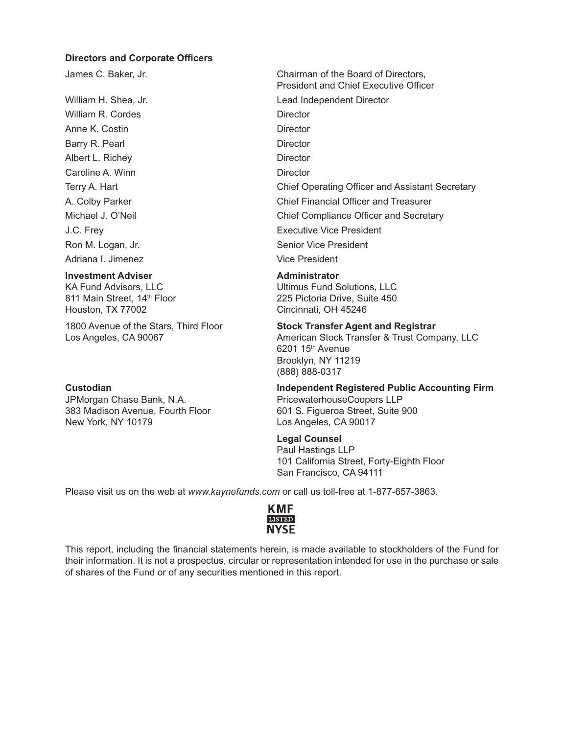**Directors and Corporate Officers**

| | |
|---|---|
| James C. Baker, Jr. | Chairman of the Board of Directors, President and Chief Executive Officer |
| William H. Shea, Jr. | Lead Independent Director |
| William R. Cordes | Director |
| Anne K. Costin | Director |
| Barry R. Pearl | Director |
| Albert L. Richey | Director |
| Caroline A. Winn | Director |
| Terry A. Hart | Chief Operating Officer and Assistant Secretary |
| A. Colby Parker | Chief Financial Officer and Treasurer |
| Michael J. O'Neil | Chief Compliance Officer and Secretary |
| J.C. Frey | Executive Vice President |
| Ron M. Logan, Jr. | Senior Vice President |
| Adriana I. Jimenez | Vice President |

**Investment Adviser**
KA Fund Advisors, LLC
811 Main Street, 14th Floor
Houston, TX 77002

1800 Avenue of the Stars, Third Floor
Los Angeles, CA 90067

**Administrator**
Ultimus Fund Solutions, LLC
225 Pictoria Drive, Suite 450
Cincinnati, OH 45246

**Stock Transfer Agent and Registrar**
American Stock Transfer & Trust Company, LLC
6201 15th Avenue
Brooklyn, NY 11219
(888) 888-0317

**Custodian**
JPMorgan Chase Bank, N.A.
383 Madison Avenue, Fourth Floor
New York, NY 10179

**Independent Registered Public Accounting Firm**
PricewaterhouseCoopers LLP
601 S. Figueroa Street, Suite 900
Los Angeles, CA 90017

**Legal Counsel**
Paul Hastings LLP
101 California Street, Forty-Eighth Floor
San Francisco, CA 94111

Please visit us on the web at *www.kaynefunds.com* or call us toll-free at 1-877-657-3863.

KMF
LISTED
NYSE

This report, including the financial statements herein, is made available to stockholders of the Fund for their information. It is not a prospectus, circular or representation intended for use in the purchase or sale of shares of the Fund or of any securities mentioned in this report.